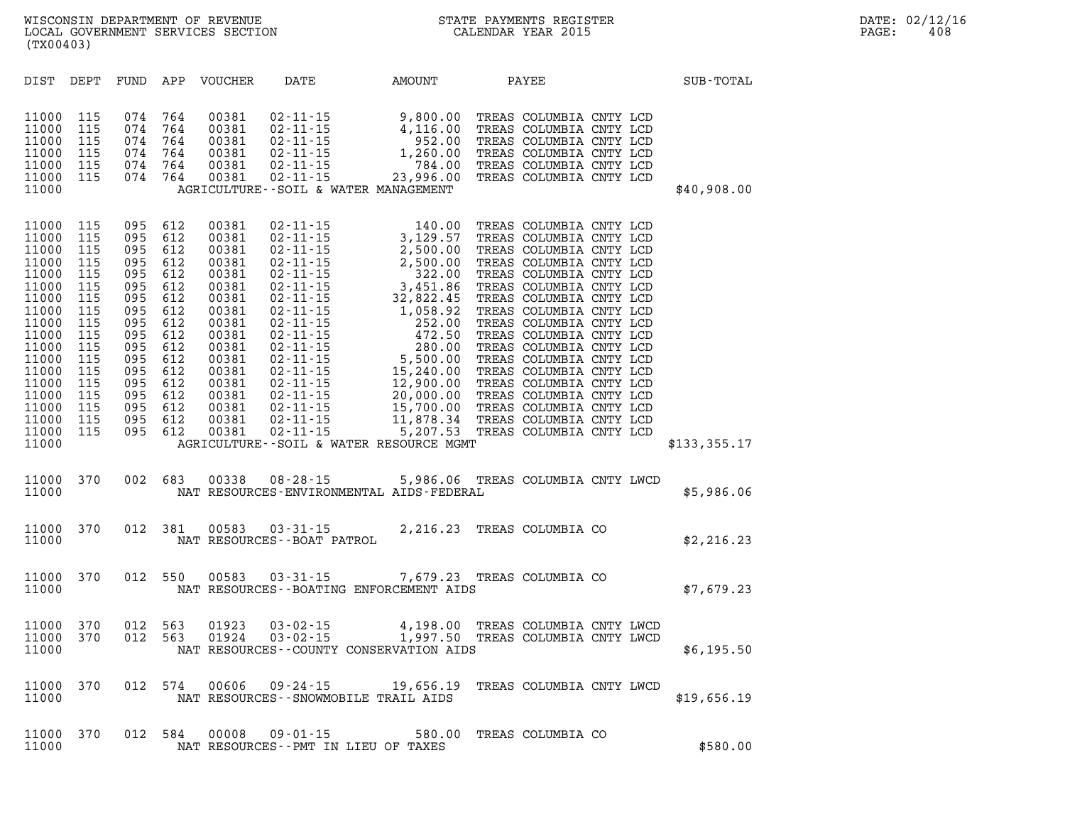WISCONSIN DEPARTMENT OF REVENUE
LOCAL GOVERNMENT SERVICES SECTION
(TX00403)

STATE PAYMENTS REGISTER
CALENDAR YEAR 2015

DATE: 02/12/16

| DIST | DEPT | FUND | APP | VOUCHER | DATE | AMOUNT | PAYEE | SUB-TOTAL |
|---|---|---|---|---|---|---|---|---|
| 11000 | 115 | 074 | 764 | 00381 | 02-11-15 | 9,800.00 | TREAS COLUMBIA CNTY LCD | |
| 11000 | 115 | 074 | 764 | 00381 | 02-11-15 | 4,116.00 | TREAS COLUMBIA CNTY LCD | |
| 11000 | 115 | 074 | 764 | 00381 | 02-11-15 | 952.00 | TREAS COLUMBIA CNTY LCD | |
| 11000 | 115 | 074 | 764 | 00381 | 02-11-15 | 1,260.00 | TREAS COLUMBIA CNTY LCD | |
| 11000 | 115 | 074 | 764 | 00381 | 02-11-15 | 784.00 | TREAS COLUMBIA CNTY LCD | |
| 11000 | 115 | 074 | 764 | 00381 | 02-11-15 | 23,996.00 | TREAS COLUMBIA CNTY LCD | |
| 11000 | | | | | AGRICULTURE--SOIL & WATER MANAGEMENT | | | $40,908.00 |
| 11000 | 115 | 095 | 612 | 00381 | 02-11-15 | 140.00 | TREAS COLUMBIA CNTY LCD | |
| 11000 | 115 | 095 | 612 | 00381 | 02-11-15 | 3,129.57 | TREAS COLUMBIA CNTY LCD | |
| 11000 | 115 | 095 | 612 | 00381 | 02-11-15 | 2,500.00 | TREAS COLUMBIA CNTY LCD | |
| 11000 | 115 | 095 | 612 | 00381 | 02-11-15 | 2,500.00 | TREAS COLUMBIA CNTY LCD | |
| 11000 | 115 | 095 | 612 | 00381 | 02-11-15 | 322.00 | TREAS COLUMBIA CNTY LCD | |
| 11000 | 115 | 095 | 612 | 00381 | 02-11-15 | 3,451.86 | TREAS COLUMBIA CNTY LCD | |
| 11000 | 115 | 095 | 612 | 00381 | 02-11-15 | 32,822.45 | TREAS COLUMBIA CNTY LCD | |
| 11000 | 115 | 095 | 612 | 00381 | 02-11-15 | 1,058.92 | TREAS COLUMBIA CNTY LCD | |
| 11000 | 115 | 095 | 612 | 00381 | 02-11-15 | 252.00 | TREAS COLUMBIA CNTY LCD | |
| 11000 | 115 | 095 | 612 | 00381 | 02-11-15 | 472.50 | TREAS COLUMBIA CNTY LCD | |
| 11000 | 115 | 095 | 612 | 00381 | 02-11-15 | 280.00 | TREAS COLUMBIA CNTY LCD | |
| 11000 | 115 | 095 | 612 | 00381 | 02-11-15 | 5,500.00 | TREAS COLUMBIA CNTY LCD | |
| 11000 | 115 | 095 | 612 | 00381 | 02-11-15 | 15,240.00 | TREAS COLUMBIA CNTY LCD | |
| 11000 | 115 | 095 | 612 | 00381 | 02-11-15 | 12,900.00 | TREAS COLUMBIA CNTY LCD | |
| 11000 | 115 | 095 | 612 | 00381 | 02-11-15 | 20,000.00 | TREAS COLUMBIA CNTY LCD | |
| 11000 | 115 | 095 | 612 | 00381 | 02-11-15 | 15,700.00 | TREAS COLUMBIA CNTY LCD | |
| 11000 | 115 | 095 | 612 | 00381 | 02-11-15 | 11,878.34 | TREAS COLUMBIA CNTY LCD | |
| 11000 | 115 | 095 | 612 | 00381 | 02-11-15 | 5,207.53 | TREAS COLUMBIA CNTY LCD | |
| 11000 | | | | | AGRICULTURE--SOIL & WATER RESOURCE MGMT | | | $133,355.17 |
| 11000 | 370 | 002 | 683 | 00338 | 08-28-15 | 5,986.06 | TREAS COLUMBIA CNTY LWCD | |
| 11000 | | | | | NAT RESOURCES-ENVIRONMENTAL AIDS-FEDERAL | | | $5,986.06 |
| 11000 | 370 | 012 | 381 | 00583 | 03-31-15 | 2,216.23 | TREAS COLUMBIA CO | |
| 11000 | | | | | NAT RESOURCES--BOAT PATROL | | | $2,216.23 |
| 11000 | 370 | 012 | 550 | 00583 | 03-31-15 | 7,679.23 | TREAS COLUMBIA CO | |
| 11000 | | | | | NAT RESOURCES--BOATING ENFORCEMENT AIDS | | | $7,679.23 |
| 11000 | 370 | 012 | 563 | 01923 | 03-02-15 | 4,198.00 | TREAS COLUMBIA CNTY LWCD | |
| 11000 | 370 | 012 | 563 | 01924 | 03-02-15 | 1,997.50 | TREAS COLUMBIA CNTY LWCD | |
| 11000 | | | | | NAT RESOURCES--COUNTY CONSERVATION AIDS | | | $6,195.50 |
| 11000 | 370 | 012 | 574 | 00606 | 09-24-15 | 19,656.19 | TREAS COLUMBIA CNTY LWCD | |
| 11000 | | | | | NAT RESOURCES--SNOWMOBILE TRAIL AIDS | | | $19,656.19 |
| 11000 | 370 | 012 | 584 | 00008 | 09-01-15 | 580.00 | TREAS COLUMBIA CO | |
| 11000 | | | | | NAT RESOURCES--PMT IN LIEU OF TAXES | | | $580.00 |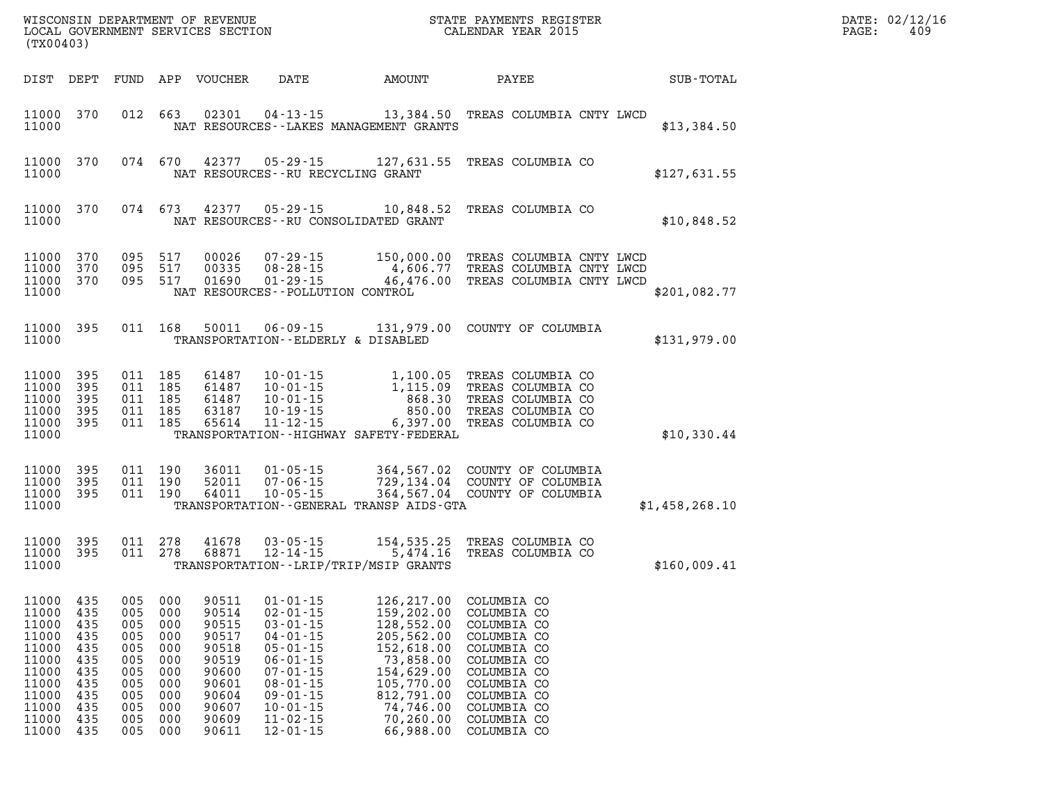WISCONSIN DEPARTMENT OF REVENUE
LOCAL GOVERNMENT SERVICES SECTION
(TX00403)

STATE PAYMENTS REGISTER
CALENDAR YEAR 2015

DATE: 02/12/16

| DIST | DEPT | FUND | APP | VOUCHER | DATE | AMOUNT | PAYEE | SUB-TOTAL |
|---|---|---|---|---|---|---|---|---|
| 11000 | 370 | 012 | 663 | 02301 | 04-13-15 | 13,384.50 | TREAS COLUMBIA CNTY LWCD | |
| 11000 | | | | | NAT RESOURCES--LAKES MANAGEMENT GRANTS | | | $13,384.50 |
| 11000 | 370 | 074 | 670 | 42377 | 05-29-15 | 127,631.55 | TREAS COLUMBIA CO | |
| 11000 | | | | | NAT RESOURCES--RU RECYCLING GRANT | | | $127,631.55 |
| 11000 | 370 | 074 | 673 | 42377 | 05-29-15 | 10,848.52 | TREAS COLUMBIA CO | |
| 11000 | | | | | NAT RESOURCES--RU CONSOLIDATED GRANT | | | $10,848.52 |
| 11000 | 370 | 095 | 517 | 00026 | 07-29-15 | 150,000.00 | TREAS COLUMBIA CNTY LWCD | |
| 11000 | 370 | 095 | 517 | 00335 | 08-28-15 | 4,606.77 | TREAS COLUMBIA CNTY LWCD | |
| 11000 | 370 | 095 | 517 | 01690 | 01-29-15 | 46,476.00 | TREAS COLUMBIA CNTY LWCD | |
| 11000 | | | | | NAT RESOURCES--POLLUTION CONTROL | | | $201,082.77 |
| 11000 | 395 | 011 | 168 | 50011 | 06-09-15 | 131,979.00 | COUNTY OF COLUMBIA | |
| 11000 | | | | | TRANSPORTATION--ELDERLY & DISABLED | | | $131,979.00 |
| 11000 | 395 | 011 | 185 | 61487 | 10-01-15 | 1,100.05 | TREAS COLUMBIA CO | |
| 11000 | 395 | 011 | 185 | 61487 | 10-01-15 | 1,115.09 | TREAS COLUMBIA CO | |
| 11000 | 395 | 011 | 185 | 61487 | 10-01-15 | 868.30 | TREAS COLUMBIA CO | |
| 11000 | 395 | 011 | 185 | 63187 | 10-19-15 | 850.00 | TREAS COLUMBIA CO | |
| 11000 | 395 | 011 | 185 | 65614 | 11-12-15 | 6,397.00 | TREAS COLUMBIA CO | |
| 11000 | | | | | TRANSPORTATION--HIGHWAY SAFETY-FEDERAL | | | $10,330.44 |
| 11000 | 395 | 011 | 190 | 36011 | 01-05-15 | 364,567.02 | COUNTY OF COLUMBIA | |
| 11000 | 395 | 011 | 190 | 52011 | 07-06-15 | 729,134.04 | COUNTY OF COLUMBIA | |
| 11000 | 395 | 011 | 190 | 64011 | 10-05-15 | 364,567.04 | COUNTY OF COLUMBIA | |
| 11000 | | | | | TRANSPORTATION--GENERAL TRANSP AIDS-GTA | | | $1,458,268.10 |
| 11000 | 395 | 011 | 278 | 41678 | 03-05-15 | 154,535.25 | TREAS COLUMBIA CO | |
| 11000 | 395 | 011 | 278 | 68871 | 12-14-15 | 5,474.16 | TREAS COLUMBIA CO | |
| 11000 | | | | | TRANSPORTATION--LRIP/TRIP/MSIP GRANTS | | | $160,009.41 |
| 11000 | 435 | 005 | 000 | 90511 | 01-01-15 | 126,217.00 | COLUMBIA CO | |
| 11000 | 435 | 005 | 000 | 90514 | 02-01-15 | 159,202.00 | COLUMBIA CO | |
| 11000 | 435 | 005 | 000 | 90515 | 03-01-15 | 128,552.00 | COLUMBIA CO | |
| 11000 | 435 | 005 | 000 | 90517 | 04-01-15 | 205,562.00 | COLUMBIA CO | |
| 11000 | 435 | 005 | 000 | 90518 | 05-01-15 | 152,618.00 | COLUMBIA CO | |
| 11000 | 435 | 005 | 000 | 90519 | 06-01-15 | 73,858.00 | COLUMBIA CO | |
| 11000 | 435 | 005 | 000 | 90600 | 07-01-15 | 154,629.00 | COLUMBIA CO | |
| 11000 | 435 | 005 | 000 | 90601 | 08-01-15 | 105,770.00 | COLUMBIA CO | |
| 11000 | 435 | 005 | 000 | 90604 | 09-01-15 | 812,791.00 | COLUMBIA CO | |
| 11000 | 435 | 005 | 000 | 90607 | 10-01-15 | 74,746.00 | COLUMBIA CO | |
| 11000 | 435 | 005 | 000 | 90609 | 11-02-15 | 70,260.00 | COLUMBIA CO | |
| 11000 | 435 | 005 | 000 | 90611 | 12-01-15 | 66,988.00 | COLUMBIA CO | |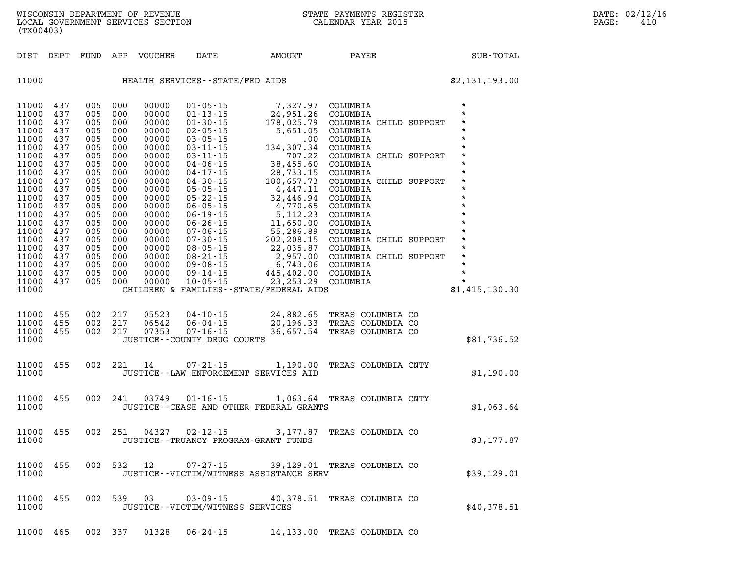WISCONSIN DEPARTMENT OF REVENUE
LOCAL GOVERNMENT SERVICES SECTION
(TX00403)

STATE PAYMENTS REGISTER
CALENDAR YEAR 2015

DATE: 02/12/16
PAGE: 410

| DIST | DEPT | FUND | APP | VOUCHER | DATE | AMOUNT | PAYEE | SUB-TOTAL |
|---|---|---|---|---|---|---|---|---|
| 11000 | | | | | HEALTH SERVICES--STATE/FED AIDS | | | $2,131,193.00 |
| 11000 | 437 | 005 | 000 | 00000 | 01-05-15 | 7,327.97 | COLUMBIA | * |
| 11000 | 437 | 005 | 000 | 00000 | 01-13-15 | 24,951.26 | COLUMBIA | * |
| 11000 | 437 | 005 | 000 | 00000 | 01-30-15 | 178,025.79 | COLUMBIA CHILD SUPPORT | * |
| 11000 | 437 | 005 | 000 | 00000 | 02-05-15 | 5,651.05 | COLUMBIA | * |
| 11000 | 437 | 005 | 000 | 00000 | 03-05-15 | .00 | COLUMBIA | * |
| 11000 | 437 | 005 | 000 | 00000 | 03-11-15 | 134,307.34 | COLUMBIA | * |
| 11000 | 437 | 005 | 000 | 00000 | 03-11-15 | 707.22 | COLUMBIA CHILD SUPPORT | * |
| 11000 | 437 | 005 | 000 | 00000 | 04-06-15 | 38,455.60 | COLUMBIA | * |
| 11000 | 437 | 005 | 000 | 00000 | 04-17-15 | 28,733.15 | COLUMBIA | * |
| 11000 | 437 | 005 | 000 | 00000 | 04-30-15 | 180,657.73 | COLUMBIA CHILD SUPPORT | * |
| 11000 | 437 | 005 | 000 | 00000 | 05-05-15 | 4,447.11 | COLUMBIA | * |
| 11000 | 437 | 005 | 000 | 00000 | 05-22-15 | 32,446.94 | COLUMBIA | * |
| 11000 | 437 | 005 | 000 | 00000 | 06-05-15 | 4,770.65 | COLUMBIA | * |
| 11000 | 437 | 005 | 000 | 00000 | 06-19-15 | 5,112.23 | COLUMBIA | * |
| 11000 | 437 | 005 | 000 | 00000 | 06-26-15 | 11,650.00 | COLUMBIA | * |
| 11000 | 437 | 005 | 000 | 00000 | 07-06-15 | 55,286.89 | COLUMBIA | * |
| 11000 | 437 | 005 | 000 | 00000 | 07-30-15 | 202,208.15 | COLUMBIA CHILD SUPPORT | * |
| 11000 | 437 | 005 | 000 | 00000 | 08-05-15 | 22,035.87 | COLUMBIA | * |
| 11000 | 437 | 005 | 000 | 00000 | 08-21-15 | 2,957.00 | COLUMBIA CHILD SUPPORT | * |
| 11000 | 437 | 005 | 000 | 00000 | 09-08-15 | 6,743.06 | COLUMBIA | * |
| 11000 | 437 | 005 | 000 | 00000 | 09-14-15 | 445,402.00 | COLUMBIA | * |
| 11000 | 437 | 005 | 000 | 00000 | 10-05-15 | 23,253.29 | COLUMBIA | * |
| 11000 | | | | | CHILDREN & FAMILIES--STATE/FEDERAL AIDS | | | $1,415,130.30 |
| 11000 | 455 | 002 | 217 | 05523 | 04-10-15 | 24,882.65 | TREAS COLUMBIA CO | |
| 11000 | 455 | 002 | 217 | 06542 | 06-04-15 | 20,196.33 | TREAS COLUMBIA CO | |
| 11000 | 455 | 002 | 217 | 07353 | 07-16-15 | 36,657.54 | TREAS COLUMBIA CO | |
| 11000 | | | | | JUSTICE--COUNTY DRUG COURTS | | | $81,736.52 |
| 11000 | 455 | 002 | 221 | 14 | 07-21-15 | 1,190.00 | TREAS COLUMBIA CNTY | |
| 11000 | | | | | JUSTICE--LAW ENFORCEMENT SERVICES AID | | | $1,190.00 |
| 11000 | 455 | 002 | 241 | 03749 | 01-16-15 | 1,063.64 | TREAS COLUMBIA CNTY | |
| 11000 | | | | | JUSTICE--CEASE AND OTHER FEDERAL GRANTS | | | $1,063.64 |
| 11000 | 455 | 002 | 251 | 04327 | 02-12-15 | 3,177.87 | TREAS COLUMBIA CO | |
| 11000 | | | | | JUSTICE--TRUANCY PROGRAM-GRANT FUNDS | | | $3,177.87 |
| 11000 | 455 | 002 | 532 | 12 | 07-27-15 | 39,129.01 | TREAS COLUMBIA CO | |
| 11000 | | | | | JUSTICE--VICTIM/WITNESS ASSISTANCE SERV | | | $39,129.01 |
| 11000 | 455 | 002 | 539 | 03 | 03-09-15 | 40,378.51 | TREAS COLUMBIA CO | |
| 11000 | | | | | JUSTICE--VICTIM/WITNESS SERVICES | | | $40,378.51 |
| 11000 | 465 | 002 | 337 | 01328 | 06-24-15 | 14,133.00 | TREAS COLUMBIA CO | |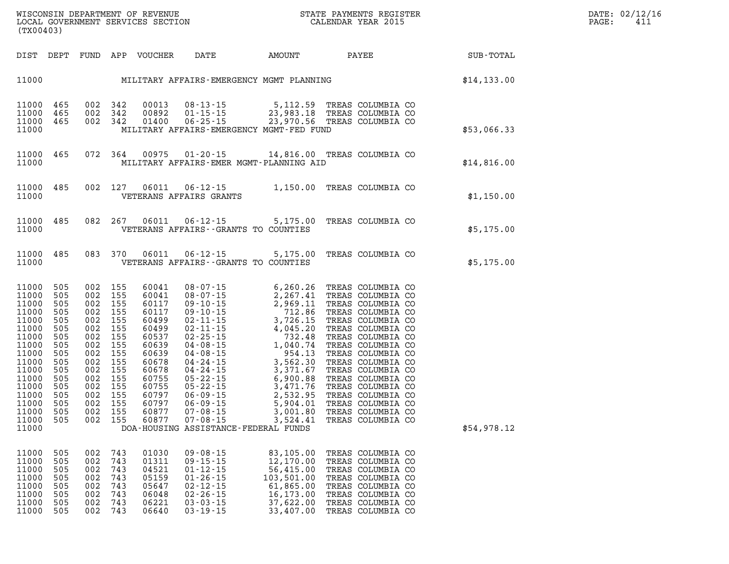| DIST | DEPT | FUND | APP | VOUCHER | DATE | AMOUNT | PAYEE | SUB-TOTAL |
|---|---|---|---|---|---|---|---|---|
| 11000 | | | | | MILITARY AFFAIRS-EMERGENCY MGMT PLANNING | | | $14,133.00 |
| 11000 | 465 | 002 | 342 | 00013 | 08-13-15 | 5,112.59 | TREAS COLUMBIA CO | |
| 11000 | 465 | 002 | 342 | 00892 | 01-15-15 | 23,983.18 | TREAS COLUMBIA CO | |
| 11000 | 465 | 002 | 342 | 01400 | 06-25-15 | 23,970.56 | TREAS COLUMBIA CO | |
| 11000 | | | | | MILITARY AFFAIRS-EMERGENCY MGMT-FED FUND | | | $53,066.33 |
| 11000 | 465 | 072 | 364 | 00975 | 01-20-15 | 14,816.00 | TREAS COLUMBIA CO | |
| 11000 | | | | | MILITARY AFFAIRS-EMER MGMT-PLANNING AID | | | $14,816.00 |
| 11000 | 485 | 002 | 127 | 06011 | 06-12-15 | 1,150.00 | TREAS COLUMBIA CO | |
| 11000 | | | | | VETERANS AFFAIRS GRANTS | | | $1,150.00 |
| 11000 | 485 | 082 | 267 | 06011 | 06-12-15 | 5,175.00 | TREAS COLUMBIA CO | |
| 11000 | | | | | VETERANS AFFAIRS--GRANTS TO COUNTIES | | | $5,175.00 |
| 11000 | 485 | 083 | 370 | 06011 | 06-12-15 | 5,175.00 | TREAS COLUMBIA CO | |
| 11000 | | | | | VETERANS AFFAIRS--GRANTS TO COUNTIES | | | $5,175.00 |
| 11000 | 505 | 002 | 155 | 60041 | 08-07-15 | 6,260.26 | TREAS COLUMBIA CO | |
| 11000 | 505 | 002 | 155 | 60041 | 08-07-15 | 2,267.41 | TREAS COLUMBIA CO | |
| 11000 | 505 | 002 | 155 | 60117 | 09-10-15 | 2,969.11 | TREAS COLUMBIA CO | |
| 11000 | 505 | 002 | 155 | 60117 | 09-10-15 | 712.86 | TREAS COLUMBIA CO | |
| 11000 | 505 | 002 | 155 | 60499 | 02-11-15 | 3,726.15 | TREAS COLUMBIA CO | |
| 11000 | 505 | 002 | 155 | 60499 | 02-11-15 | 4,045.20 | TREAS COLUMBIA CO | |
| 11000 | 505 | 002 | 155 | 60537 | 02-25-15 | 732.48 | TREAS COLUMBIA CO | |
| 11000 | 505 | 002 | 155 | 60639 | 04-08-15 | 1,040.74 | TREAS COLUMBIA CO | |
| 11000 | 505 | 002 | 155 | 60639 | 04-08-15 | 954.13 | TREAS COLUMBIA CO | |
| 11000 | 505 | 002 | 155 | 60678 | 04-24-15 | 3,562.30 | TREAS COLUMBIA CO | |
| 11000 | 505 | 002 | 155 | 60678 | 04-24-15 | 3,371.67 | TREAS COLUMBIA CO | |
| 11000 | 505 | 002 | 155 | 60755 | 05-22-15 | 6,900.88 | TREAS COLUMBIA CO | |
| 11000 | 505 | 002 | 155 | 60755 | 05-22-15 | 3,471.76 | TREAS COLUMBIA CO | |
| 11000 | 505 | 002 | 155 | 60797 | 06-09-15 | 2,532.95 | TREAS COLUMBIA CO | |
| 11000 | 505 | 002 | 155 | 60797 | 06-09-15 | 5,904.01 | TREAS COLUMBIA CO | |
| 11000 | 505 | 002 | 155 | 60877 | 07-08-15 | 3,001.80 | TREAS COLUMBIA CO | |
| 11000 | 505 | 002 | 155 | 60877 | 07-08-15 | 3,524.41 | TREAS COLUMBIA CO | |
| 11000 | | | | | DOA-HOUSING ASSISTANCE-FEDERAL FUNDS | | | $54,978.12 |
| 11000 | 505 | 002 | 743 | 01030 | 09-08-15 | 83,105.00 | TREAS COLUMBIA CO | |
| 11000 | 505 | 002 | 743 | 01311 | 09-15-15 | 12,170.00 | TREAS COLUMBIA CO | |
| 11000 | 505 | 002 | 743 | 04521 | 01-12-15 | 56,415.00 | TREAS COLUMBIA CO | |
| 11000 | 505 | 002 | 743 | 05159 | 01-26-15 | 103,501.00 | TREAS COLUMBIA CO | |
| 11000 | 505 | 002 | 743 | 05647 | 02-12-15 | 61,865.00 | TREAS COLUMBIA CO | |
| 11000 | 505 | 002 | 743 | 06048 | 02-26-15 | 16,173.00 | TREAS COLUMBIA CO | |
| 11000 | 505 | 002 | 743 | 06221 | 03-03-15 | 37,622.00 | TREAS COLUMBIA CO | |
| 11000 | 505 | 002 | 743 | 06640 | 03-19-15 | 33,407.00 | TREAS COLUMBIA CO | |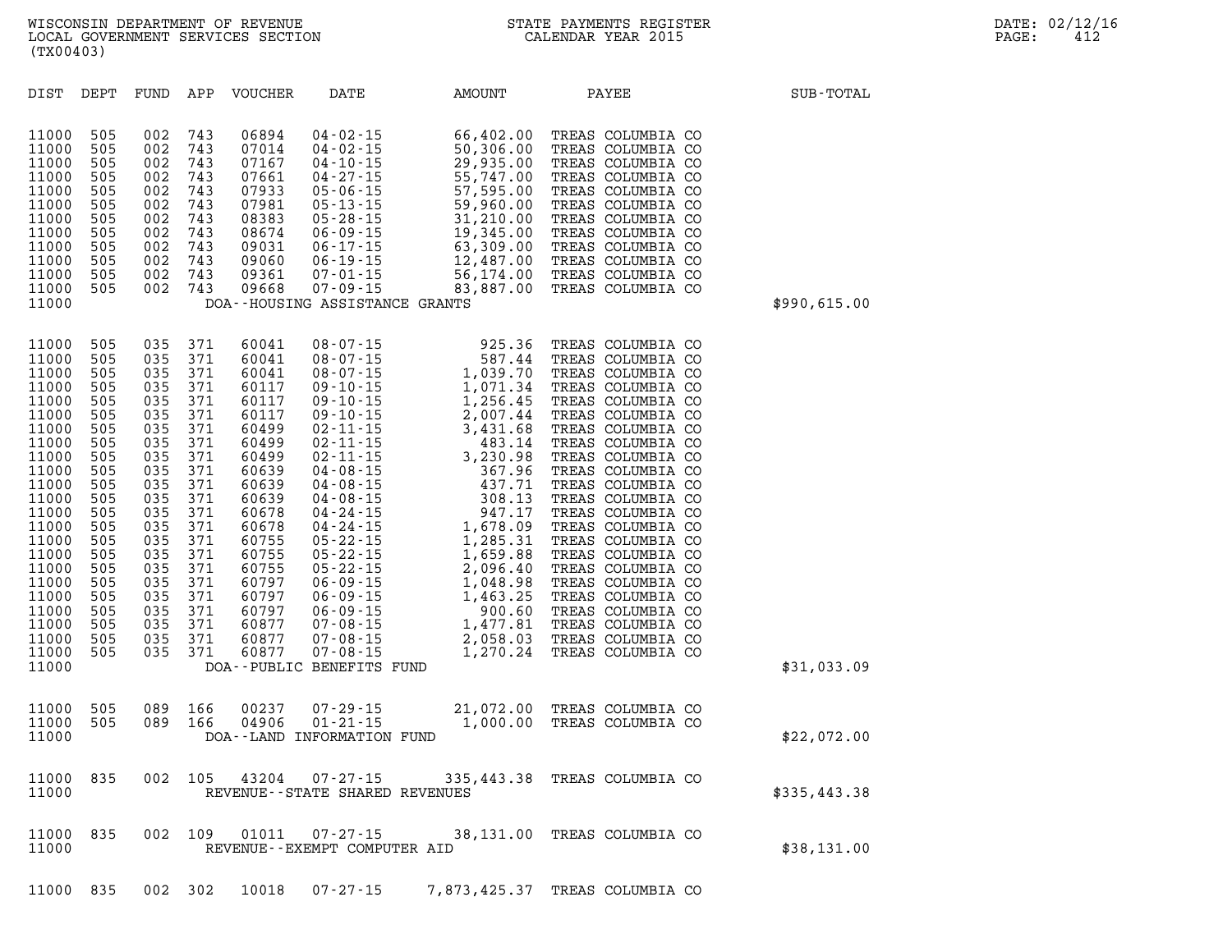WISCONSIN DEPARTMENT OF REVENUE
LOCAL GOVERNMENT SERVICES SECTION
(TX00403)

STATE PAYMENTS REGISTER
CALENDAR YEAR 2015

DATE: 02/12/16

| DIST | DEPT | FUND | APP | VOUCHER | DATE | AMOUNT | PAYEE | SUB-TOTAL |
|---|---|---|---|---|---|---|---|---|
| 11000 | 505 | 002 | 743 | 06894 | 04-02-15 | 66,402.00 | TREAS COLUMBIA CO | |
| 11000 | 505 | 002 | 743 | 07014 | 04-02-15 | 50,306.00 | TREAS COLUMBIA CO | |
| 11000 | 505 | 002 | 743 | 07167 | 04-10-15 | 29,935.00 | TREAS COLUMBIA CO | |
| 11000 | 505 | 002 | 743 | 07661 | 04-27-15 | 55,747.00 | TREAS COLUMBIA CO | |
| 11000 | 505 | 002 | 743 | 07933 | 05-06-15 | 57,595.00 | TREAS COLUMBIA CO | |
| 11000 | 505 | 002 | 743 | 07981 | 05-13-15 | 59,960.00 | TREAS COLUMBIA CO | |
| 11000 | 505 | 002 | 743 | 08383 | 05-28-15 | 31,210.00 | TREAS COLUMBIA CO | |
| 11000 | 505 | 002 | 743 | 08674 | 06-09-15 | 19,345.00 | TREAS COLUMBIA CO | |
| 11000 | 505 | 002 | 743 | 09031 | 06-17-15 | 63,309.00 | TREAS COLUMBIA CO | |
| 11000 | 505 | 002 | 743 | 09060 | 06-19-15 | 12,487.00 | TREAS COLUMBIA CO | |
| 11000 | 505 | 002 | 743 | 09361 | 07-01-15 | 56,174.00 | TREAS COLUMBIA CO | |
| 11000 | 505 | 002 | 743 | 09668 | 07-09-15 | 83,887.00 | TREAS COLUMBIA CO | |
| 11000 | | | | | DOA--HOUSING ASSISTANCE GRANTS | | | $990,615.00 |
| 11000 | 505 | 035 | 371 | 60041 | 08-07-15 | 925.36 | TREAS COLUMBIA CO | |
| 11000 | 505 | 035 | 371 | 60041 | 08-07-15 | 587.44 | TREAS COLUMBIA CO | |
| 11000 | 505 | 035 | 371 | 60041 | 08-07-15 | 1,039.70 | TREAS COLUMBIA CO | |
| 11000 | 505 | 035 | 371 | 60117 | 09-10-15 | 1,071.34 | TREAS COLUMBIA CO | |
| 11000 | 505 | 035 | 371 | 60117 | 09-10-15 | 1,256.45 | TREAS COLUMBIA CO | |
| 11000 | 505 | 035 | 371 | 60117 | 09-10-15 | 2,007.44 | TREAS COLUMBIA CO | |
| 11000 | 505 | 035 | 371 | 60499 | 02-11-15 | 3,431.68 | TREAS COLUMBIA CO | |
| 11000 | 505 | 035 | 371 | 60499 | 02-11-15 | 483.14 | TREAS COLUMBIA CO | |
| 11000 | 505 | 035 | 371 | 60499 | 02-11-15 | 3,230.98 | TREAS COLUMBIA CO | |
| 11000 | 505 | 035 | 371 | 60639 | 04-08-15 | 367.96 | TREAS COLUMBIA CO | |
| 11000 | 505 | 035 | 371 | 60639 | 04-08-15 | 437.71 | TREAS COLUMBIA CO | |
| 11000 | 505 | 035 | 371 | 60639 | 04-08-15 | 308.13 | TREAS COLUMBIA CO | |
| 11000 | 505 | 035 | 371 | 60678 | 04-24-15 | 947.17 | TREAS COLUMBIA CO | |
| 11000 | 505 | 035 | 371 | 60678 | 04-24-15 | 1,678.09 | TREAS COLUMBIA CO | |
| 11000 | 505 | 035 | 371 | 60755 | 05-22-15 | 1,285.31 | TREAS COLUMBIA CO | |
| 11000 | 505 | 035 | 371 | 60755 | 05-22-15 | 1,659.88 | TREAS COLUMBIA CO | |
| 11000 | 505 | 035 | 371 | 60755 | 05-22-15 | 2,096.40 | TREAS COLUMBIA CO | |
| 11000 | 505 | 035 | 371 | 60797 | 06-09-15 | 1,048.98 | TREAS COLUMBIA CO | |
| 11000 | 505 | 035 | 371 | 60797 | 06-09-15 | 1,463.25 | TREAS COLUMBIA CO | |
| 11000 | 505 | 035 | 371 | 60797 | 06-09-15 | 900.60 | TREAS COLUMBIA CO | |
| 11000 | 505 | 035 | 371 | 60877 | 07-08-15 | 1,477.81 | TREAS COLUMBIA CO | |
| 11000 | 505 | 035 | 371 | 60877 | 07-08-15 | 2,058.03 | TREAS COLUMBIA CO | |
| 11000 | 505 | 035 | 371 | 60877 | 07-08-15 | 1,270.24 | TREAS COLUMBIA CO | |
| 11000 | | | | | DOA--PUBLIC BENEFITS FUND | | | $31,033.09 |
| 11000 | 505 | 089 | 166 | 00237 | 07-29-15 | 21,072.00 | TREAS COLUMBIA CO | |
| 11000 | 505 | 089 | 166 | 04906 | 01-21-15 | 1,000.00 | TREAS COLUMBIA CO | |
| 11000 | | | | | DOA--LAND INFORMATION FUND | | | $22,072.00 |
| 11000 | 835 | 002 | 105 | 43204 | 07-27-15 | 335,443.38 | TREAS COLUMBIA CO | |
| 11000 | | | | | REVENUE--STATE SHARED REVENUES | | | $335,443.38 |
| 11000 | 835 | 002 | 109 | 01011 | 07-27-15 | 38,131.00 | TREAS COLUMBIA CO | |
| 11000 | | | | | REVENUE--EXEMPT COMPUTER AID | | | $38,131.00 |
| 11000 | 835 | 002 | 302 | 10018 | 07-27-15 | 7,873,425.37 | TREAS COLUMBIA CO | |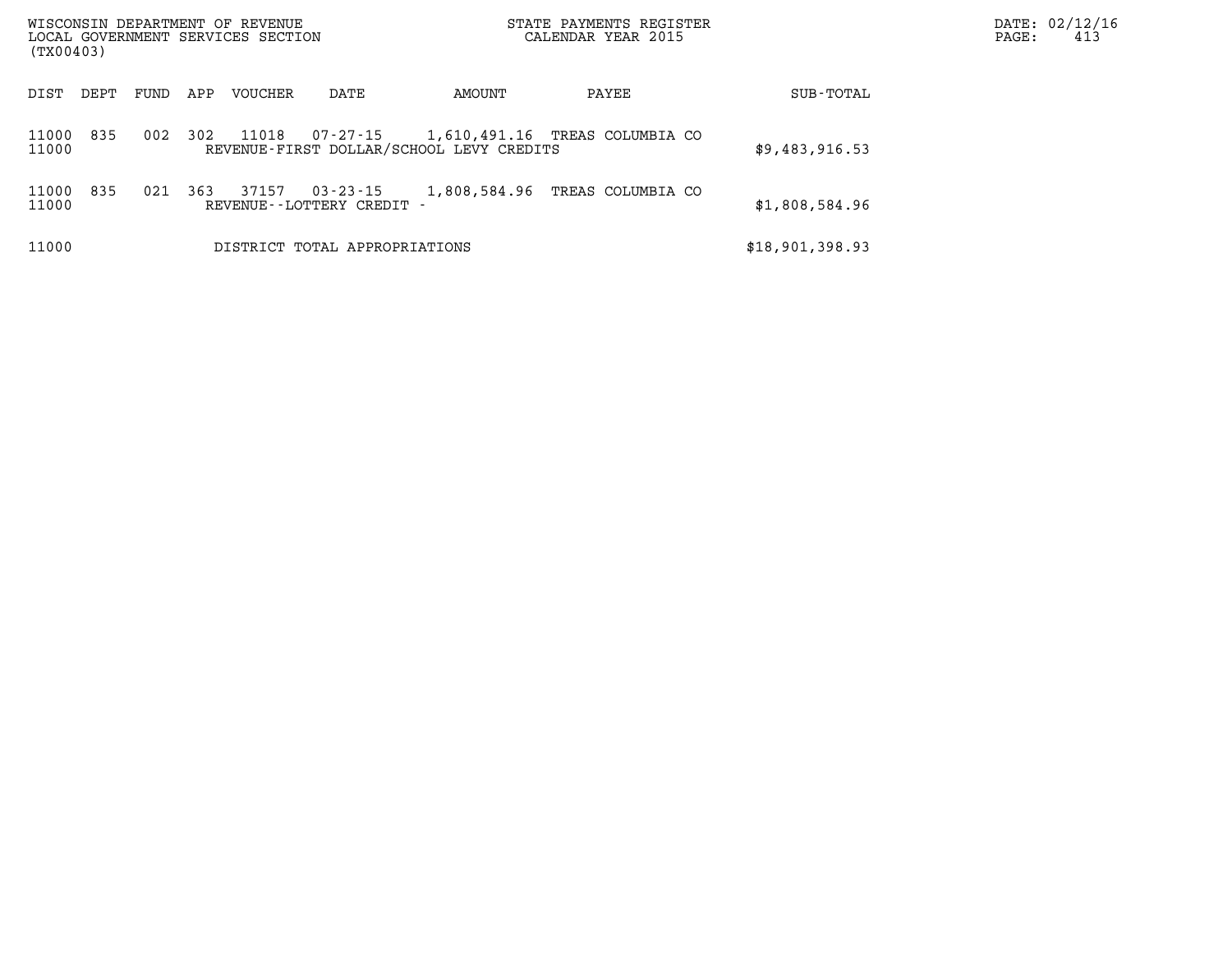| DIST | DEPT | FUND | APP | VOUCHER | DATE | AMOUNT | PAYEE | SUB-TOTAL |
|---|---|---|---|---|---|---|---|---|
| 11000 | 835 | 002 | 302 | 11018 | 07-27-15 | 1,610,491.16 | TREAS COLUMBIA CO | |
| 11000 | | | | REVENUE-FIRST DOLLAR/SCHOOL LEVY CREDITS | | | | $9,483,916.53 |
| 11000 | 835 | 021 | 363 | 37157 | 03-23-15 | 1,808,584.96 | TREAS COLUMBIA CO | |
| 11000 | | | | REVENUE--LOTTERY CREDIT - | | | | $1,808,584.96 |
| 11000 | | | | DISTRICT TOTAL APPROPRIATIONS | | | | $18,901,398.93 |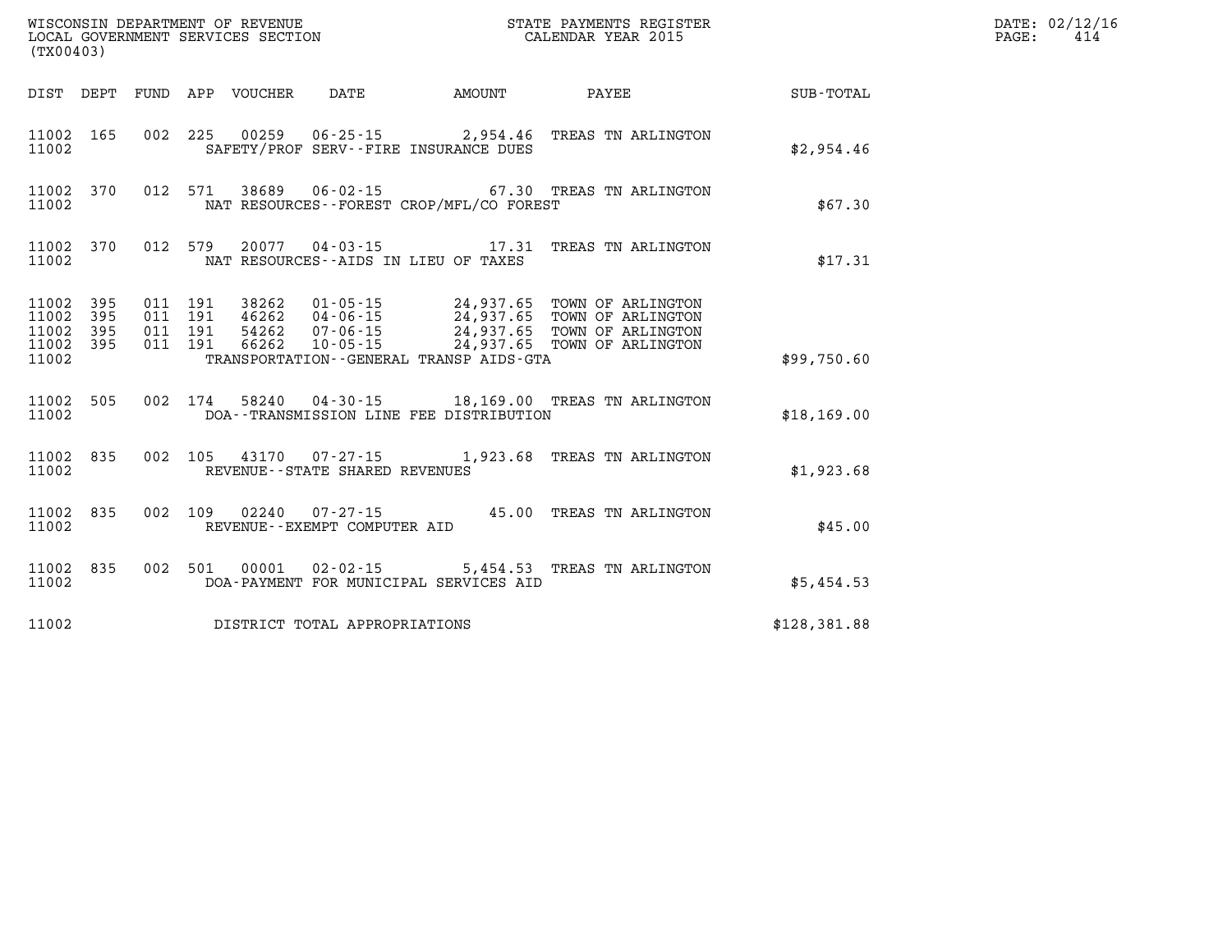WISCONSIN DEPARTMENT OF REVENUE
LOCAL GOVERNMENT SERVICES SECTION
(TX00403)

STATE PAYMENTS REGISTER
CALENDAR YEAR 2015

DATE: 02/12/16
PAGE: 414

| DIST | DEPT | FUND | APP | VOUCHER | DATE | AMOUNT | PAYEE | SUB-TOTAL |
|---|---|---|---|---|---|---|---|---|
| 11002 | 165 | 002 | 225 | 00259 | 06-25-15 | 2,954.46 | TREAS TN ARLINGTON | |
| 11002 | | | | SAFETY/PROF SERV--FIRE INSURANCE DUES | | | | $2,954.46 |
| 11002 | 370 | 012 | 571 | 38689 | 06-02-15 | 67.30 | TREAS TN ARLINGTON | |
| 11002 | | | | NAT RESOURCES--FOREST CROP/MFL/CO FOREST | | | | $67.30 |
| 11002 | 370 | 012 | 579 | 20077 | 04-03-15 | 17.31 | TREAS TN ARLINGTON | |
| 11002 | | | | NAT RESOURCES--AIDS IN LIEU OF TAXES | | | | $17.31 |
| 11002 | 395 | 011 | 191 | 38262 | 01-05-15 | 24,937.65 | TOWN OF ARLINGTON | |
| 11002 | 395 | 011 | 191 | 46262 | 04-06-15 | 24,937.65 | TOWN OF ARLINGTON | |
| 11002 | 395 | 011 | 191 | 54262 | 07-06-15 | 24,937.65 | TOWN OF ARLINGTON | |
| 11002 | 395 | 011 | 191 | 66262 | 10-05-15 | 24,937.65 | TOWN OF ARLINGTON | |
| 11002 | | | | TRANSPORTATION--GENERAL TRANSP AIDS-GTA | | | | $99,750.60 |
| 11002 | 505 | 002 | 174 | 58240 | 04-30-15 | 18,169.00 | TREAS TN ARLINGTON | |
| 11002 | | | | DOA--TRANSMISSION LINE FEE DISTRIBUTION | | | | $18,169.00 |
| 11002 | 835 | 002 | 105 | 43170 | 07-27-15 | 1,923.68 | TREAS TN ARLINGTON | |
| 11002 | | | | REVENUE--STATE SHARED REVENUES | | | | $1,923.68 |
| 11002 | 835 | 002 | 109 | 02240 | 07-27-15 | 45.00 | TREAS TN ARLINGTON | |
| 11002 | | | | REVENUE--EXEMPT COMPUTER AID | | | | $45.00 |
| 11002 | 835 | 002 | 501 | 00001 | 02-02-15 | 5,454.53 | TREAS TN ARLINGTON | |
| 11002 | | | | DOA-PAYMENT FOR MUNICIPAL SERVICES AID | | | | $5,454.53 |
| 11002 | | | | DISTRICT TOTAL APPROPRIATIONS | | | | $128,381.88 |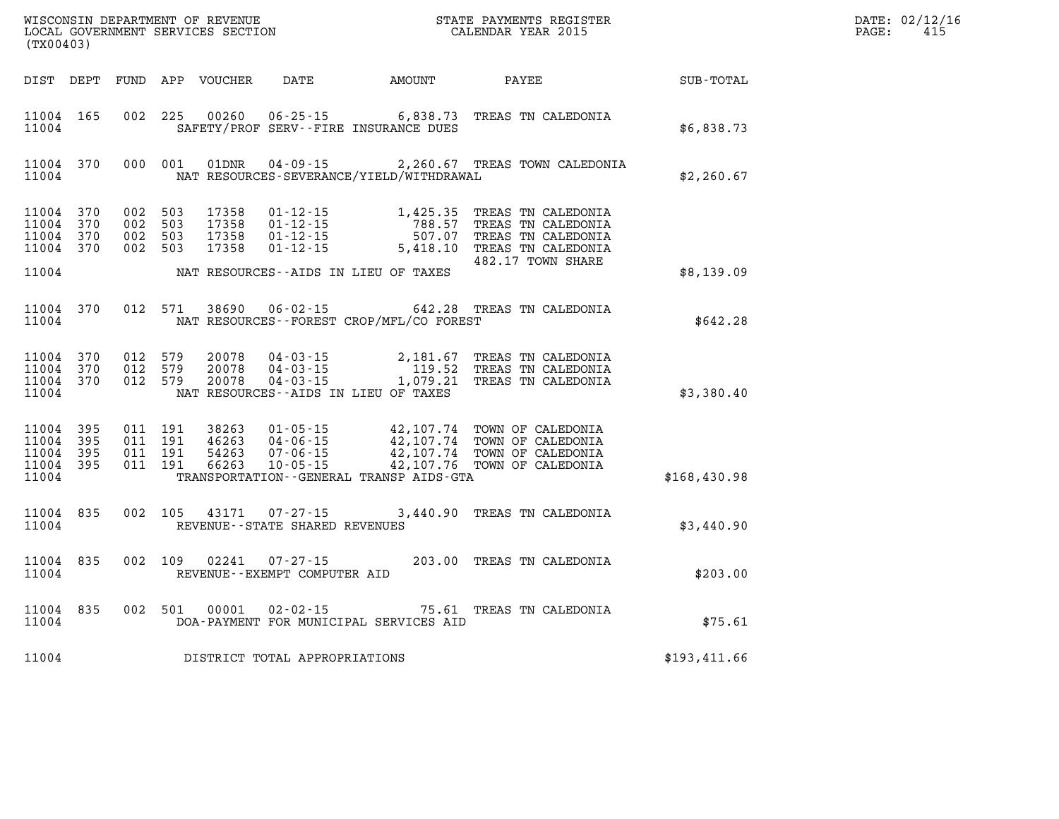WISCONSIN DEPARTMENT OF REVENUE
LOCAL GOVERNMENT SERVICES SECTION
(TX00403)

STATE PAYMENTS REGISTER
CALENDAR YEAR 2015

DATE: 02/12/16
PAGE: 415

| DIST | DEPT | FUND | APP | VOUCHER | DATE | AMOUNT | PAYEE | SUB-TOTAL |
|---|---|---|---|---|---|---|---|---|
| 11004 | 165 | 002 | 225 | 00260 | 06-25-15 | 6,838.73 | TREAS TN CALEDONIA | |
| 11004 | | | | | SAFETY/PROF SERV--FIRE INSURANCE DUES | | | $6,838.73 |
| 11004 | 370 | 000 | 001 | 01DNR | 04-09-15 | 2,260.67 | TREAS TOWN CALEDONIA | |
| 11004 | | | | | NAT RESOURCES-SEVERANCE/YIELD/WITHDRAWAL | | | $2,260.67 |
| 11004 | 370 | 002 | 503 | 17358 | 01-12-15 | 1,425.35 | TREAS TN CALEDONIA | |
| 11004 | 370 | 002 | 503 | 17358 | 01-12-15 | 788.57 | TREAS TN CALEDONIA | |
| 11004 | 370 | 002 | 503 | 17358 | 01-12-15 | 507.07 | TREAS TN CALEDONIA | |
| 11004 | 370 | 002 | 503 | 17358 | 01-12-15 | 5,418.10 | TREAS TN CALEDONIA | |
| | | | | | | | 482.17 TOWN SHARE | |
| 11004 | | | | | NAT RESOURCES--AIDS IN LIEU OF TAXES | | | $8,139.09 |
| 11004 | 370 | 012 | 571 | 38690 | 06-02-15 | 642.28 | TREAS TN CALEDONIA | |
| 11004 | | | | | NAT RESOURCES--FOREST CROP/MFL/CO FOREST | | | $642.28 |
| 11004 | 370 | 012 | 579 | 20078 | 04-03-15 | 2,181.67 | TREAS TN CALEDONIA | |
| 11004 | 370 | 012 | 579 | 20078 | 04-03-15 | 119.52 | TREAS TN CALEDONIA | |
| 11004 | 370 | 012 | 579 | 20078 | 04-03-15 | 1,079.21 | TREAS TN CALEDONIA | |
| 11004 | | | | | NAT RESOURCES--AIDS IN LIEU OF TAXES | | | $3,380.40 |
| 11004 | 395 | 011 | 191 | 38263 | 01-05-15 | 42,107.74 | TOWN OF CALEDONIA | |
| 11004 | 395 | 011 | 191 | 46263 | 04-06-15 | 42,107.74 | TOWN OF CALEDONIA | |
| 11004 | 395 | 011 | 191 | 54263 | 07-06-15 | 42,107.74 | TOWN OF CALEDONIA | |
| 11004 | 395 | 011 | 191 | 66263 | 10-05-15 | 42,107.76 | TOWN OF CALEDONIA | |
| 11004 | | | | | TRANSPORTATION--GENERAL TRANSP AIDS-GTA | | | $168,430.98 |
| 11004 | 835 | 002 | 105 | 43171 | 07-27-15 | 3,440.90 | TREAS TN CALEDONIA | |
| 11004 | | | | | REVENUE--STATE SHARED REVENUES | | | $3,440.90 |
| 11004 | 835 | 002 | 109 | 02241 | 07-27-15 | 203.00 | TREAS TN CALEDONIA | |
| 11004 | | | | | REVENUE--EXEMPT COMPUTER AID | | | $203.00 |
| 11004 | 835 | 002 | 501 | 00001 | 02-02-15 | 75.61 | TREAS TN CALEDONIA | |
| 11004 | | | | | DOA-PAYMENT FOR MUNICIPAL SERVICES AID | | | $75.61 |
| 11004 | | | | | DISTRICT TOTAL APPROPRIATIONS | | | $193,411.66 |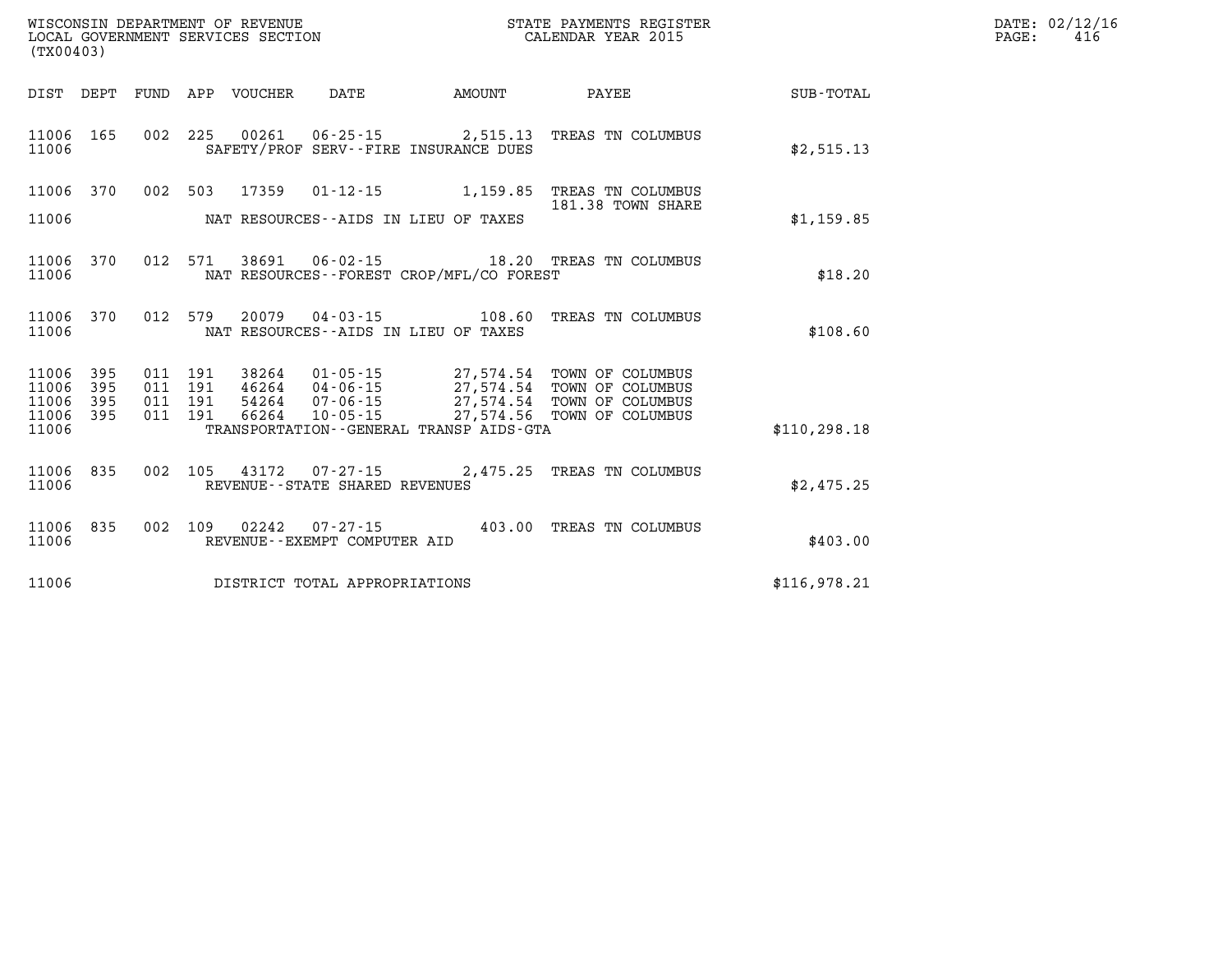WISCONSIN DEPARTMENT OF REVENUE
LOCAL GOVERNMENT SERVICES SECTION
(TX00403)

STATE PAYMENTS REGISTER
CALENDAR YEAR 2015

DATE: 02/12/16

| DIST | DEPT | FUND | APP | VOUCHER | DATE | AMOUNT | PAYEE | SUB-TOTAL |
|---|---|---|---|---|---|---|---|---|
| 11006 | 165 | 002 | 225 | 00261 | 06-25-15 | 2,515.13 | TREAS TN COLUMBUS | |
| 11006 | | | | | SAFETY/PROF SERV--FIRE INSURANCE DUES | | | $2,515.13 |
| 11006 | 370 | 002 | 503 | 17359 | 01-12-15 | 1,159.85 | TREAS TN COLUMBUS 181.38 TOWN SHARE | |
| 11006 | | | | | NAT RESOURCES--AIDS IN LIEU OF TAXES | | | $1,159.85 |
| 11006 | 370 | 012 | 571 | 38691 | 06-02-15 | 18.20 | TREAS TN COLUMBUS | |
| 11006 | | | | | NAT RESOURCES--FOREST CROP/MFL/CO FOREST | | | $18.20 |
| 11006 | 370 | 012 | 579 | 20079 | 04-03-15 | 108.60 | TREAS TN COLUMBUS | |
| 11006 | | | | | NAT RESOURCES--AIDS IN LIEU OF TAXES | | | $108.60 |
| 11006 | 395 | 011 | 191 | 38264 | 01-05-15 | 27,574.54 | TOWN OF COLUMBUS | |
| 11006 | 395 | 011 | 191 | 46264 | 04-06-15 | 27,574.54 | TOWN OF COLUMBUS | |
| 11006 | 395 | 011 | 191 | 54264 | 07-06-15 | 27,574.54 | TOWN OF COLUMBUS | |
| 11006 | 395 | 011 | 191 | 66264 | 10-05-15 | 27,574.56 | TOWN OF COLUMBUS | |
| 11006 | | | | | TRANSPORTATION--GENERAL TRANSP AIDS-GTA | | | $110,298.18 |
| 11006 | 835 | 002 | 105 | 43172 | 07-27-15 | 2,475.25 | TREAS TN COLUMBUS | |
| 11006 | | | | | REVENUE--STATE SHARED REVENUES | | | $2,475.25 |
| 11006 | 835 | 002 | 109 | 02242 | 07-27-15 | 403.00 | TREAS TN COLUMBUS | |
| 11006 | | | | | REVENUE--EXEMPT COMPUTER AID | | | $403.00 |
| 11006 | | | | | DISTRICT TOTAL APPROPRIATIONS | | | $116,978.21 |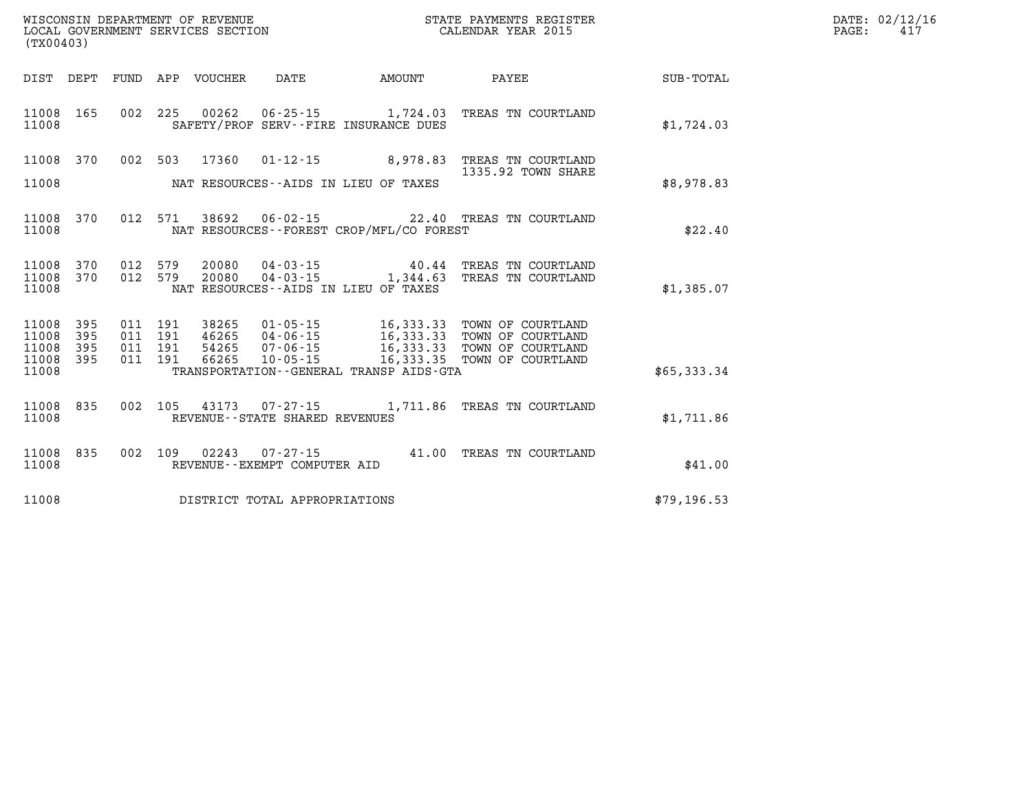WISCONSIN DEPARTMENT OF REVENUE
LOCAL GOVERNMENT SERVICES SECTION
(TX00403)

STATE PAYMENTS REGISTER
CALENDAR YEAR 2015

| DIST | DEPT | FUND | APP | VOUCHER | DATE | AMOUNT | PAYEE | SUB-TOTAL |
|---|---|---|---|---|---|---|---|---|
| 11008 | 165 | 002 | 225 | 00262 | 06-25-15 | 1,724.03 | TREAS TN COURTLAND | |
| 11008 | | | | | SAFETY/PROF SERV--FIRE INSURANCE DUES | | | $1,724.03 |
| 11008 | 370 | 002 | 503 | 17360 | 01-12-15 | 8,978.83 | TREAS TN COURTLAND 1335.92 TOWN SHARE | |
| 11008 | | | | | NAT RESOURCES--AIDS IN LIEU OF TAXES | | | $8,978.83 |
| 11008 | 370 | 012 | 571 | 38692 | 06-02-15 | 22.40 | TREAS TN COURTLAND | |
| 11008 | | | | | NAT RESOURCES--FOREST CROP/MFL/CO FOREST | | | $22.40 |
| 11008 | 370 | 012 | 579 | 20080 | 04-03-15 | 40.44 | TREAS TN COURTLAND | |
| 11008 | 370 | 012 | 579 | 20080 | 04-03-15 | 1,344.63 | TREAS TN COURTLAND | |
| 11008 | | | | | NAT RESOURCES--AIDS IN LIEU OF TAXES | | | $1,385.07 |
| 11008 | 395 | 011 | 191 | 38265 | 01-05-15 | 16,333.33 | TOWN OF COURTLAND | |
| 11008 | 395 | 011 | 191 | 46265 | 04-06-15 | 16,333.33 | TOWN OF COURTLAND | |
| 11008 | 395 | 011 | 191 | 54265 | 07-06-15 | 16,333.33 | TOWN OF COURTLAND | |
| 11008 | 395 | 011 | 191 | 66265 | 10-05-15 | 16,333.35 | TOWN OF COURTLAND | |
| 11008 | | | | | TRANSPORTATION--GENERAL TRANSP AIDS-GTA | | | $65,333.34 |
| 11008 | 835 | 002 | 105 | 43173 | 07-27-15 | 1,711.86 | TREAS TN COURTLAND | |
| 11008 | | | | | REVENUE--STATE SHARED REVENUES | | | $1,711.86 |
| 11008 | 835 | 002 | 109 | 02243 | 07-27-15 | 41.00 | TREAS TN COURTLAND | |
| 11008 | | | | | REVENUE--EXEMPT COMPUTER AID | | | $41.00 |
| 11008 | | | | | DISTRICT TOTAL APPROPRIATIONS | | | $79,196.53 |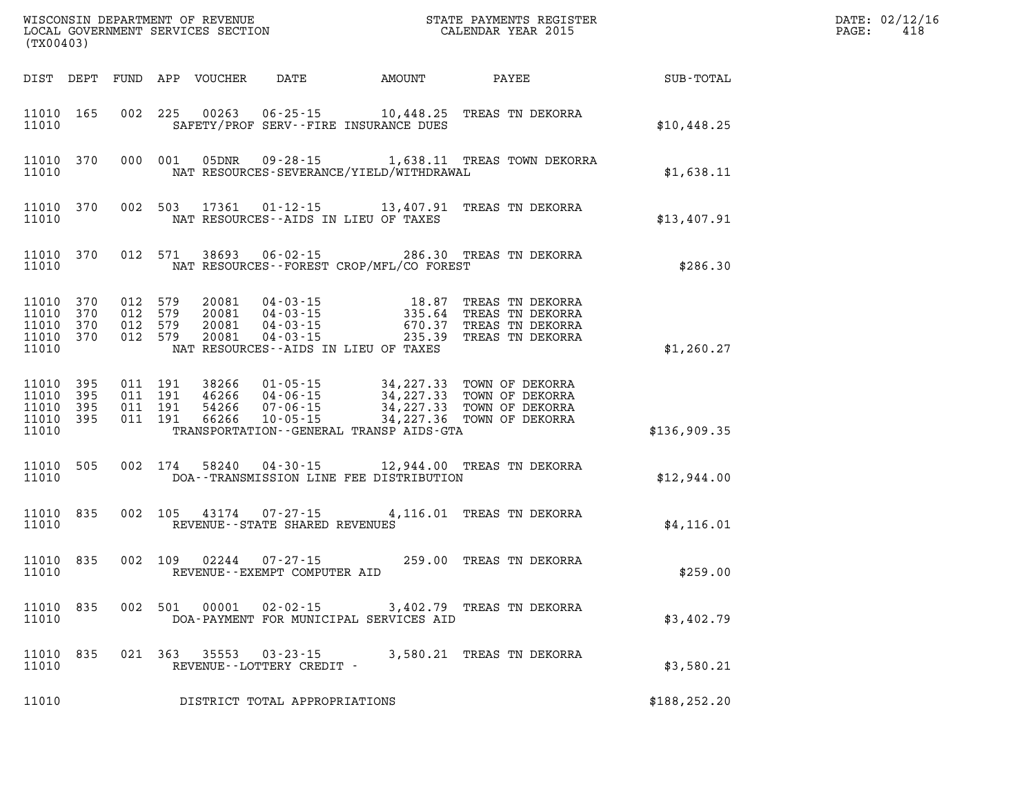WISCONSIN DEPARTMENT OF REVENUE
LOCAL GOVERNMENT SERVICES SECTION
(TX00403)

STATE PAYMENTS REGISTER
CALENDAR YEAR 2015

DATE: 02/12/16
PAGE: 418

| DIST | DEPT | FUND | APP | VOUCHER | DATE | AMOUNT | PAYEE | SUB-TOTAL |
|---|---|---|---|---|---|---|---|---|
| 11010 | 165 | 002 | 225 | 00263 | 06-25-15 | 10,448.25 | TREAS TN DEKORRA | |
| 11010 | | | | SAFETY/PROF SERV--FIRE INSURANCE DUES | | | | $10,448.25 |
| 11010 | 370 | 000 | 001 | 05DNR | 09-28-15 | 1,638.11 | TREAS TOWN DEKORRA | |
| 11010 | | | | NAT RESOURCES-SEVERANCE/YIELD/WITHDRAWAL | | | | $1,638.11 |
| 11010 | 370 | 002 | 503 | 17361 | 01-12-15 | 13,407.91 | TREAS TN DEKORRA | |
| 11010 | | | | NAT RESOURCES--AIDS IN LIEU OF TAXES | | | | $13,407.91 |
| 11010 | 370 | 012 | 571 | 38693 | 06-02-15 | 286.30 | TREAS TN DEKORRA | |
| 11010 | | | | NAT RESOURCES--FOREST CROP/MFL/CO FOREST | | | | $286.30 |
| 11010 | 370 | 012 | 579 | 20081 | 04-03-15 | 18.87 | TREAS TN DEKORRA | |
| 11010 | 370 | 012 | 579 | 20081 | 04-03-15 | 335.64 | TREAS TN DEKORRA | |
| 11010 | 370 | 012 | 579 | 20081 | 04-03-15 | 670.37 | TREAS TN DEKORRA | |
| 11010 | 370 | 012 | 579 | 20081 | 04-03-15 | 235.39 | TREAS TN DEKORRA | |
| 11010 | | | | NAT RESOURCES--AIDS IN LIEU OF TAXES | | | | $1,260.27 |
| 11010 | 395 | 011 | 191 | 38266 | 01-05-15 | 34,227.33 | TOWN OF DEKORRA | |
| 11010 | 395 | 011 | 191 | 46266 | 04-06-15 | 34,227.33 | TOWN OF DEKORRA | |
| 11010 | 395 | 011 | 191 | 54266 | 07-06-15 | 34,227.33 | TOWN OF DEKORRA | |
| 11010 | 395 | 011 | 191 | 66266 | 10-05-15 | 34,227.36 | TOWN OF DEKORRA | |
| 11010 | | | | TRANSPORTATION--GENERAL TRANSP AIDS-GTA | | | | $136,909.35 |
| 11010 | 505 | 002 | 174 | 58240 | 04-30-15 | 12,944.00 | TREAS TN DEKORRA | |
| 11010 | | | | DOA--TRANSMISSION LINE FEE DISTRIBUTION | | | | $12,944.00 |
| 11010 | 835 | 002 | 105 | 43174 | 07-27-15 | 4,116.01 | TREAS TN DEKORRA | |
| 11010 | | | | REVENUE--STATE SHARED REVENUES | | | | $4,116.01 |
| 11010 | 835 | 002 | 109 | 02244 | 07-27-15 | 259.00 | TREAS TN DEKORRA | |
| 11010 | | | | REVENUE--EXEMPT COMPUTER AID | | | | $259.00 |
| 11010 | 835 | 002 | 501 | 00001 | 02-02-15 | 3,402.79 | TREAS TN DEKORRA | |
| 11010 | | | | DOA-PAYMENT FOR MUNICIPAL SERVICES AID | | | | $3,402.79 |
| 11010 | 835 | 021 | 363 | 35553 | 03-23-15 | 3,580.21 | TREAS TN DEKORRA | |
| 11010 | | | | REVENUE--LOTTERY CREDIT - | | | | $3,580.21 |
| 11010 | | | | DISTRICT TOTAL APPROPRIATIONS | | | | $188,252.20 |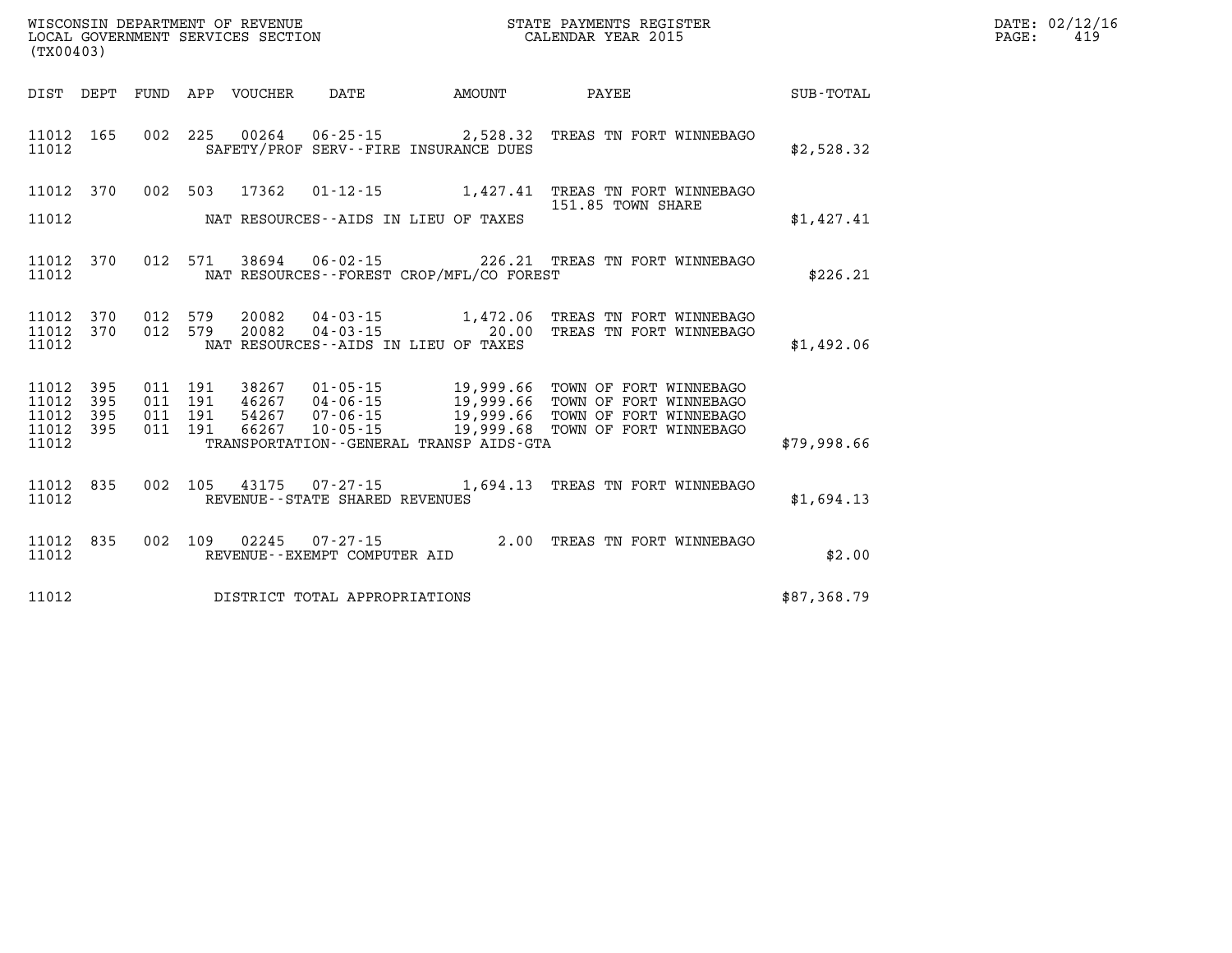WISCONSIN DEPARTMENT OF REVENUE
LOCAL GOVERNMENT SERVICES SECTION
(TX00403)

STATE PAYMENTS REGISTER
CALENDAR YEAR 2015

DATE: 02/12/16
PAGE: 419

| DIST | DEPT | FUND | APP | VOUCHER | DATE | AMOUNT | PAYEE | SUB-TOTAL |
|---|---|---|---|---|---|---|---|---|
| 11012 | 165 | 002 | 225 | 00264 | 06-25-15 | 2,528.32 | TREAS TN FORT WINNEBAGO | |
| 11012 | | | | SAFETY/PROF SERV--FIRE INSURANCE DUES | | | | $2,528.32 |
| 11012 | 370 | 002 | 503 | 17362 | 01-12-15 | 1,427.41 | TREAS TN FORT WINNEBAGO 151.85 TOWN SHARE | |
| 11012 | | | | NAT RESOURCES--AIDS IN LIEU OF TAXES | | | | $1,427.41 |
| 11012 | 370 | 012 | 571 | 38694 | 06-02-15 | 226.21 | TREAS TN FORT WINNEBAGO | |
| 11012 | | | | NAT RESOURCES--FOREST CROP/MFL/CO FOREST | | | | $226.21 |
| 11012 | 370 | 012 | 579 | 20082 | 04-03-15 | 1,472.06 | TREAS TN FORT WINNEBAGO | |
| 11012 | 370 | 012 | 579 | 20082 | 04-03-15 | 20.00 | TREAS TN FORT WINNEBAGO | |
| 11012 | | | | NAT RESOURCES--AIDS IN LIEU OF TAXES | | | | $1,492.06 |
| 11012 | 395 | 011 | 191 | 38267 | 01-05-15 | 19,999.66 | TOWN OF FORT WINNEBAGO | |
| 11012 | 395 | 011 | 191 | 46267 | 04-06-15 | 19,999.66 | TOWN OF FORT WINNEBAGO | |
| 11012 | 395 | 011 | 191 | 54267 | 07-06-15 | 19,999.66 | TOWN OF FORT WINNEBAGO | |
| 11012 | 395 | 011 | 191 | 66267 | 10-05-15 | 19,999.68 | TOWN OF FORT WINNEBAGO | |
| 11012 | | | | TRANSPORTATION--GENERAL TRANSP AIDS-GTA | | | | $79,998.66 |
| 11012 | 835 | 002 | 105 | 43175 | 07-27-15 | 1,694.13 | TREAS TN FORT WINNEBAGO | |
| 11012 | | | | REVENUE--STATE SHARED REVENUES | | | | $1,694.13 |
| 11012 | 835 | 002 | 109 | 02245 | 07-27-15 | 2.00 | TREAS TN FORT WINNEBAGO | |
| 11012 | | | | REVENUE--EXEMPT COMPUTER AID | | | | $2.00 |
| 11012 | | | | DISTRICT TOTAL APPROPRIATIONS | | | | $87,368.79 |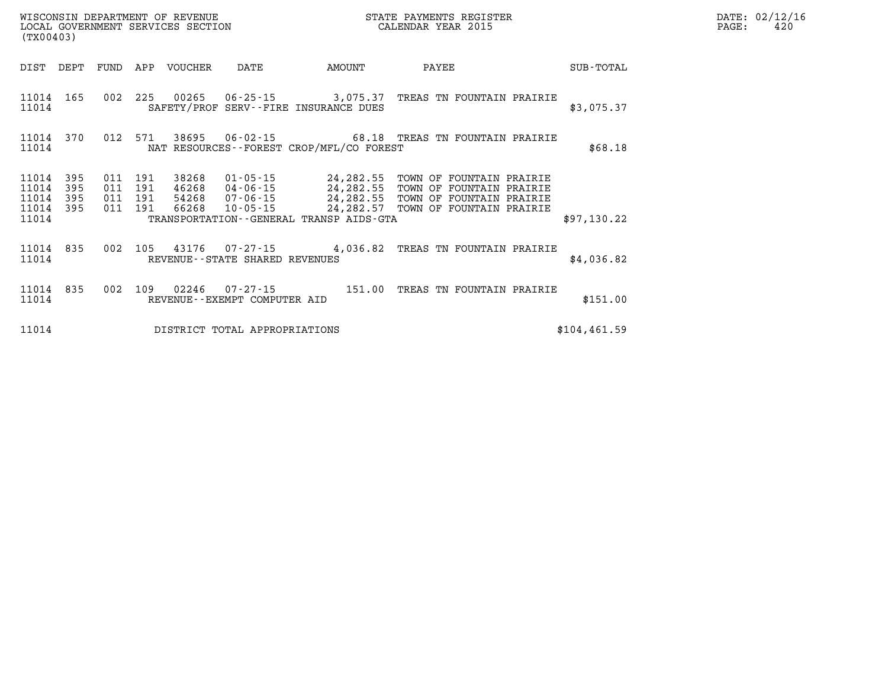| DIST | DEPT | FUND | APP | VOUCHER | DATE | AMOUNT | PAYEE | SUB-TOTAL |
|---|---|---|---|---|---|---|---|---|
| 11014 | 165 | 002 | 225 | 00265 | 06-25-15 | 3,075.37 | TREAS TN FOUNTAIN PRAIRIE | |
| 11014 | | | | SAFETY/PROF SERV--FIRE INSURANCE DUES | | | | $3,075.37 |
| 11014 | 370 | 012 | 571 | 38695 | 06-02-15 | 68.18 | TREAS TN FOUNTAIN PRAIRIE | |
| 11014 | | | | NAT RESOURCES--FOREST CROP/MFL/CO FOREST | | | | $68.18 |
| 11014 | 395 | 011 | 191 | 38268 | 01-05-15 | 24,282.55 | TOWN OF FOUNTAIN PRAIRIE | |
| 11014 | 395 | 011 | 191 | 46268 | 04-06-15 | 24,282.55 | TOWN OF FOUNTAIN PRAIRIE | |
| 11014 | 395 | 011 | 191 | 54268 | 07-06-15 | 24,282.55 | TOWN OF FOUNTAIN PRAIRIE | |
| 11014 | 395 | 011 | 191 | 66268 | 10-05-15 | 24,282.57 | TOWN OF FOUNTAIN PRAIRIE | |
| 11014 | | | | TRANSPORTATION--GENERAL TRANSP AIDS-GTA | | | | $97,130.22 |
| 11014 | 835 | 002 | 105 | 43176 | 07-27-15 | 4,036.82 | TREAS TN FOUNTAIN PRAIRIE | |
| 11014 | | | | REVENUE--STATE SHARED REVENUES | | | | $4,036.82 |
| 11014 | 835 | 002 | 109 | 02246 | 07-27-15 | 151.00 | TREAS TN FOUNTAIN PRAIRIE | |
| 11014 | | | | REVENUE--EXEMPT COMPUTER AID | | | | $151.00 |
| 11014 | | | | DISTRICT TOTAL APPROPRIATIONS | | | | $104,461.59 |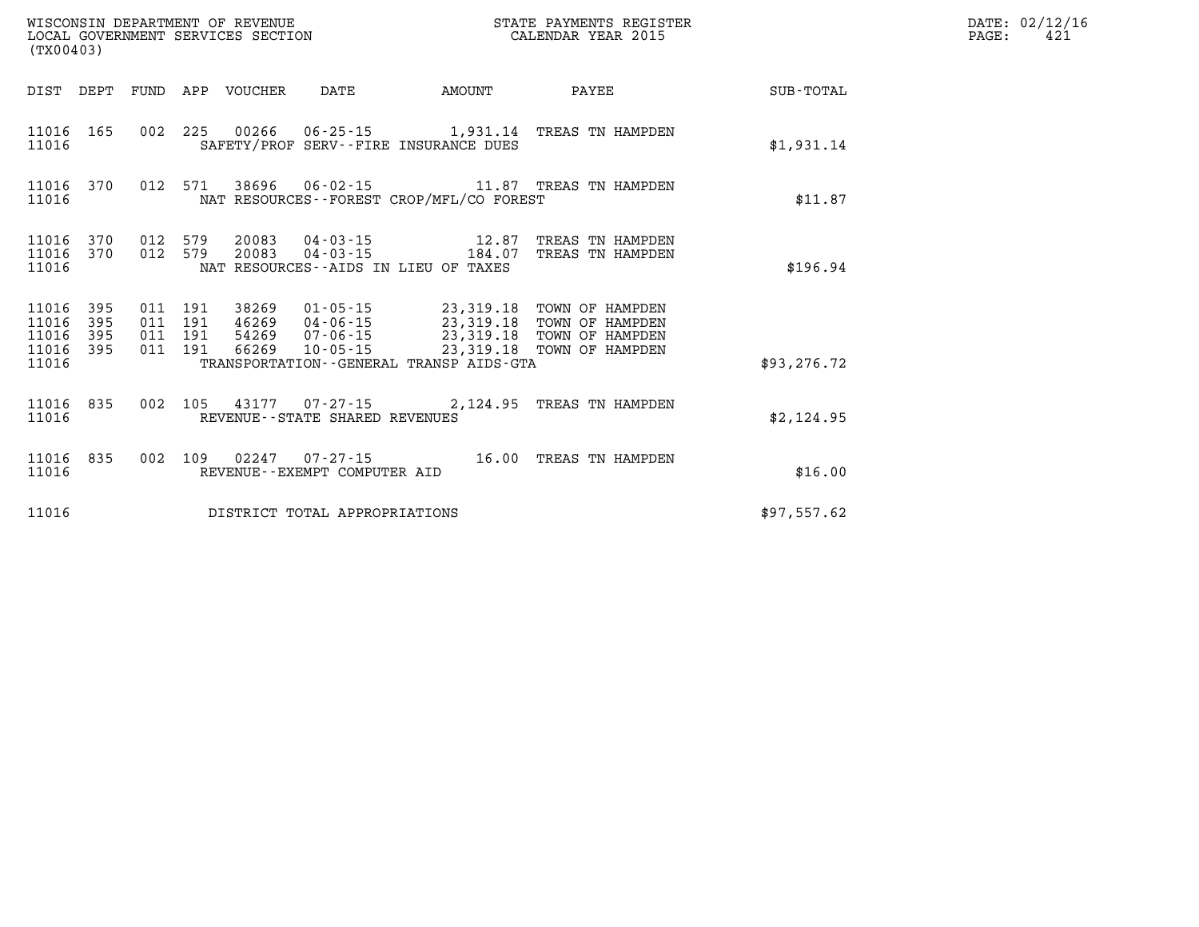WISCONSIN DEPARTMENT OF REVENUE
LOCAL GOVERNMENT SERVICES SECTION
(TX00403)

STATE PAYMENTS REGISTER
CALENDAR YEAR 2015

DATE: 02/12/16
PAGE: 421

| DIST | DEPT | FUND | APP | VOUCHER | DATE | AMOUNT | PAYEE | SUB-TOTAL |
|---|---|---|---|---|---|---|---|---|
| 11016 | 165 | 002 | 225 | 00266 | 06-25-15 | 1,931.14 | TREAS TN HAMPDEN | |
| 11016 | | | | SAFETY/PROF SERV--FIRE INSURANCE DUES | | | | $1,931.14 |
| 11016 | 370 | 012 | 571 | 38696 | 06-02-15 | 11.87 | TREAS TN HAMPDEN | |
| 11016 | | | | NAT RESOURCES--FOREST CROP/MFL/CO FOREST | | | | $11.87 |
| 11016 | 370 | 012 | 579 | 20083 | 04-03-15 | 12.87 | TREAS TN HAMPDEN | |
| 11016 | 370 | 012 | 579 | 20083 | 04-03-15 | 184.07 | TREAS TN HAMPDEN | |
| 11016 | | | | NAT RESOURCES--AIDS IN LIEU OF TAXES | | | | $196.94 |
| 11016 | 395 | 011 | 191 | 38269 | 01-05-15 | 23,319.18 | TOWN OF HAMPDEN | |
| 11016 | 395 | 011 | 191 | 46269 | 04-06-15 | 23,319.18 | TOWN OF HAMPDEN | |
| 11016 | 395 | 011 | 191 | 54269 | 07-06-15 | 23,319.18 | TOWN OF HAMPDEN | |
| 11016 | 395 | 011 | 191 | 66269 | 10-05-15 | 23,319.18 | TOWN OF HAMPDEN | |
| 11016 | | | | TRANSPORTATION--GENERAL TRANSP AIDS-GTA | | | | $93,276.72 |
| 11016 | 835 | 002 | 105 | 43177 | 07-27-15 | 2,124.95 | TREAS TN HAMPDEN | |
| 11016 | | | | REVENUE--STATE SHARED REVENUES | | | | $2,124.95 |
| 11016 | 835 | 002 | 109 | 02247 | 07-27-15 | 16.00 | TREAS TN HAMPDEN | |
| 11016 | | | | REVENUE--EXEMPT COMPUTER AID | | | | $16.00 |
| 11016 | | | | DISTRICT TOTAL APPROPRIATIONS | | | | $97,557.62 |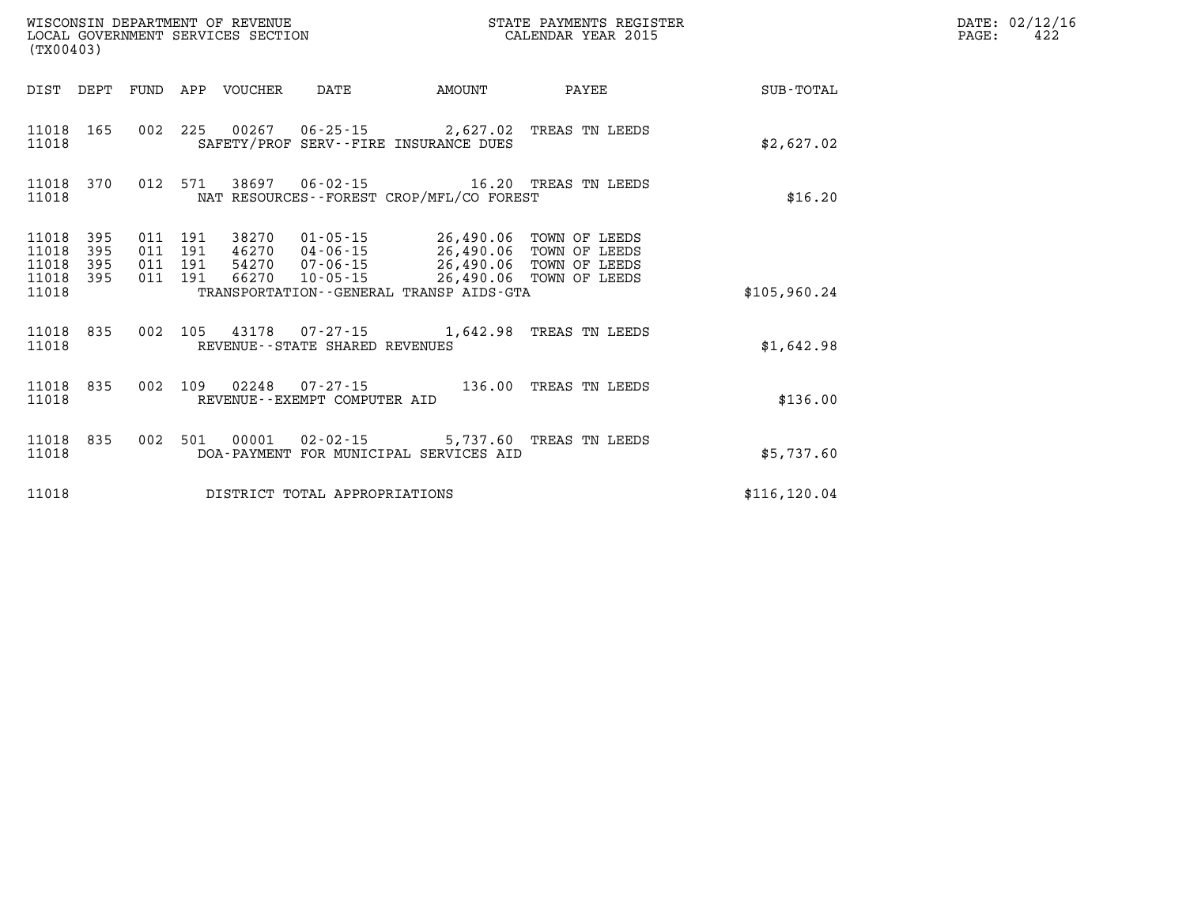WISCONSIN DEPARTMENT OF REVENUE
LOCAL GOVERNMENT SERVICES SECTION
(TX00403)

STATE PAYMENTS REGISTER
CALENDAR YEAR 2015

DATE: 02/12/16
PAGE: 422

| DIST | DEPT | FUND | APP | VOUCHER | DATE | AMOUNT | PAYEE | SUB-TOTAL |
|---|---|---|---|---|---|---|---|---|
| 11018 | 165 | 002 | 225 | 00267 | 06-25-15 | 2,627.02 | TREAS TN LEEDS | |
| 11018 | | | | SAFETY/PROF SERV--FIRE INSURANCE DUES | | | | $2,627.02 |
| 11018 | 370 | 012 | 571 | 38697 | 06-02-15 | 16.20 | TREAS TN LEEDS | |
| 11018 | | | | NAT RESOURCES--FOREST CROP/MFL/CO FOREST | | | | $16.20 |
| 11018 | 395 | 011 | 191 | 38270 | 01-05-15 | 26,490.06 | TOWN OF LEEDS | |
| 11018 | 395 | 011 | 191 | 46270 | 04-06-15 | 26,490.06 | TOWN OF LEEDS | |
| 11018 | 395 | 011 | 191 | 54270 | 07-06-15 | 26,490.06 | TOWN OF LEEDS | |
| 11018 | 395 | 011 | 191 | 66270 | 10-05-15 | 26,490.06 | TOWN OF LEEDS | |
| 11018 | | | | TRANSPORTATION--GENERAL TRANSP AIDS-GTA | | | | $105,960.24 |
| 11018 | 835 | 002 | 105 | 43178 | 07-27-15 | 1,642.98 | TREAS TN LEEDS | |
| 11018 | | | | REVENUE--STATE SHARED REVENUES | | | | $1,642.98 |
| 11018 | 835 | 002 | 109 | 02248 | 07-27-15 | 136.00 | TREAS TN LEEDS | |
| 11018 | | | | REVENUE--EXEMPT COMPUTER AID | | | | $136.00 |
| 11018 | 835 | 002 | 501 | 00001 | 02-02-15 | 5,737.60 | TREAS TN LEEDS | |
| 11018 | | | | DOA-PAYMENT FOR MUNICIPAL SERVICES AID | | | | $5,737.60 |
| 11018 | | | | DISTRICT TOTAL APPROPRIATIONS | | | | $116,120.04 |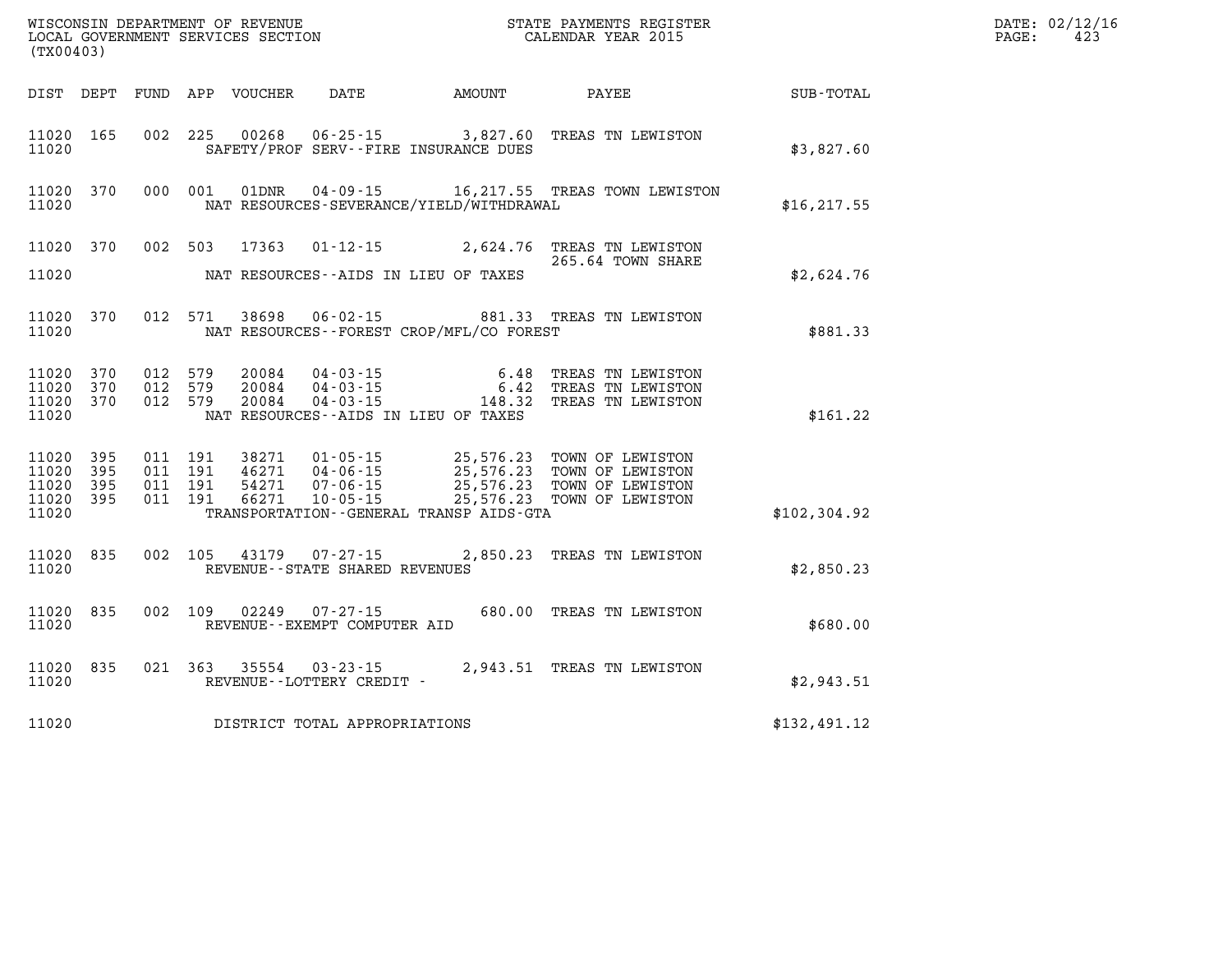WISCONSIN DEPARTMENT OF REVENUE
LOCAL GOVERNMENT SERVICES SECTION
(TX00403)

STATE PAYMENTS REGISTER
CALENDAR YEAR 2015

DATE: 02/12/16

| DIST | DEPT | FUND | APP | VOUCHER | DATE | AMOUNT | PAYEE | SUB-TOTAL |
|---|---|---|---|---|---|---|---|---|
| 11020 | 165 | 002 | 225 | 00268 | 06-25-15 | 3,827.60 | TREAS TN LEWISTON | |
| 11020 | | | | | SAFETY/PROF SERV--FIRE INSURANCE DUES | | | $3,827.60 |
| 11020 | 370 | 000 | 001 | 01DNR | 04-09-15 | 16,217.55 | TREAS TOWN LEWISTON | |
| 11020 | | | | | NAT RESOURCES-SEVERANCE/YIELD/WITHDRAWAL | | | $16,217.55 |
| 11020 | 370 | 002 | 503 | 17363 | 01-12-15 | 2,624.76 | TREAS TN LEWISTON 265.64 TOWN SHARE | |
| 11020 | | | | | NAT RESOURCES--AIDS IN LIEU OF TAXES | | | $2,624.76 |
| 11020 | 370 | 012 | 571 | 38698 | 06-02-15 | 881.33 | TREAS TN LEWISTON | |
| 11020 | | | | | NAT RESOURCES--FOREST CROP/MFL/CO FOREST | | | $881.33 |
| 11020 | 370 | 012 | 579 | 20084 | 04-03-15 | 6.48 | TREAS TN LEWISTON | |
| 11020 | 370 | 012 | 579 | 20084 | 04-03-15 | 6.42 | TREAS TN LEWISTON | |
| 11020 | 370 | 012 | 579 | 20084 | 04-03-15 | 148.32 | TREAS TN LEWISTON | |
| 11020 | | | | | NAT RESOURCES--AIDS IN LIEU OF TAXES | | | $161.22 |
| 11020 | 395 | 011 | 191 | 38271 | 01-05-15 | 25,576.23 | TOWN OF LEWISTON | |
| 11020 | 395 | 011 | 191 | 46271 | 04-06-15 | 25,576.23 | TOWN OF LEWISTON | |
| 11020 | 395 | 011 | 191 | 54271 | 07-06-15 | 25,576.23 | TOWN OF LEWISTON | |
| 11020 | 395 | 011 | 191 | 66271 | 10-05-15 | 25,576.23 | TOWN OF LEWISTON | |
| 11020 | | | | | TRANSPORTATION--GENERAL TRANSP AIDS-GTA | | | $102,304.92 |
| 11020 | 835 | 002 | 105 | 43179 | 07-27-15 | 2,850.23 | TREAS TN LEWISTON | |
| 11020 | | | | | REVENUE--STATE SHARED REVENUES | | | $2,850.23 |
| 11020 | 835 | 002 | 109 | 02249 | 07-27-15 | 680.00 | TREAS TN LEWISTON | |
| 11020 | | | | | REVENUE--EXEMPT COMPUTER AID | | | $680.00 |
| 11020 | 835 | 021 | 363 | 35554 | 03-23-15 | 2,943.51 | TREAS TN LEWISTON | |
| 11020 | | | | | REVENUE--LOTTERY CREDIT - | | | $2,943.51 |
| 11020 | | | | | DISTRICT TOTAL APPROPRIATIONS | | | $132,491.12 |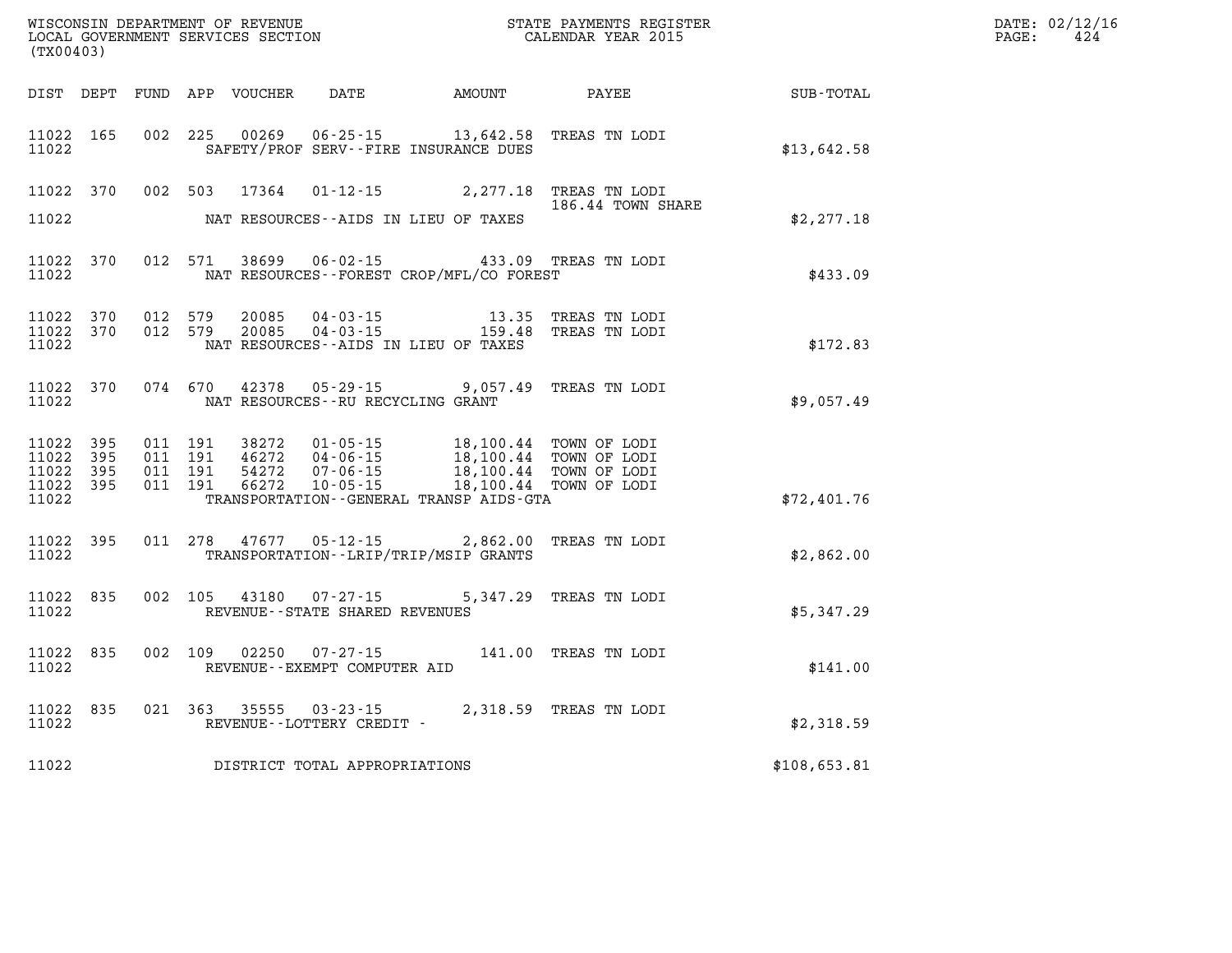WISCONSIN DEPARTMENT OF REVENUE
LOCAL GOVERNMENT SERVICES SECTION
(TX00403)

STATE PAYMENTS REGISTER
CALENDAR YEAR 2015

DATE: 02/12/16
PAGE: 424

| DIST | DEPT | FUND | APP | VOUCHER | DATE | AMOUNT | PAYEE | SUB-TOTAL |
|---|---|---|---|---|---|---|---|---|
| 11022 | 165 | 002 | 225 | 00269 | 06-25-15 | 13,642.58 | TREAS TN LODI | |
| 11022 | | | | | SAFETY/PROF SERV--FIRE INSURANCE DUES | | | $13,642.58 |
| 11022 | 370 | 002 | 503 | 17364 | 01-12-15 | 2,277.18 | TREAS TN LODI 186.44 TOWN SHARE | |
| 11022 | | | | | NAT RESOURCES--AIDS IN LIEU OF TAXES | | | $2,277.18 |
| 11022 | 370 | 012 | 571 | 38699 | 06-02-15 | 433.09 | TREAS TN LODI | |
| 11022 | | | | | NAT RESOURCES--FOREST CROP/MFL/CO FOREST | | | $433.09 |
| 11022 | 370 | 012 | 579 | 20085 | 04-03-15 | 13.35 | TREAS TN LODI | |
| 11022 | 370 | 012 | 579 | 20085 | 04-03-15 | 159.48 | TREAS TN LODI | |
| 11022 | | | | | NAT RESOURCES--AIDS IN LIEU OF TAXES | | | $172.83 |
| 11022 | 370 | 074 | 670 | 42378 | 05-29-15 | 9,057.49 | TREAS TN LODI | |
| 11022 | | | | | NAT RESOURCES--RU RECYCLING GRANT | | | $9,057.49 |
| 11022 | 395 | 011 | 191 | 38272 | 01-05-15 | 18,100.44 | TOWN OF LODI | |
| 11022 | 395 | 011 | 191 | 46272 | 04-06-15 | 18,100.44 | TOWN OF LODI | |
| 11022 | 395 | 011 | 191 | 54272 | 07-06-15 | 18,100.44 | TOWN OF LODI | |
| 11022 | 395 | 011 | 191 | 66272 | 10-05-15 | 18,100.44 | TOWN OF LODI | |
| 11022 | | | | | TRANSPORTATION--GENERAL TRANSP AIDS-GTA | | | $72,401.76 |
| 11022 | 395 | 011 | 278 | 47677 | 05-12-15 | 2,862.00 | TREAS TN LODI | |
| 11022 | | | | | TRANSPORTATION--LRIP/TRIP/MSIP GRANTS | | | $2,862.00 |
| 11022 | 835 | 002 | 105 | 43180 | 07-27-15 | 5,347.29 | TREAS TN LODI | |
| 11022 | | | | | REVENUE--STATE SHARED REVENUES | | | $5,347.29 |
| 11022 | 835 | 002 | 109 | 02250 | 07-27-15 | 141.00 | TREAS TN LODI | |
| 11022 | | | | | REVENUE--EXEMPT COMPUTER AID | | | $141.00 |
| 11022 | 835 | 021 | 363 | 35555 | 03-23-15 | 2,318.59 | TREAS TN LODI | |
| 11022 | | | | | REVENUE--LOTTERY CREDIT - | | | $2,318.59 |
| 11022 | | | | | DISTRICT TOTAL APPROPRIATIONS | | | $108,653.81 |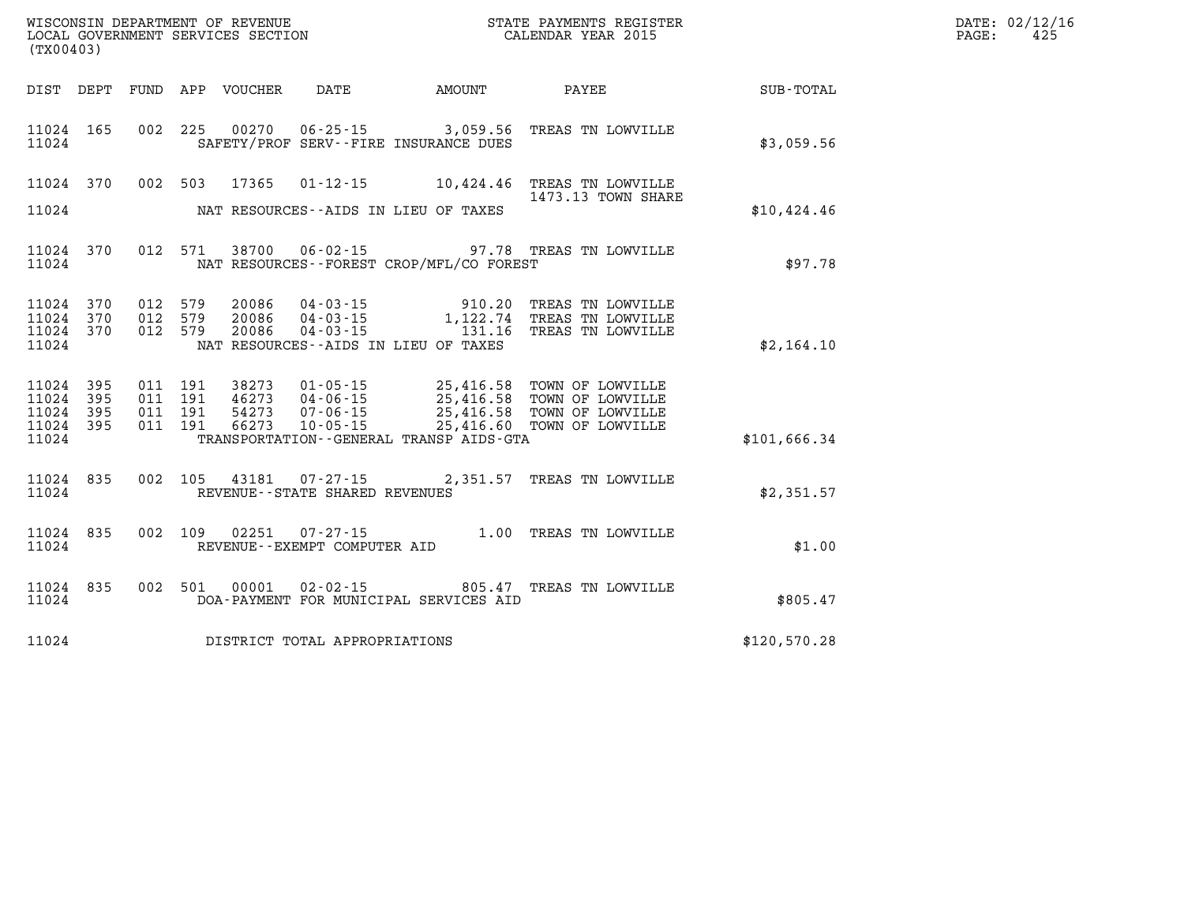WISCONSIN DEPARTMENT OF REVENUE
LOCAL GOVERNMENT SERVICES SECTION
(TX00403)

STATE PAYMENTS REGISTER
CALENDAR YEAR 2015

DATE: 02/12/16
PAGE: 425

| DIST | DEPT | FUND | APP | VOUCHER | DATE | AMOUNT | PAYEE | SUB-TOTAL |
|---|---|---|---|---|---|---|---|---|
| 11024 | 165 | 002 | 225 | 00270 | 06-25-15 | 3,059.56 | TREAS TN LOWVILLE | |
| 11024 | | | | SAFETY/PROF SERV--FIRE INSURANCE DUES | | | | $3,059.56 |
| 11024 | 370 | 002 | 503 | 17365 | 01-12-15 | 10,424.46 | TREAS TN LOWVILLE 1473.13 TOWN SHARE | |
| 11024 | | | | NAT RESOURCES--AIDS IN LIEU OF TAXES | | | | $10,424.46 |
| 11024 | 370 | 012 | 571 | 38700 | 06-02-15 | 97.78 | TREAS TN LOWVILLE | |
| 11024 | | | | NAT RESOURCES--FOREST CROP/MFL/CO FOREST | | | | $97.78 |
| 11024 | 370 | 012 | 579 | 20086 | 04-03-15 | 910.20 | TREAS TN LOWVILLE | |
| 11024 | 370 | 012 | 579 | 20086 | 04-03-15 | 1,122.74 | TREAS TN LOWVILLE | |
| 11024 | 370 | 012 | 579 | 20086 | 04-03-15 | 131.16 | TREAS TN LOWVILLE | |
| 11024 | | | | NAT RESOURCES--AIDS IN LIEU OF TAXES | | | | $2,164.10 |
| 11024 | 395 | 011 | 191 | 38273 | 01-05-15 | 25,416.58 | TOWN OF LOWVILLE | |
| 11024 | 395 | 011 | 191 | 46273 | 04-06-15 | 25,416.58 | TOWN OF LOWVILLE | |
| 11024 | 395 | 011 | 191 | 54273 | 07-06-15 | 25,416.58 | TOWN OF LOWVILLE | |
| 11024 | 395 | 011 | 191 | 66273 | 10-05-15 | 25,416.60 | TOWN OF LOWVILLE | |
| 11024 | | | | TRANSPORTATION--GENERAL TRANSP AIDS-GTA | | | | $101,666.34 |
| 11024 | 835 | 002 | 105 | 43181 | 07-27-15 | 2,351.57 | TREAS TN LOWVILLE | |
| 11024 | | | | REVENUE--STATE SHARED REVENUES | | | | $2,351.57 |
| 11024 | 835 | 002 | 109 | 02251 | 07-27-15 | 1.00 | TREAS TN LOWVILLE | |
| 11024 | | | | REVENUE--EXEMPT COMPUTER AID | | | | $1.00 |
| 11024 | 835 | 002 | 501 | 00001 | 02-02-15 | 805.47 | TREAS TN LOWVILLE | |
| 11024 | | | | DOA-PAYMENT FOR MUNICIPAL SERVICES AID | | | | $805.47 |
| 11024 | | | | DISTRICT TOTAL APPROPRIATIONS | | | | $120,570.28 |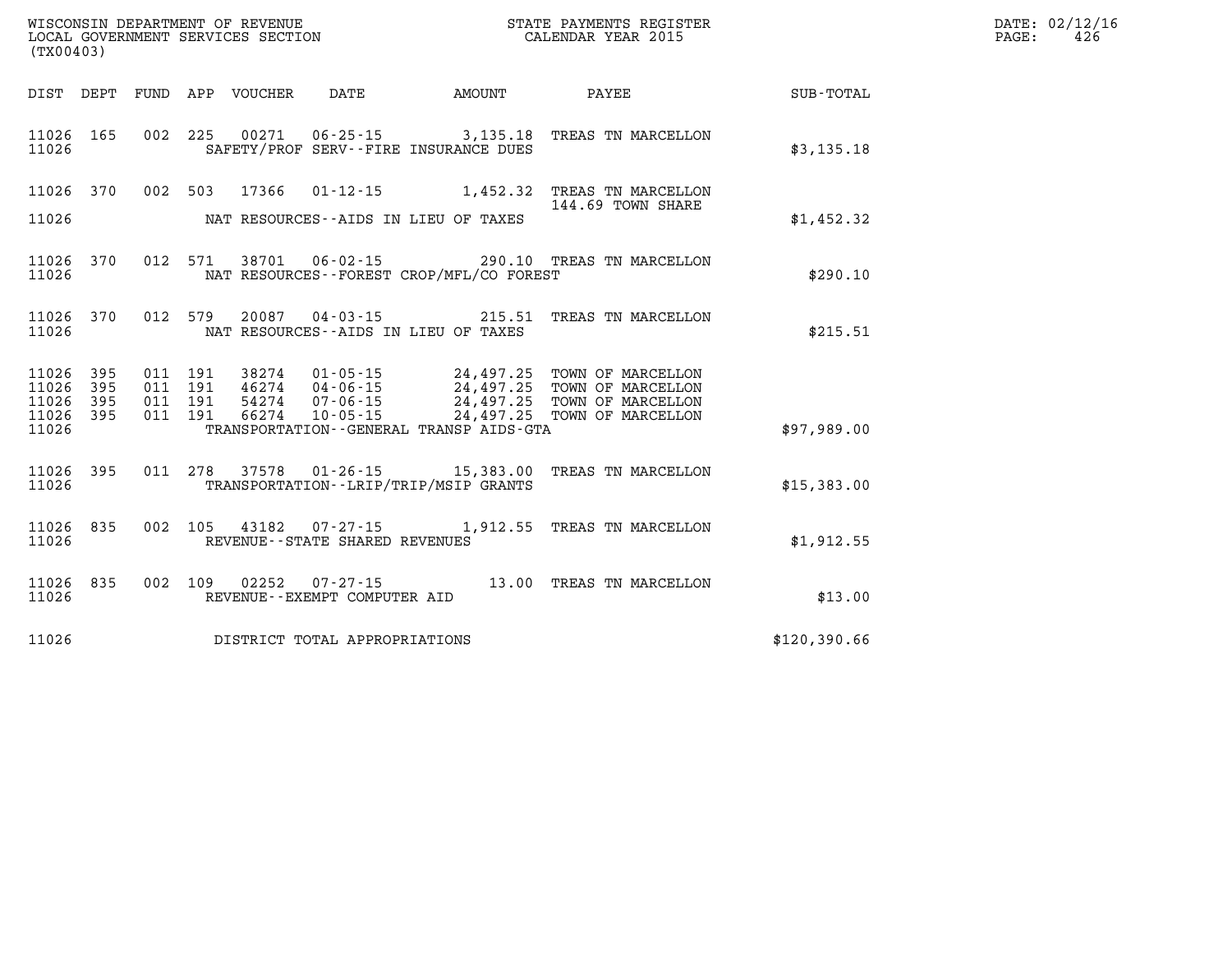WISCONSIN DEPARTMENT OF REVENUE
LOCAL GOVERNMENT SERVICES SECTION
(TX00403)

STATE PAYMENTS REGISTER
CALENDAR YEAR 2015

DATE: 02/12/16
PAGE: 426

| DIST | DEPT | FUND | APP | VOUCHER | DATE | AMOUNT | PAYEE | SUB-TOTAL |
|---|---|---|---|---|---|---|---|---|
| 11026 | 165 | 002 | 225 | 00271 | 06-25-15 | 3,135.18 | TREAS TN MARCELLON | |
| 11026 | | | | SAFETY/PROF SERV--FIRE INSURANCE DUES | | | | $3,135.18 |
| 11026 | 370 | 002 | 503 | 17366 | 01-12-15 | 1,452.32 | TREAS TN MARCELLON 144.69 TOWN SHARE | |
| 11026 | | | | NAT RESOURCES--AIDS IN LIEU OF TAXES | | | | $1,452.32 |
| 11026 | 370 | 012 | 571 | 38701 | 06-02-15 | 290.10 | TREAS TN MARCELLON | |
| 11026 | | | | NAT RESOURCES--FOREST CROP/MFL/CO FOREST | | | | $290.10 |
| 11026 | 370 | 012 | 579 | 20087 | 04-03-15 | 215.51 | TREAS TN MARCELLON | |
| 11026 | | | | NAT RESOURCES--AIDS IN LIEU OF TAXES | | | | $215.51 |
| 11026 | 395 | 011 | 191 | 38274 | 01-05-15 | 24,497.25 | TOWN OF MARCELLON | |
| 11026 | 395 | 011 | 191 | 46274 | 04-06-15 | 24,497.25 | TOWN OF MARCELLON | |
| 11026 | 395 | 011 | 191 | 54274 | 07-06-15 | 24,497.25 | TOWN OF MARCELLON | |
| 11026 | 395 | 011 | 191 | 66274 | 10-05-15 | 24,497.25 | TOWN OF MARCELLON | |
| 11026 | | | | TRANSPORTATION--GENERAL TRANSP AIDS-GTA | | | | $97,989.00 |
| 11026 | 395 | 011 | 278 | 37578 | 01-26-15 | 15,383.00 | TREAS TN MARCELLON | |
| 11026 | | | | TRANSPORTATION--LRIP/TRIP/MSIP GRANTS | | | | $15,383.00 |
| 11026 | 835 | 002 | 105 | 43182 | 07-27-15 | 1,912.55 | TREAS TN MARCELLON | |
| 11026 | | | | REVENUE--STATE SHARED REVENUES | | | | $1,912.55 |
| 11026 | 835 | 002 | 109 | 02252 | 07-27-15 | 13.00 | TREAS TN MARCELLON | |
| 11026 | | | | REVENUE--EXEMPT COMPUTER AID | | | | $13.00 |
| 11026 | | | | DISTRICT TOTAL APPROPRIATIONS | | | | $120,390.66 |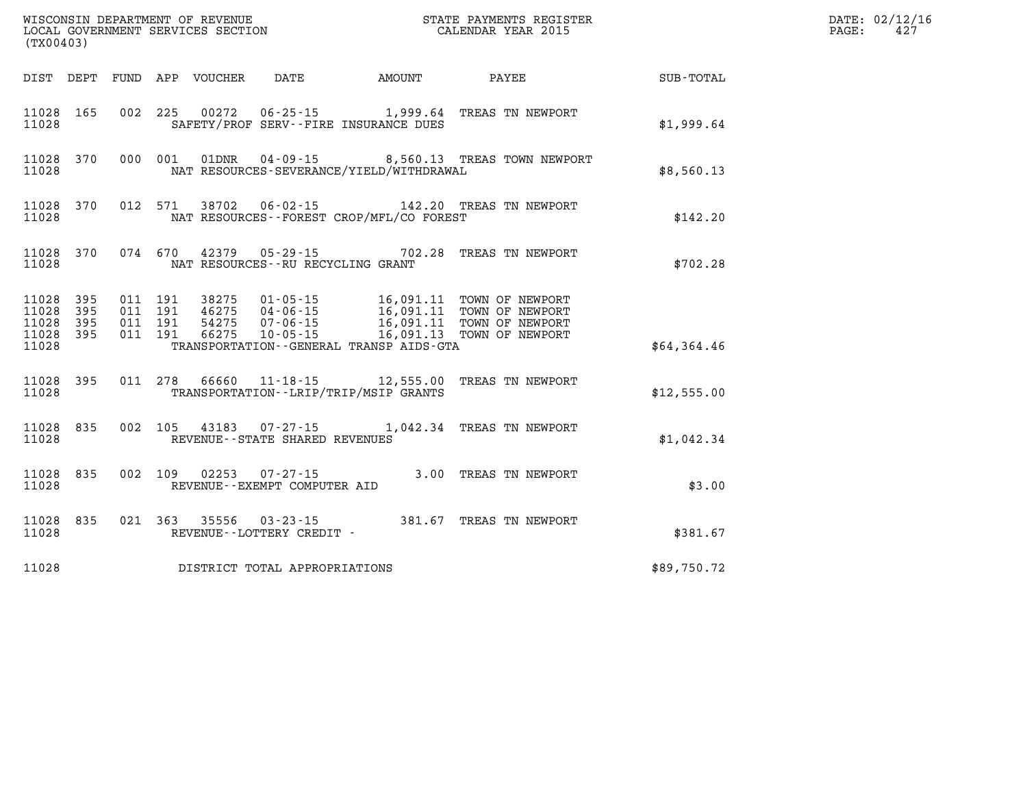WISCONSIN DEPARTMENT OF REVENUE
LOCAL GOVERNMENT SERVICES SECTION
(TX00403)

STATE PAYMENTS REGISTER
CALENDAR YEAR 2015

DATE: 02/12/16
PAGE: 427

| DIST | DEPT | FUND | APP | VOUCHER | DATE | AMOUNT | PAYEE | SUB-TOTAL |
|---|---|---|---|---|---|---|---|---|
| 11028 | 165 | 002 | 225 | 00272 | 06-25-15 | 1,999.64 | TREAS TN NEWPORT | |
| 11028 | | | | SAFETY/PROF SERV--FIRE INSURANCE DUES | | | | $1,999.64 |
| 11028 | 370 | 000 | 001 | 01DNR | 04-09-15 | 8,560.13 | TREAS TOWN NEWPORT | |
| 11028 | | | | NAT RESOURCES-SEVERANCE/YIELD/WITHDRAWAL | | | | $8,560.13 |
| 11028 | 370 | 012 | 571 | 38702 | 06-02-15 | 142.20 | TREAS TN NEWPORT | |
| 11028 | | | | NAT RESOURCES--FOREST CROP/MFL/CO FOREST | | | | $142.20 |
| 11028 | 370 | 074 | 670 | 42379 | 05-29-15 | 702.28 | TREAS TN NEWPORT | |
| 11028 | | | | NAT RESOURCES--RU RECYCLING GRANT | | | | $702.28 |
| 11028 | 395 | 011 | 191 | 38275 | 01-05-15 | 16,091.11 | TOWN OF NEWPORT | |
| 11028 | 395 | 011 | 191 | 46275 | 04-06-15 | 16,091.11 | TOWN OF NEWPORT | |
| 11028 | 395 | 011 | 191 | 54275 | 07-06-15 | 16,091.11 | TOWN OF NEWPORT | |
| 11028 | 395 | 011 | 191 | 66275 | 10-05-15 | 16,091.13 | TOWN OF NEWPORT | |
| 11028 | | | | TRANSPORTATION--GENERAL TRANSP AIDS-GTA | | | | $64,364.46 |
| 11028 | 395 | 011 | 278 | 66660 | 11-18-15 | 12,555.00 | TREAS TN NEWPORT | |
| 11028 | | | | TRANSPORTATION--LRIP/TRIP/MSIP GRANTS | | | | $12,555.00 |
| 11028 | 835 | 002 | 105 | 43183 | 07-27-15 | 1,042.34 | TREAS TN NEWPORT | |
| 11028 | | | | REVENUE--STATE SHARED REVENUES | | | | $1,042.34 |
| 11028 | 835 | 002 | 109 | 02253 | 07-27-15 | 3.00 | TREAS TN NEWPORT | |
| 11028 | | | | REVENUE--EXEMPT COMPUTER AID | | | | $3.00 |
| 11028 | 835 | 021 | 363 | 35556 | 03-23-15 | 381.67 | TREAS TN NEWPORT | |
| 11028 | | | | REVENUE--LOTTERY CREDIT - | | | | $381.67 |
| 11028 | | | | DISTRICT TOTAL APPROPRIATIONS | | | | $89,750.72 |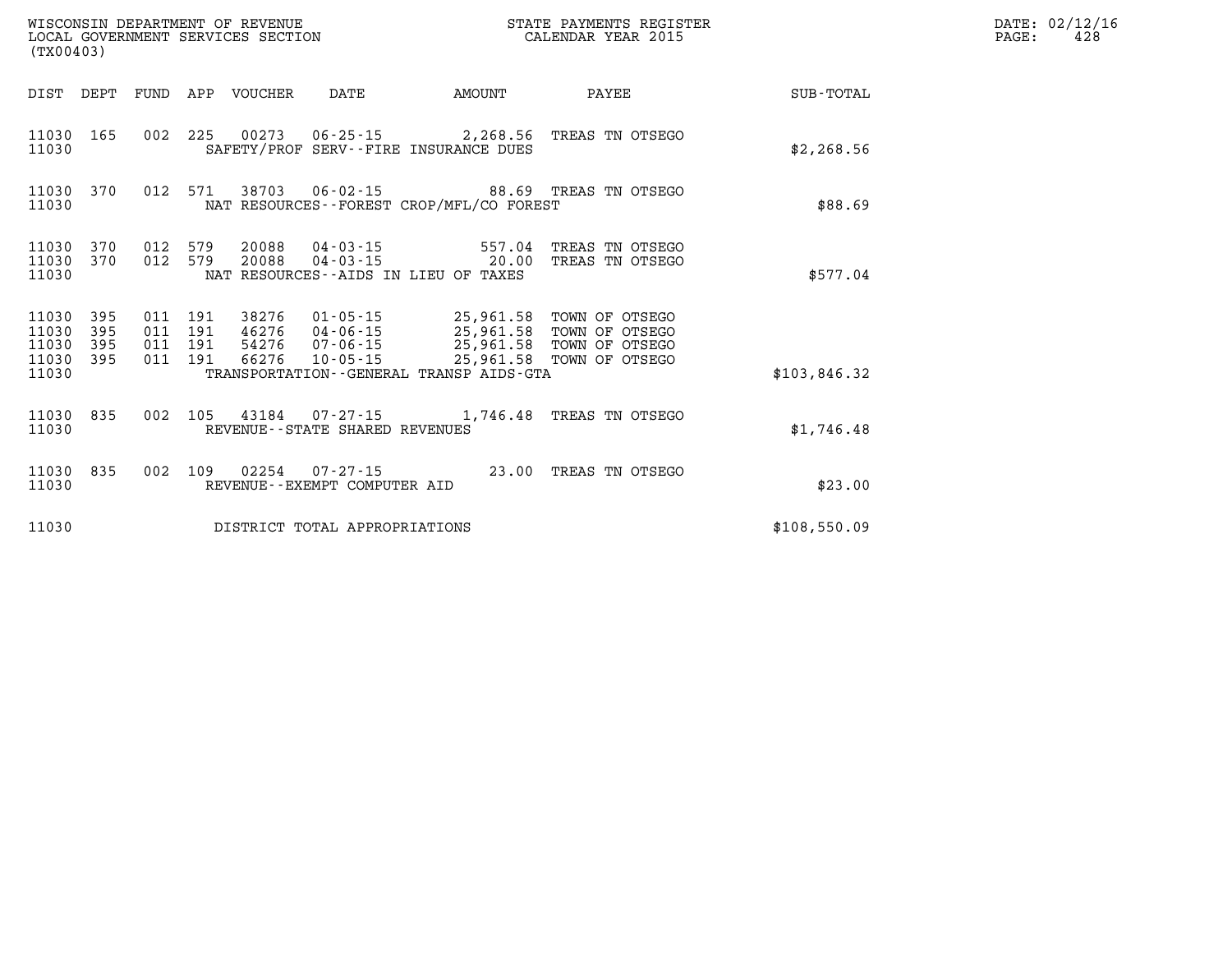WISCONSIN DEPARTMENT OF REVENUE
LOCAL GOVERNMENT SERVICES SECTION
(TX00403)

STATE PAYMENTS REGISTER
CALENDAR YEAR 2015

| DIST | DEPT | FUND | APP | VOUCHER | DATE | AMOUNT | PAYEE | SUB-TOTAL |
|---|---|---|---|---|---|---|---|---|
| 11030 | 165 | 002 | 225 | 00273 | 06-25-15 | 2,268.56 | TREAS TN OTSEGO | |
| 11030 | | | | SAFETY/PROF SERV--FIRE INSURANCE DUES | | | | $2,268.56 |
| 11030 | 370 | 012 | 571 | 38703 | 06-02-15 | 88.69 | TREAS TN OTSEGO | |
| 11030 | | | | NAT RESOURCES--FOREST CROP/MFL/CO FOREST | | | | $88.69 |
| 11030 | 370 | 012 | 579 | 20088 | 04-03-15 | 557.04 | TREAS TN OTSEGO | |
| 11030 | 370 | 012 | 579 | 20088 | 04-03-15 | 20.00 | TREAS TN OTSEGO | |
| 11030 | | | | NAT RESOURCES--AIDS IN LIEU OF TAXES | | | | $577.04 |
| 11030 | 395 | 011 | 191 | 38276 | 01-05-15 | 25,961.58 | TOWN OF OTSEGO | |
| 11030 | 395 | 011 | 191 | 46276 | 04-06-15 | 25,961.58 | TOWN OF OTSEGO | |
| 11030 | 395 | 011 | 191 | 54276 | 07-06-15 | 25,961.58 | TOWN OF OTSEGO | |
| 11030 | 395 | 011 | 191 | 66276 | 10-05-15 | 25,961.58 | TOWN OF OTSEGO | |
| 11030 | | | | TRANSPORTATION--GENERAL TRANSP AIDS-GTA | | | | $103,846.32 |
| 11030 | 835 | 002 | 105 | 43184 | 07-27-15 | 1,746.48 | TREAS TN OTSEGO | |
| 11030 | | | | REVENUE--STATE SHARED REVENUES | | | | $1,746.48 |
| 11030 | 835 | 002 | 109 | 02254 | 07-27-15 | 23.00 | TREAS TN OTSEGO | |
| 11030 | | | | REVENUE--EXEMPT COMPUTER AID | | | | $23.00 |
| 11030 | | | | DISTRICT TOTAL APPROPRIATIONS | | | | $108,550.09 |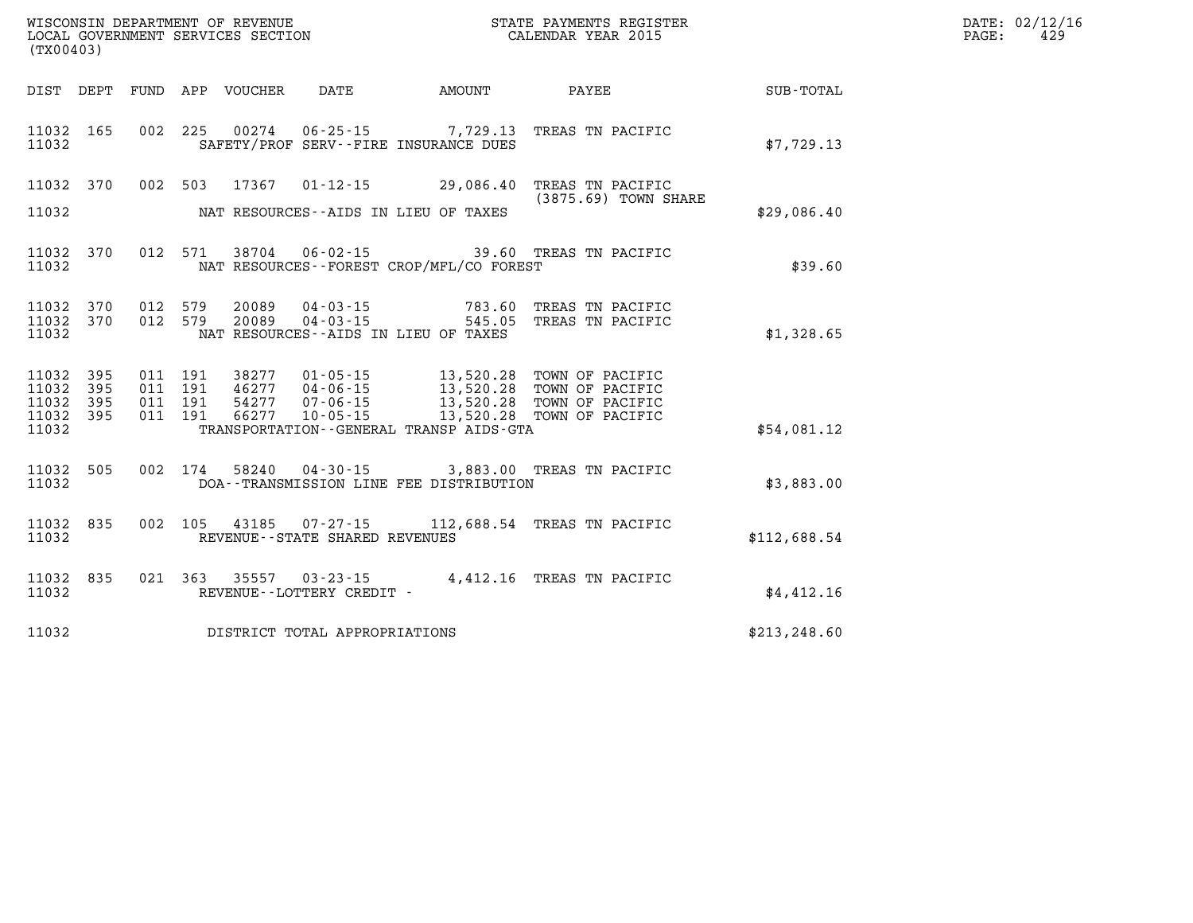WISCONSIN DEPARTMENT OF REVENUE
LOCAL GOVERNMENT SERVICES SECTION
(TX00403)

STATE PAYMENTS REGISTER
CALENDAR YEAR 2015

DATE: 02/12/16

| DIST | DEPT | FUND | APP | VOUCHER | DATE | AMOUNT | PAYEE | SUB-TOTAL |
|---|---|---|---|---|---|---|---|---|
| 11032 | 165 | 002 | 225 | 00274 | 06-25-15 | 7,729.13 | TREAS TN PACIFIC | |
| 11032 | | | | | SAFETY/PROF SERV--FIRE INSURANCE DUES | | | $7,729.13 |
| 11032 | 370 | 002 | 503 | 17367 | 01-12-15 | 29,086.40 | TREAS TN PACIFIC (3875.69) TOWN SHARE | |
| 11032 | | | | | NAT RESOURCES--AIDS IN LIEU OF TAXES | | | $29,086.40 |
| 11032 | 370 | 012 | 571 | 38704 | 06-02-15 | 39.60 | TREAS TN PACIFIC | |
| 11032 | | | | | NAT RESOURCES--FOREST CROP/MFL/CO FOREST | | | $39.60 |
| 11032 | 370 | 012 | 579 | 20089 | 04-03-15 | 783.60 | TREAS TN PACIFIC | |
| 11032 | 370 | 012 | 579 | 20089 | 04-03-15 | 545.05 | TREAS TN PACIFIC | |
| 11032 | | | | | NAT RESOURCES--AIDS IN LIEU OF TAXES | | | $1,328.65 |
| 11032 | 395 | 011 | 191 | 38277 | 01-05-15 | 13,520.28 | TOWN OF PACIFIC | |
| 11032 | 395 | 011 | 191 | 46277 | 04-06-15 | 13,520.28 | TOWN OF PACIFIC | |
| 11032 | 395 | 011 | 191 | 54277 | 07-06-15 | 13,520.28 | TOWN OF PACIFIC | |
| 11032 | 395 | 011 | 191 | 66277 | 10-05-15 | 13,520.28 | TOWN OF PACIFIC | |
| 11032 | | | | | TRANSPORTATION--GENERAL TRANSP AIDS-GTA | | | $54,081.12 |
| 11032 | 505 | 002 | 174 | 58240 | 04-30-15 | 3,883.00 | TREAS TN PACIFIC | |
| 11032 | | | | | DOA--TRANSMISSION LINE FEE DISTRIBUTION | | | $3,883.00 |
| 11032 | 835 | 002 | 105 | 43185 | 07-27-15 | 112,688.54 | TREAS TN PACIFIC | |
| 11032 | | | | | REVENUE--STATE SHARED REVENUES | | | $112,688.54 |
| 11032 | 835 | 021 | 363 | 35557 | 03-23-15 | 4,412.16 | TREAS TN PACIFIC | |
| 11032 | | | | | REVENUE--LOTTERY CREDIT - | | | $4,412.16 |
| 11032 | | | | | DISTRICT TOTAL APPROPRIATIONS | | | $213,248.60 |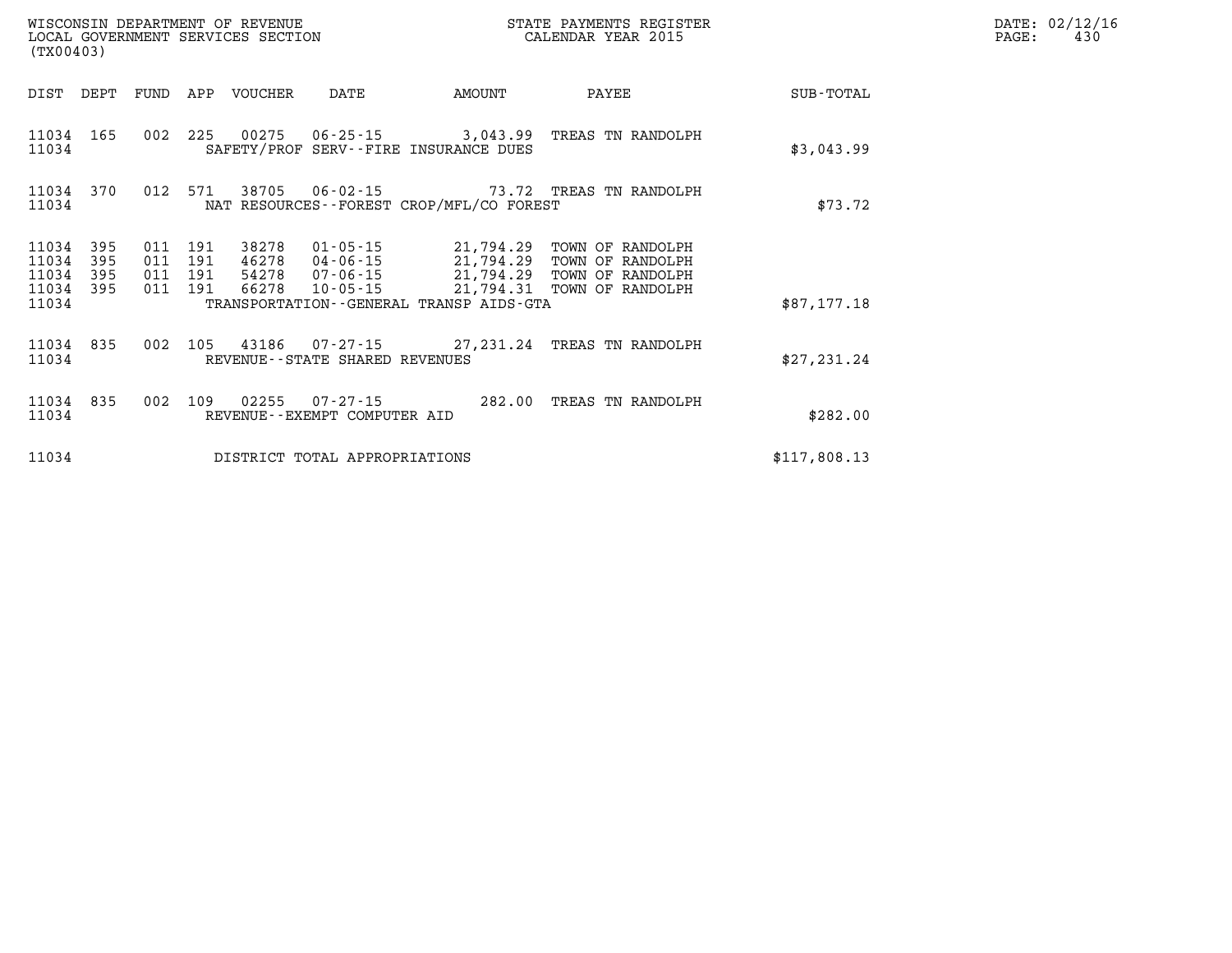WISCONSIN DEPARTMENT OF REVENUE
LOCAL GOVERNMENT SERVICES SECTION
(TX00403)

STATE PAYMENTS REGISTER
CALENDAR YEAR 2015

DATE: 02/12/16

| DIST | DEPT | FUND | APP | VOUCHER | DATE | AMOUNT | PAYEE | SUB-TOTAL |
|---|---|---|---|---|---|---|---|---|
| 11034 | 165 | 002 | 225 | 00275 | 06-25-15 | 3,043.99 | TREAS TN RANDOLPH | |
| 11034 | | | | SAFETY/PROF SERV--FIRE INSURANCE DUES | | | | $3,043.99 |
| 11034 | 370 | 012 | 571 | 38705 | 06-02-15 | 73.72 | TREAS TN RANDOLPH | |
| 11034 | | | | NAT RESOURCES--FOREST CROP/MFL/CO FOREST | | | | $73.72 |
| 11034 | 395 | 011 | 191 | 38278 | 01-05-15 | 21,794.29 | TOWN OF RANDOLPH | |
| 11034 | 395 | 011 | 191 | 46278 | 04-06-15 | 21,794.29 | TOWN OF RANDOLPH | |
| 11034 | 395 | 011 | 191 | 54278 | 07-06-15 | 21,794.29 | TOWN OF RANDOLPH | |
| 11034 | 395 | 011 | 191 | 66278 | 10-05-15 | 21,794.31 | TOWN OF RANDOLPH | |
| 11034 | | | | TRANSPORTATION--GENERAL TRANSP AIDS-GTA | | | | $87,177.18 |
| 11034 | 835 | 002 | 105 | 43186 | 07-27-15 | 27,231.24 | TREAS TN RANDOLPH | |
| 11034 | | | | REVENUE--STATE SHARED REVENUES | | | | $27,231.24 |
| 11034 | 835 | 002 | 109 | 02255 | 07-27-15 | 282.00 | TREAS TN RANDOLPH | |
| 11034 | | | | REVENUE--EXEMPT COMPUTER AID | | | | $282.00 |
| 11034 | | | | DISTRICT TOTAL APPROPRIATIONS | | | | $117,808.13 |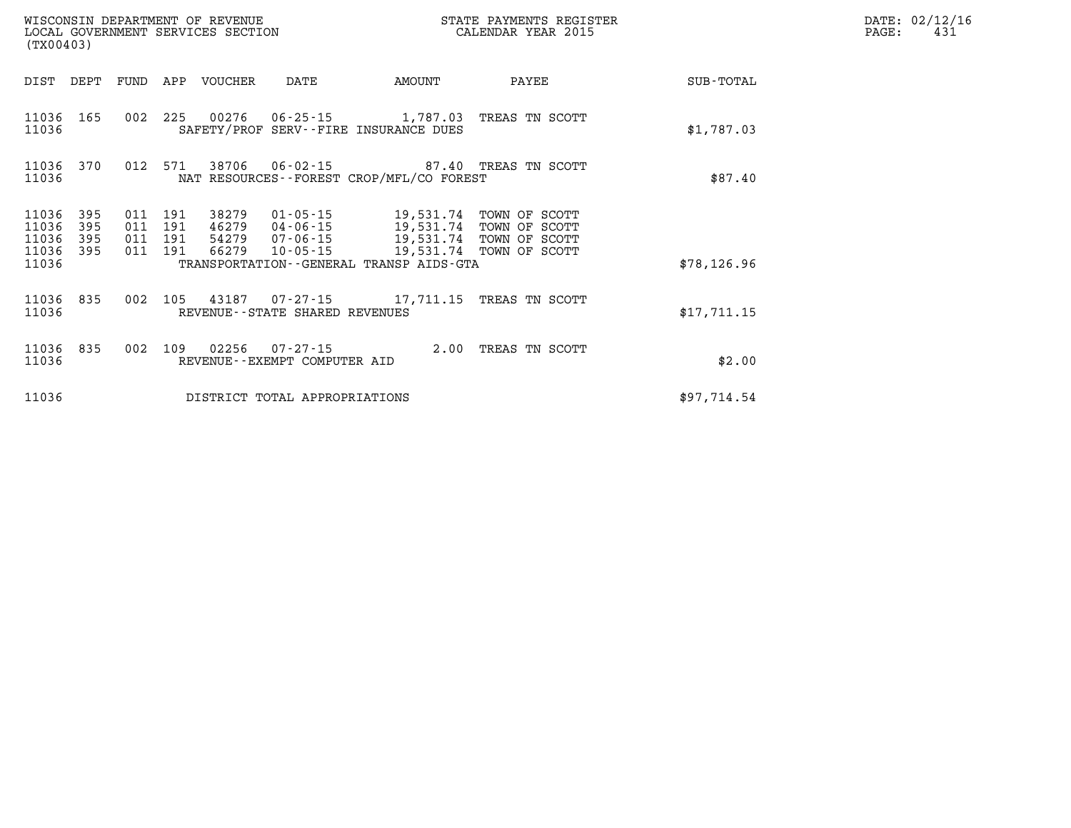WISCONSIN DEPARTMENT OF REVENUE
LOCAL GOVERNMENT SERVICES SECTION
(TX00403)

STATE PAYMENTS REGISTER
CALENDAR YEAR 2015

DATE: 02/12/16
PAGE: 431

| DIST | DEPT | FUND | APP | VOUCHER | DATE | AMOUNT | PAYEE | SUB-TOTAL |
|---|---|---|---|---|---|---|---|---|
| 11036 | 165 | 002 | 225 | 00276 | 06-25-15 | 1,787.03 | TREAS TN SCOTT | |
| 11036 | | | | SAFETY/PROF SERV--FIRE INSURANCE DUES | | | | $1,787.03 |
| 11036 | 370 | 012 | 571 | 38706 | 06-02-15 | 87.40 | TREAS TN SCOTT | |
| 11036 | | | | NAT RESOURCES--FOREST CROP/MFL/CO FOREST | | | | $87.40 |
| 11036 | 395 | 011 | 191 | 38279 | 01-05-15 | 19,531.74 | TOWN OF SCOTT | |
| 11036 | 395 | 011 | 191 | 46279 | 04-06-15 | 19,531.74 | TOWN OF SCOTT | |
| 11036 | 395 | 011 | 191 | 54279 | 07-06-15 | 19,531.74 | TOWN OF SCOTT | |
| 11036 | 395 | 011 | 191 | 66279 | 10-05-15 | 19,531.74 | TOWN OF SCOTT | |
| 11036 | | | | TRANSPORTATION--GENERAL TRANSP AIDS-GTA | | | | $78,126.96 |
| 11036 | 835 | 002 | 105 | 43187 | 07-27-15 | 17,711.15 | TREAS TN SCOTT | |
| 11036 | | | | REVENUE--STATE SHARED REVENUES | | | | $17,711.15 |
| 11036 | 835 | 002 | 109 | 02256 | 07-27-15 | 2.00 | TREAS TN SCOTT | |
| 11036 | | | | REVENUE--EXEMPT COMPUTER AID | | | | $2.00 |
| 11036 | | | | DISTRICT TOTAL APPROPRIATIONS | | | | $97,714.54 |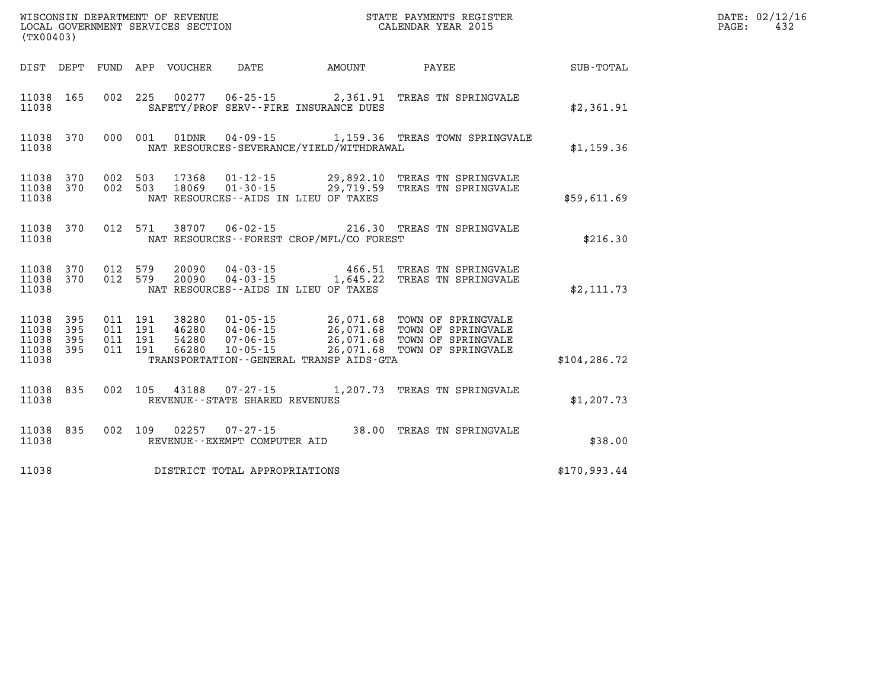WISCONSIN DEPARTMENT OF REVENUE
LOCAL GOVERNMENT SERVICES SECTION
(TX00403)

STATE PAYMENTS REGISTER
CALENDAR YEAR 2015

DATE: 02/12/16
PAGE: 432

| DIST | DEPT | FUND | APP | VOUCHER | DATE | AMOUNT | PAYEE | SUB-TOTAL |
|---|---|---|---|---|---|---|---|---|
| 11038 | 165 | 002 | 225 | 00277 | 06-25-15 | 2,361.91 | TREAS TN SPRINGVALE | |
| 11038 | | | | SAFETY/PROF SERV--FIRE INSURANCE DUES | | | | $2,361.91 |
| 11038 | 370 | 000 | 001 | 01DNR | 04-09-15 | 1,159.36 | TREAS TOWN SPRINGVALE | |
| 11038 | | | | NAT RESOURCES-SEVERANCE/YIELD/WITHDRAWAL | | | | $1,159.36 |
| 11038 | 370 | 002 | 503 | 17368 | 01-12-15 | 29,892.10 | TREAS TN SPRINGVALE | |
| 11038 | 370 | 002 | 503 | 18069 | 01-30-15 | 29,719.59 | TREAS TN SPRINGVALE | |
| 11038 | | | | NAT RESOURCES--AIDS IN LIEU OF TAXES | | | | $59,611.69 |
| 11038 | 370 | 012 | 571 | 38707 | 06-02-15 | 216.30 | TREAS TN SPRINGVALE | |
| 11038 | | | | NAT RESOURCES--FOREST CROP/MFL/CO FOREST | | | | $216.30 |
| 11038 | 370 | 012 | 579 | 20090 | 04-03-15 | 466.51 | TREAS TN SPRINGVALE | |
| 11038 | 370 | 012 | 579 | 20090 | 04-03-15 | 1,645.22 | TREAS TN SPRINGVALE | |
| 11038 | | | | NAT RESOURCES--AIDS IN LIEU OF TAXES | | | | $2,111.73 |
| 11038 | 395 | 011 | 191 | 38280 | 01-05-15 | 26,071.68 | TOWN OF SPRINGVALE | |
| 11038 | 395 | 011 | 191 | 46280 | 04-06-15 | 26,071.68 | TOWN OF SPRINGVALE | |
| 11038 | 395 | 011 | 191 | 54280 | 07-06-15 | 26,071.68 | TOWN OF SPRINGVALE | |
| 11038 | 395 | 011 | 191 | 66280 | 10-05-15 | 26,071.68 | TOWN OF SPRINGVALE | |
| 11038 | | | | TRANSPORTATION--GENERAL TRANSP AIDS-GTA | | | | $104,286.72 |
| 11038 | 835 | 002 | 105 | 43188 | 07-27-15 | 1,207.73 | TREAS TN SPRINGVALE | |
| 11038 | | | | REVENUE--STATE SHARED REVENUES | | | | $1,207.73 |
| 11038 | 835 | 002 | 109 | 02257 | 07-27-15 | 38.00 | TREAS TN SPRINGVALE | |
| 11038 | | | | REVENUE--EXEMPT COMPUTER AID | | | | $38.00 |
| 11038 | | | | DISTRICT TOTAL APPROPRIATIONS | | | | $170,993.44 |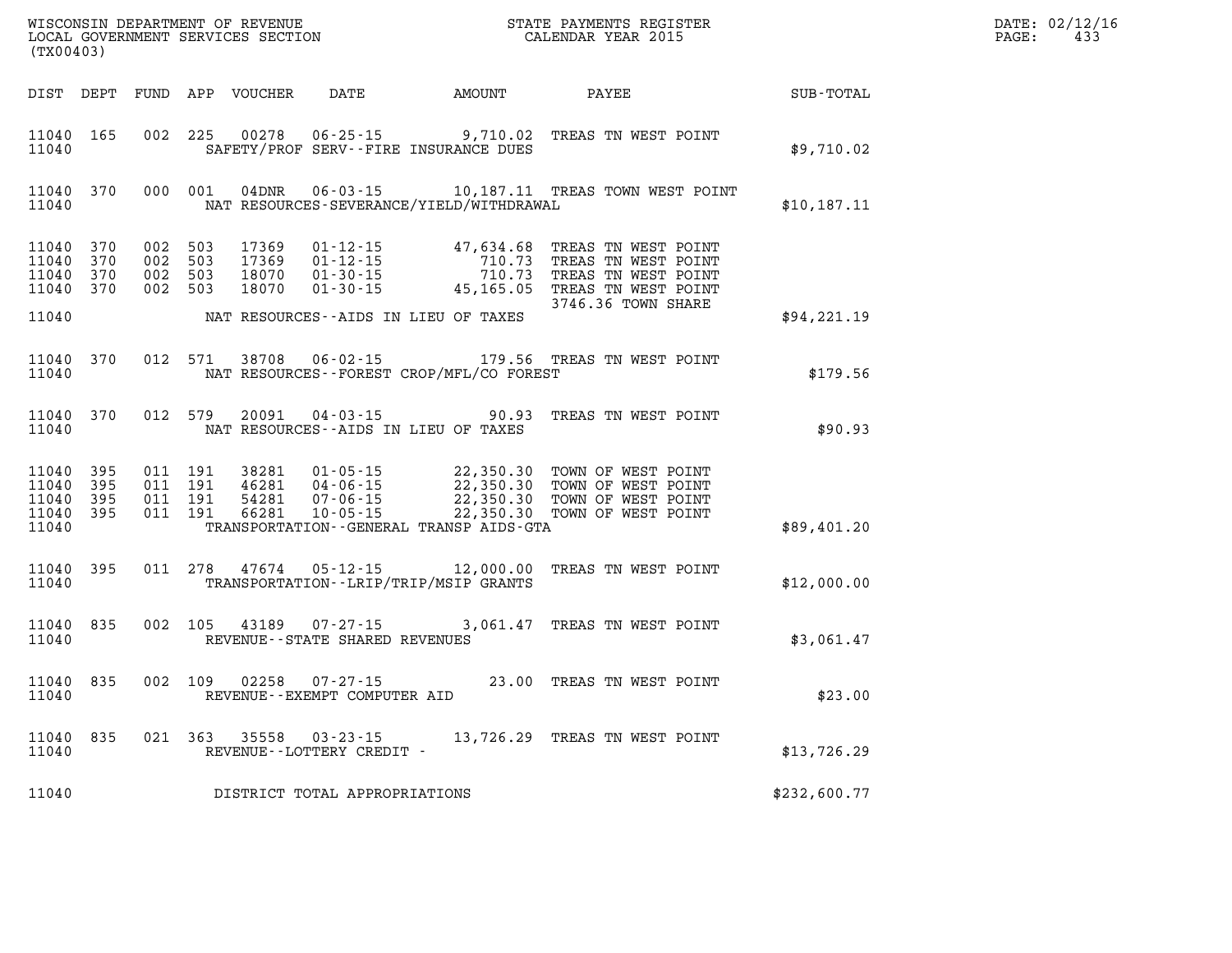WISCONSIN DEPARTMENT OF REVENUE
LOCAL GOVERNMENT SERVICES SECTION
(TX00403)

STATE PAYMENTS REGISTER
CALENDAR YEAR 2015

DATE: 02/12/16

| DIST | DEPT | FUND | APP | VOUCHER | DATE | AMOUNT | PAYEE | SUB-TOTAL |
|---|---|---|---|---|---|---|---|---|
| 11040 | 165 | 002 | 225 | 00278 | 06-25-15 | 9,710.02 | TREAS TN WEST POINT | |
| 11040 | | | | | SAFETY/PROF SERV--FIRE INSURANCE DUES | | | $9,710.02 |
| 11040 | 370 | 000 | 001 | 04DNR | 06-03-15 | 10,187.11 | TREAS TOWN WEST POINT | |
| 11040 | | | | | NAT RESOURCES-SEVERANCE/YIELD/WITHDRAWAL | | | $10,187.11 |
| 11040 | 370 | 002 | 503 | 17369 | 01-12-15 | 47,634.68 | TREAS TN WEST POINT | |
| 11040 | 370 | 002 | 503 | 17369 | 01-12-15 | 710.73 | TREAS TN WEST POINT | |
| 11040 | 370 | 002 | 503 | 18070 | 01-30-15 | 710.73 | TREAS TN WEST POINT | |
| 11040 | 370 | 002 | 503 | 18070 | 01-30-15 | 45,165.05 | TREAS TN WEST POINT 3746.36 TOWN SHARE | |
| 11040 | | | | | NAT RESOURCES--AIDS IN LIEU OF TAXES | | | $94,221.19 |
| 11040 | 370 | 012 | 571 | 38708 | 06-02-15 | 179.56 | TREAS TN WEST POINT | |
| 11040 | | | | | NAT RESOURCES--FOREST CROP/MFL/CO FOREST | | | $179.56 |
| 11040 | 370 | 012 | 579 | 20091 | 04-03-15 | 90.93 | TREAS TN WEST POINT | |
| 11040 | | | | | NAT RESOURCES--AIDS IN LIEU OF TAXES | | | $90.93 |
| 11040 | 395 | 011 | 191 | 38281 | 01-05-15 | 22,350.30 | TOWN OF WEST POINT | |
| 11040 | 395 | 011 | 191 | 46281 | 04-06-15 | 22,350.30 | TOWN OF WEST POINT | |
| 11040 | 395 | 011 | 191 | 54281 | 07-06-15 | 22,350.30 | TOWN OF WEST POINT | |
| 11040 | 395 | 011 | 191 | 66281 | 10-05-15 | 22,350.30 | TOWN OF WEST POINT | |
| 11040 | | | | | TRANSPORTATION--GENERAL TRANSP AIDS-GTA | | | $89,401.20 |
| 11040 | 395 | 011 | 278 | 47674 | 05-12-15 | 12,000.00 | TREAS TN WEST POINT | |
| 11040 | | | | | TRANSPORTATION--LRIP/TRIP/MSIP GRANTS | | | $12,000.00 |
| 11040 | 835 | 002 | 105 | 43189 | 07-27-15 | 3,061.47 | TREAS TN WEST POINT | |
| 11040 | | | | | REVENUE--STATE SHARED REVENUES | | | $3,061.47 |
| 11040 | 835 | 002 | 109 | 02258 | 07-27-15 | 23.00 | TREAS TN WEST POINT | |
| 11040 | | | | | REVENUE--EXEMPT COMPUTER AID | | | $23.00 |
| 11040 | 835 | 021 | 363 | 35558 | 03-23-15 | 13,726.29 | TREAS TN WEST POINT | |
| 11040 | | | | | REVENUE--LOTTERY CREDIT - | | | $13,726.29 |
| 11040 | | | | | DISTRICT TOTAL APPROPRIATIONS | | | $232,600.77 |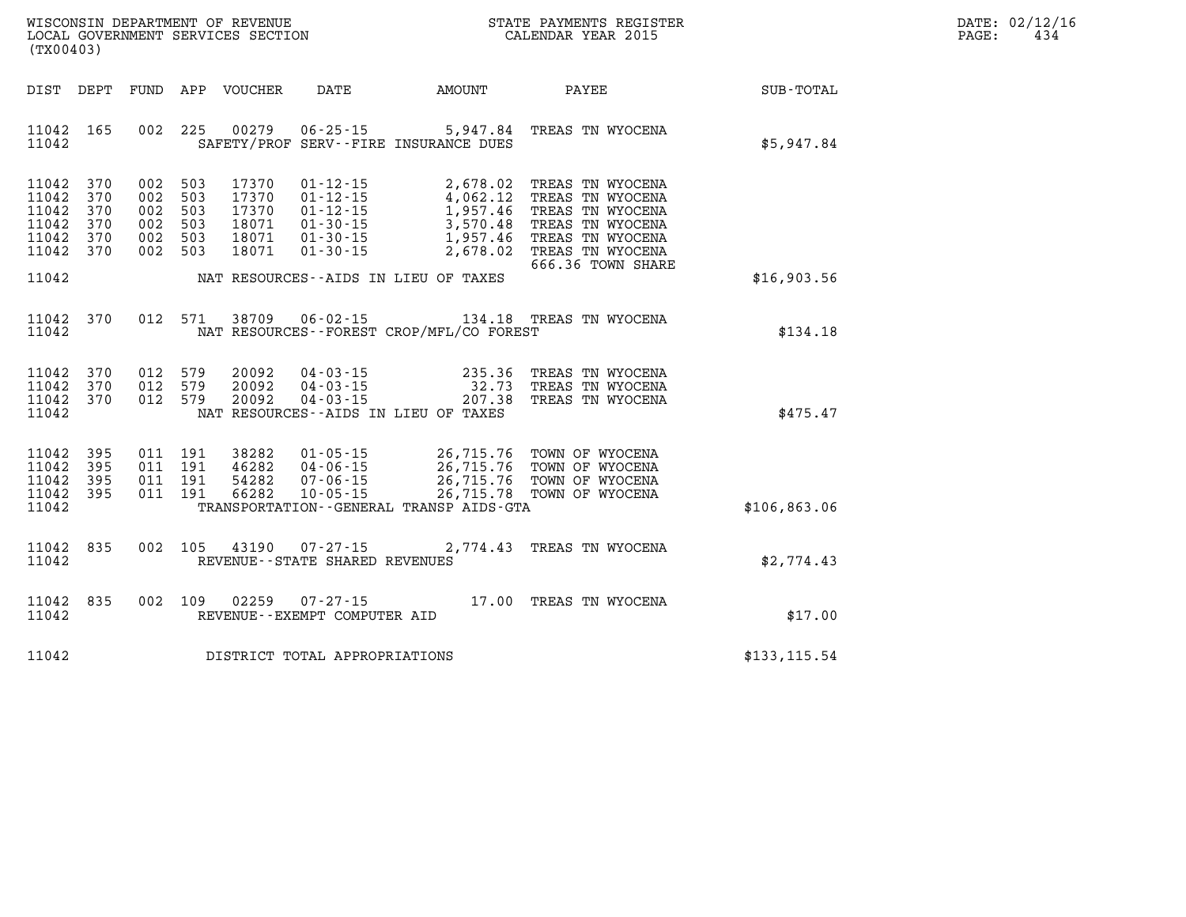WISCONSIN DEPARTMENT OF REVENUE
LOCAL GOVERNMENT SERVICES SECTION
(TX00403)

STATE PAYMENTS REGISTER
CALENDAR YEAR 2015

DATE: 02/12/16
PAGE: 434

| DIST | DEPT | FUND | APP | VOUCHER | DATE | AMOUNT | PAYEE | SUB-TOTAL |
|---|---|---|---|---|---|---|---|---|
| 11042 | 165 | 002 | 225 | 00279 | 06-25-15 | 5,947.84 | TREAS TN WYOCENA | |
| 11042 | | | | | SAFETY/PROF SERV--FIRE INSURANCE DUES | | | $5,947.84 |
| 11042 | 370 | 002 | 503 | 17370 | 01-12-15 | 2,678.02 | TREAS TN WYOCENA | |
| 11042 | 370 | 002 | 503 | 17370 | 01-12-15 | 4,062.12 | TREAS TN WYOCENA | |
| 11042 | 370 | 002 | 503 | 17370 | 01-12-15 | 1,957.46 | TREAS TN WYOCENA | |
| 11042 | 370 | 002 | 503 | 18071 | 01-30-15 | 3,570.48 | TREAS TN WYOCENA | |
| 11042 | 370 | 002 | 503 | 18071 | 01-30-15 | 1,957.46 | TREAS TN WYOCENA | |
| 11042 | 370 | 002 | 503 | 18071 | 01-30-15 | 2,678.02 | TREAS TN WYOCENA | |
| | | | | | | | 666.36 TOWN SHARE | |
| 11042 | | | | | NAT RESOURCES--AIDS IN LIEU OF TAXES | | | $16,903.56 |
| 11042 | 370 | 012 | 571 | 38709 | 06-02-15 | 134.18 | TREAS TN WYOCENA | |
| 11042 | | | | | NAT RESOURCES--FOREST CROP/MFL/CO FOREST | | | $134.18 |
| 11042 | 370 | 012 | 579 | 20092 | 04-03-15 | 235.36 | TREAS TN WYOCENA | |
| 11042 | 370 | 012 | 579 | 20092 | 04-03-15 | 32.73 | TREAS TN WYOCENA | |
| 11042 | 370 | 012 | 579 | 20092 | 04-03-15 | 207.38 | TREAS TN WYOCENA | |
| 11042 | | | | | NAT RESOURCES--AIDS IN LIEU OF TAXES | | | $475.47 |
| 11042 | 395 | 011 | 191 | 38282 | 01-05-15 | 26,715.76 | TOWN OF WYOCENA | |
| 11042 | 395 | 011 | 191 | 46282 | 04-06-15 | 26,715.76 | TOWN OF WYOCENA | |
| 11042 | 395 | 011 | 191 | 54282 | 07-06-15 | 26,715.76 | TOWN OF WYOCENA | |
| 11042 | 395 | 011 | 191 | 66282 | 10-05-15 | 26,715.78 | TOWN OF WYOCENA | |
| 11042 | | | | | TRANSPORTATION--GENERAL TRANSP AIDS-GTA | | | $106,863.06 |
| 11042 | 835 | 002 | 105 | 43190 | 07-27-15 | 2,774.43 | TREAS TN WYOCENA | |
| 11042 | | | | | REVENUE--STATE SHARED REVENUES | | | $2,774.43 |
| 11042 | 835 | 002 | 109 | 02259 | 07-27-15 | 17.00 | TREAS TN WYOCENA | |
| 11042 | | | | | REVENUE--EXEMPT COMPUTER AID | | | $17.00 |
| 11042 | | | | | DISTRICT TOTAL APPROPRIATIONS | | | $133,115.54 |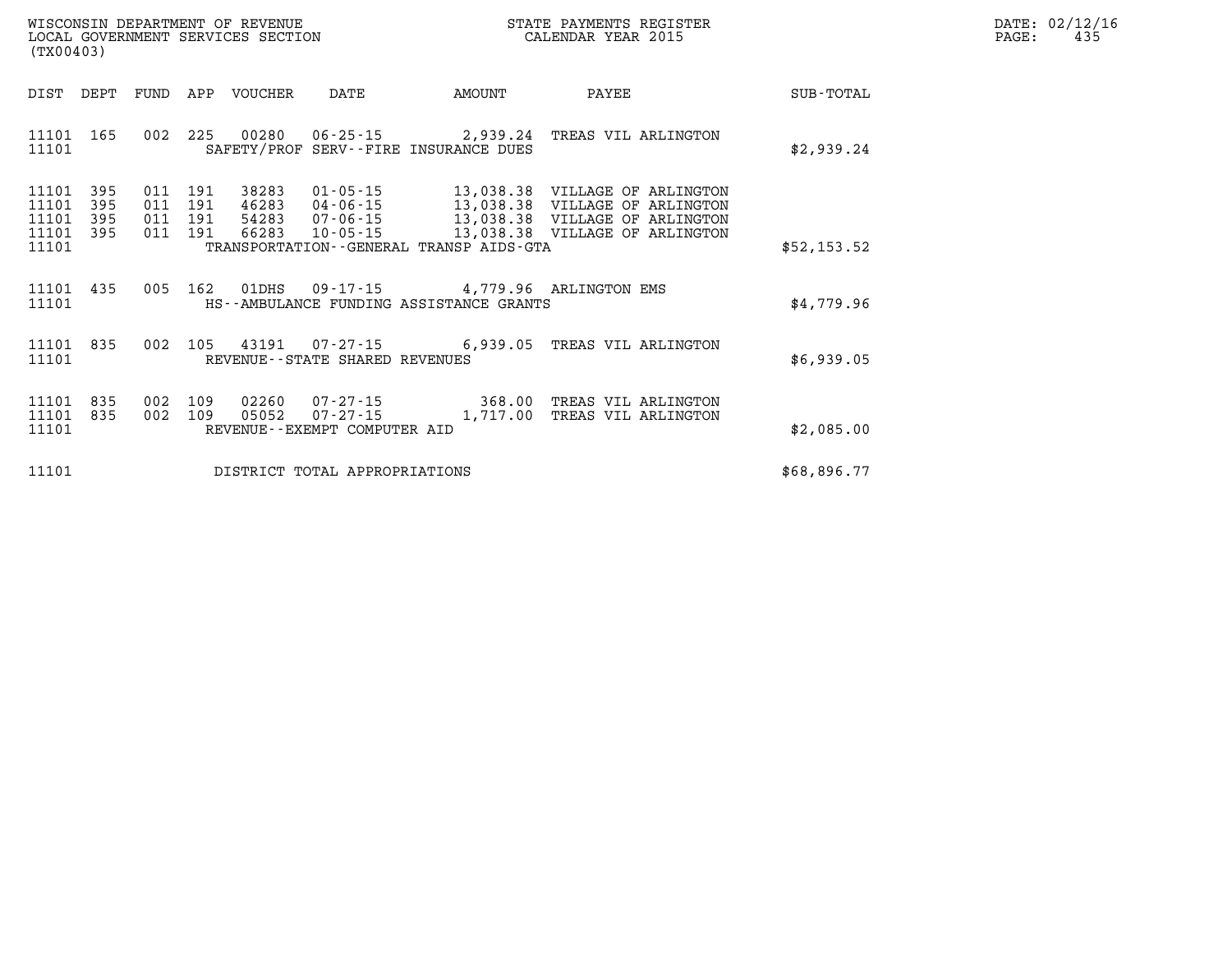WISCONSIN DEPARTMENT OF REVENUE
LOCAL GOVERNMENT SERVICES SECTION
(TX00403)

STATE PAYMENTS REGISTER
CALENDAR YEAR 2015

DATE: 02/12/16

| DIST | DEPT | FUND | APP | VOUCHER | DATE | AMOUNT | PAYEE | SUB-TOTAL |
|---|---|---|---|---|---|---|---|---|
| 11101 | 165 | 002 | 225 | 00280 | 06-25-15 | 2,939.24 | TREAS VIL ARLINGTON | |
| 11101 | | | | SAFETY/PROF SERV--FIRE INSURANCE DUES | | | | $2,939.24 |
| 11101 | 395 | 011 | 191 | 38283 | 01-05-15 | 13,038.38 | VILLAGE OF ARLINGTON | |
| 11101 | 395 | 011 | 191 | 46283 | 04-06-15 | 13,038.38 | VILLAGE OF ARLINGTON | |
| 11101 | 395 | 011 | 191 | 54283 | 07-06-15 | 13,038.38 | VILLAGE OF ARLINGTON | |
| 11101 | 395 | 011 | 191 | 66283 | 10-05-15 | 13,038.38 | VILLAGE OF ARLINGTON | |
| 11101 | | | | TRANSPORTATION--GENERAL TRANSP AIDS-GTA | | | | $52,153.52 |
| 11101 | 435 | 005 | 162 | 01DHS | 09-17-15 | 4,779.96 | ARLINGTON EMS | |
| 11101 | | | | HS--AMBULANCE FUNDING ASSISTANCE GRANTS | | | | $4,779.96 |
| 11101 | 835 | 002 | 105 | 43191 | 07-27-15 | 6,939.05 | TREAS VIL ARLINGTON | |
| 11101 | | | | REVENUE--STATE SHARED REVENUES | | | | $6,939.05 |
| 11101 | 835 | 002 | 109 | 02260 | 07-27-15 | 368.00 | TREAS VIL ARLINGTON | |
| 11101 | 835 | 002 | 109 | 05052 | 07-27-15 | 1,717.00 | TREAS VIL ARLINGTON | |
| 11101 | | | | REVENUE--EXEMPT COMPUTER AID | | | | $2,085.00 |
| 11101 | | | | DISTRICT TOTAL APPROPRIATIONS | | | | $68,896.77 |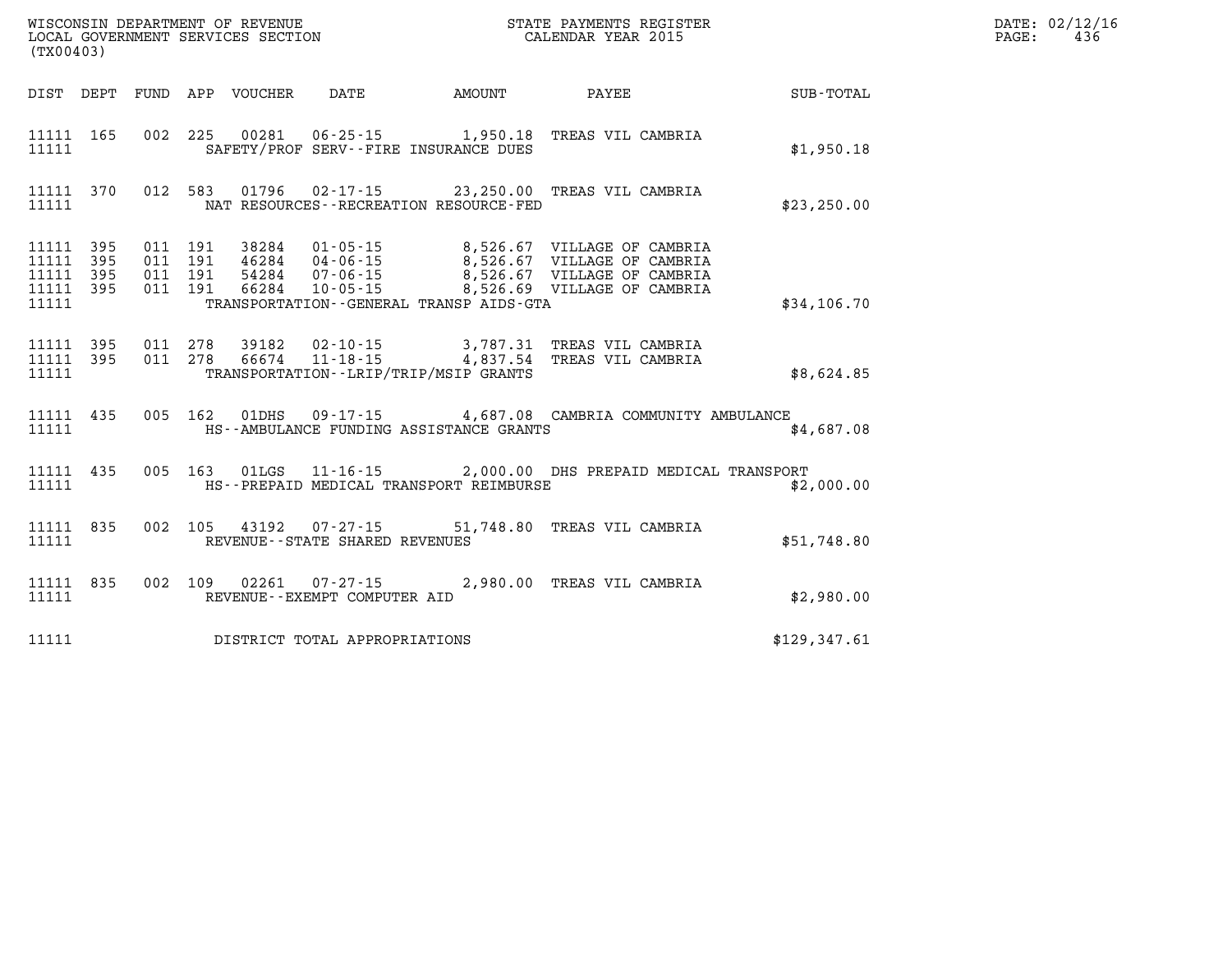WISCONSIN DEPARTMENT OF REVENUE
LOCAL GOVERNMENT SERVICES SECTION
(TX00403)

STATE PAYMENTS REGISTER
CALENDAR YEAR 2015

DATE: 02/12/16

| DIST | DEPT | FUND | APP | VOUCHER | DATE | AMOUNT | PAYEE | SUB-TOTAL |
|---|---|---|---|---|---|---|---|---|
| 11111 | 165 | 002 | 225 | 00281 | 06-25-15 | 1,950.18 | TREAS VIL CAMBRIA | |
| 11111 | | | | | SAFETY/PROF SERV--FIRE INSURANCE DUES | | | $1,950.18 |
| 11111 | 370 | 012 | 583 | 01796 | 02-17-15 | 23,250.00 | TREAS VIL CAMBRIA | |
| 11111 | | | | | NAT RESOURCES--RECREATION RESOURCE-FED | | | $23,250.00 |
| 11111 | 395 | 011 | 191 | 38284 | 01-05-15 | 8,526.67 | VILLAGE OF CAMBRIA | |
| 11111 | 395 | 011 | 191 | 46284 | 04-06-15 | 8,526.67 | VILLAGE OF CAMBRIA | |
| 11111 | 395 | 011 | 191 | 54284 | 07-06-15 | 8,526.67 | VILLAGE OF CAMBRIA | |
| 11111 | 395 | 011 | 191 | 66284 | 10-05-15 | 8,526.69 | VILLAGE OF CAMBRIA | |
| 11111 | | | | | TRANSPORTATION--GENERAL TRANSP AIDS-GTA | | | $34,106.70 |
| 11111 | 395 | 011 | 278 | 39182 | 02-10-15 | 3,787.31 | TREAS VIL CAMBRIA | |
| 11111 | 395 | 011 | 278 | 66674 | 11-18-15 | 4,837.54 | TREAS VIL CAMBRIA | |
| 11111 | | | | | TRANSPORTATION--LRIP/TRIP/MSIP GRANTS | | | $8,624.85 |
| 11111 | 435 | 005 | 162 | 01DHS | 09-17-15 | 4,687.08 | CAMBRIA COMMUNITY AMBULANCE | |
| 11111 | | | | | HS--AMBULANCE FUNDING ASSISTANCE GRANTS | | | $4,687.08 |
| 11111 | 435 | 005 | 163 | 01LGS | 11-16-15 | 2,000.00 | DHS PREPAID MEDICAL TRANSPORT | |
| 11111 | | | | | HS--PREPAID MEDICAL TRANSPORT REIMBURSE | | | $2,000.00 |
| 11111 | 835 | 002 | 105 | 43192 | 07-27-15 | 51,748.80 | TREAS VIL CAMBRIA | |
| 11111 | | | | | REVENUE--STATE SHARED REVENUES | | | $51,748.80 |
| 11111 | 835 | 002 | 109 | 02261 | 07-27-15 | 2,980.00 | TREAS VIL CAMBRIA | |
| 11111 | | | | | REVENUE--EXEMPT COMPUTER AID | | | $2,980.00 |
| 11111 | | | | | DISTRICT TOTAL APPROPRIATIONS | | | $129,347.61 |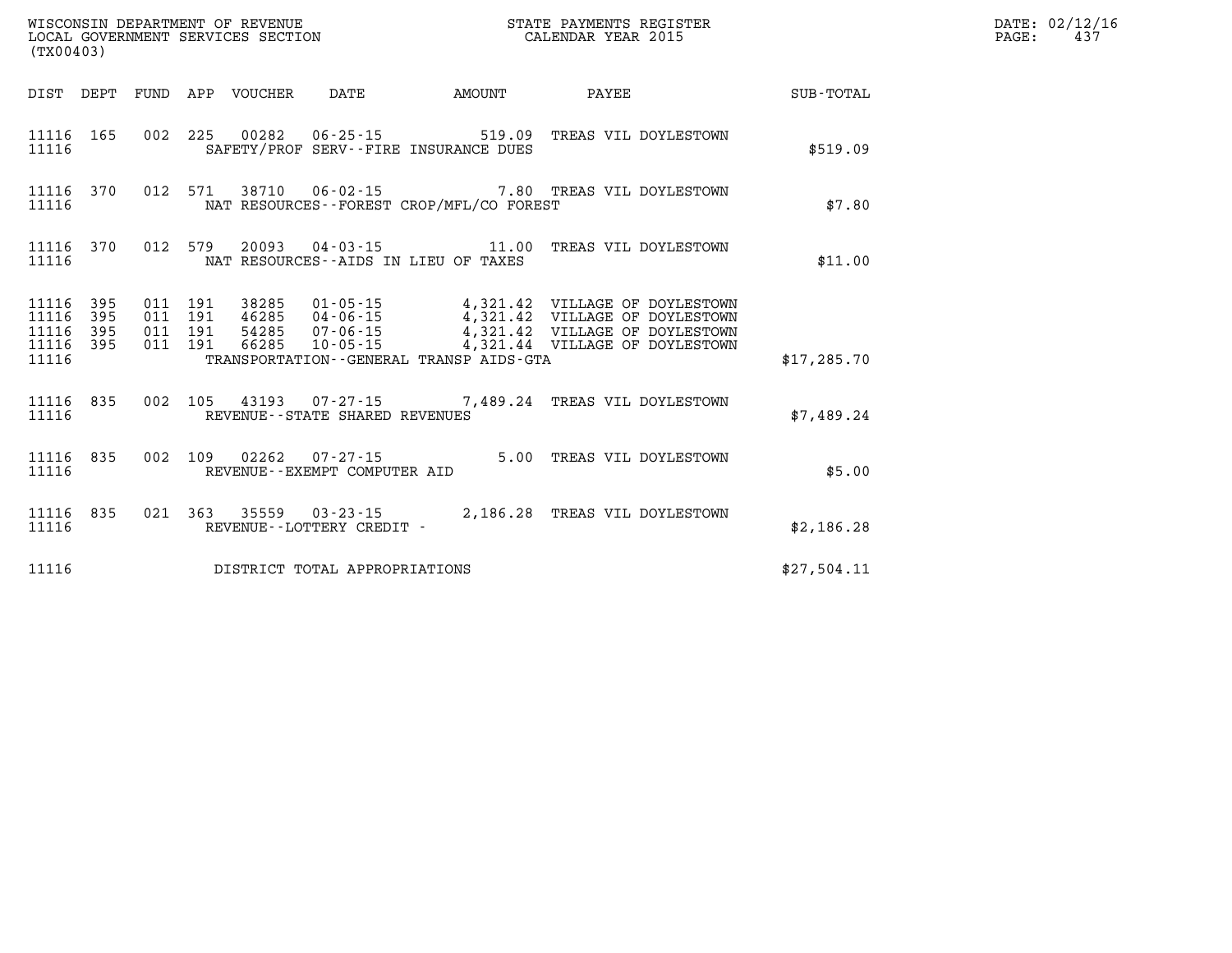WISCONSIN DEPARTMENT OF REVENUE
LOCAL GOVERNMENT SERVICES SECTION
(TX00403)

STATE PAYMENTS REGISTER
CALENDAR YEAR 2015

DATE: 02/12/16
PAGE: 437

| DIST | DEPT | FUND | APP | VOUCHER | DATE | AMOUNT | PAYEE | SUB-TOTAL |
|---|---|---|---|---|---|---|---|---|
| 11116 | 165 | 002 | 225 | 00282 | 06-25-15 | 519.09 | TREAS VIL DOYLESTOWN | |
| 11116 | | | | | SAFETY/PROF SERV--FIRE INSURANCE DUES | | | $519.09 |
| 11116 | 370 | 012 | 571 | 38710 | 06-02-15 | 7.80 | TREAS VIL DOYLESTOWN | |
| 11116 | | | | | NAT RESOURCES--FOREST CROP/MFL/CO FOREST | | | $7.80 |
| 11116 | 370 | 012 | 579 | 20093 | 04-03-15 | 11.00 | TREAS VIL DOYLESTOWN | |
| 11116 | | | | | NAT RESOURCES--AIDS IN LIEU OF TAXES | | | $11.00 |
| 11116 | 395 | 011 | 191 | 38285 | 01-05-15 | 4,321.42 | VILLAGE OF DOYLESTOWN | |
| 11116 | 395 | 011 | 191 | 46285 | 04-06-15 | 4,321.42 | VILLAGE OF DOYLESTOWN | |
| 11116 | 395 | 011 | 191 | 54285 | 07-06-15 | 4,321.42 | VILLAGE OF DOYLESTOWN | |
| 11116 | 395 | 011 | 191 | 66285 | 10-05-15 | 4,321.44 | VILLAGE OF DOYLESTOWN | |
| 11116 | | | | | TRANSPORTATION--GENERAL TRANSP AIDS-GTA | | | $17,285.70 |
| 11116 | 835 | 002 | 105 | 43193 | 07-27-15 | 7,489.24 | TREAS VIL DOYLESTOWN | |
| 11116 | | | | | REVENUE--STATE SHARED REVENUES | | | $7,489.24 |
| 11116 | 835 | 002 | 109 | 02262 | 07-27-15 | 5.00 | TREAS VIL DOYLESTOWN | |
| 11116 | | | | | REVENUE--EXEMPT COMPUTER AID | | | $5.00 |
| 11116 | 835 | 021 | 363 | 35559 | 03-23-15 | 2,186.28 | TREAS VIL DOYLESTOWN | |
| 11116 | | | | | REVENUE--LOTTERY CREDIT - | | | $2,186.28 |
| 11116 | | | | | DISTRICT TOTAL APPROPRIATIONS | | | $27,504.11 |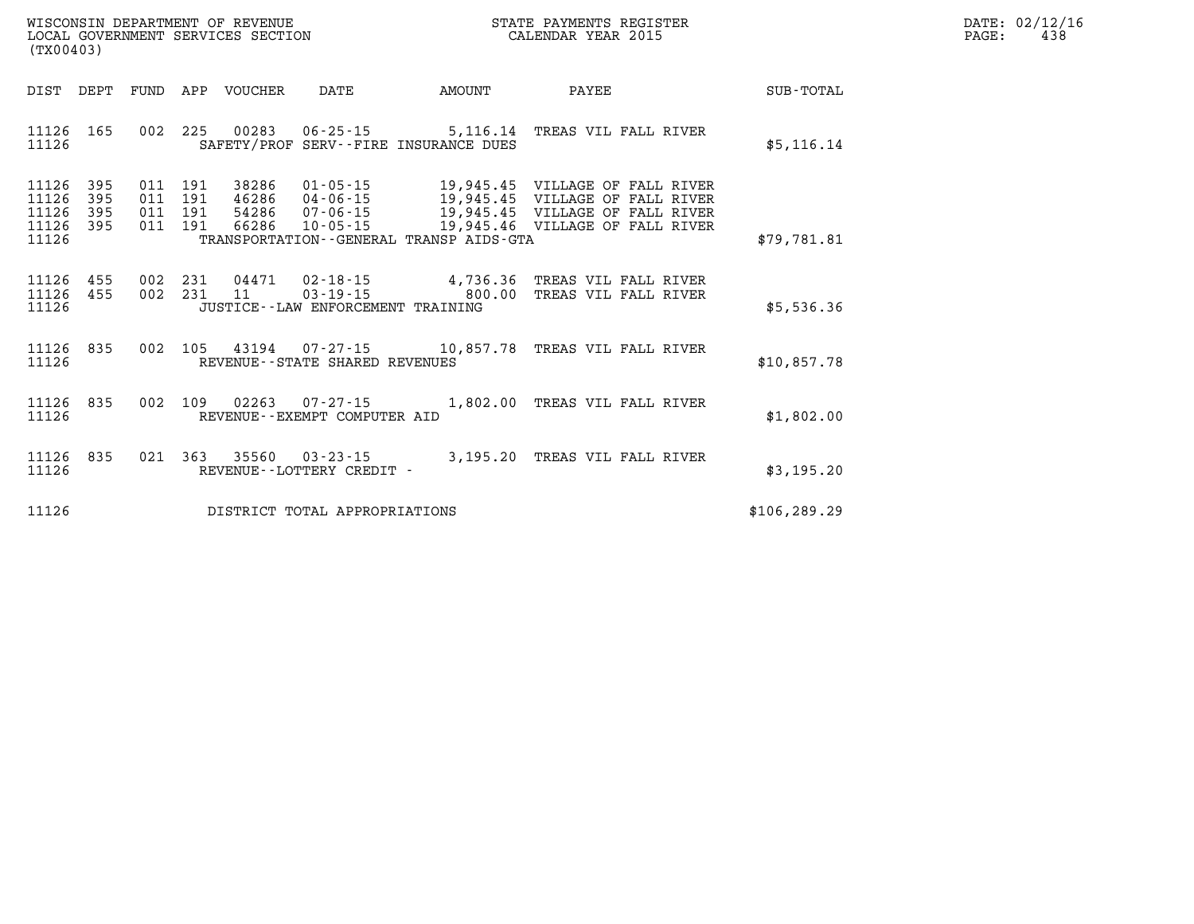WISCONSIN DEPARTMENT OF REVENUE
LOCAL GOVERNMENT SERVICES SECTION
(TX00403)

STATE PAYMENTS REGISTER
CALENDAR YEAR 2015

DATE: 02/12/16

| DIST | DEPT | FUND | APP | VOUCHER | DATE | AMOUNT | PAYEE | SUB-TOTAL |
|---|---|---|---|---|---|---|---|---|
| 11126 | 165 | 002 | 225 | 00283 | 06-25-15 | 5,116.14 | TREAS VIL FALL RIVER | |
| 11126 | | | | SAFETY/PROF SERV--FIRE INSURANCE DUES | | | | $5,116.14 |
| 11126 | 395 | 011 | 191 | 38286 | 01-05-15 | 19,945.45 | VILLAGE OF FALL RIVER | |
| 11126 | 395 | 011 | 191 | 46286 | 04-06-15 | 19,945.45 | VILLAGE OF FALL RIVER | |
| 11126 | 395 | 011 | 191 | 54286 | 07-06-15 | 19,945.45 | VILLAGE OF FALL RIVER | |
| 11126 | 395 | 011 | 191 | 66286 | 10-05-15 | 19,945.46 | VILLAGE OF FALL RIVER | |
| 11126 | | | | TRANSPORTATION--GENERAL TRANSP AIDS-GTA | | | | $79,781.81 |
| 11126 | 455 | 002 | 231 | 04471 | 02-18-15 | 4,736.36 | TREAS VIL FALL RIVER | |
| 11126 | 455 | 002 | 231 | 11 | 03-19-15 | 800.00 | TREAS VIL FALL RIVER | |
| 11126 | | | | JUSTICE--LAW ENFORCEMENT TRAINING | | | | $5,536.36 |
| 11126 | 835 | 002 | 105 | 43194 | 07-27-15 | 10,857.78 | TREAS VIL FALL RIVER | |
| 11126 | | | | REVENUE--STATE SHARED REVENUES | | | | $10,857.78 |
| 11126 | 835 | 002 | 109 | 02263 | 07-27-15 | 1,802.00 | TREAS VIL FALL RIVER | |
| 11126 | | | | REVENUE--EXEMPT COMPUTER AID | | | | $1,802.00 |
| 11126 | 835 | 021 | 363 | 35560 | 03-23-15 | 3,195.20 | TREAS VIL FALL RIVER | |
| 11126 | | | | REVENUE--LOTTERY CREDIT - | | | | $3,195.20 |
| 11126 | | | | DISTRICT TOTAL APPROPRIATIONS | | | | $106,289.29 |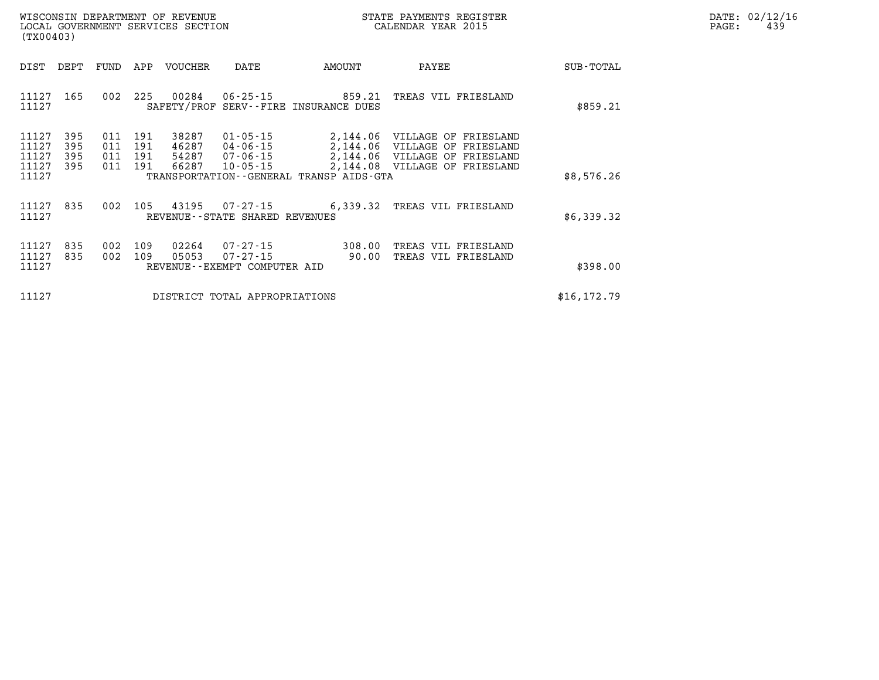WISCONSIN DEPARTMENT OF REVENUE
LOCAL GOVERNMENT SERVICES SECTION
(TX00403)

STATE PAYMENTS REGISTER
CALENDAR YEAR 2015

DATE: 02/12/16

| DIST | DEPT | FUND | APP | VOUCHER | DATE | AMOUNT | PAYEE | SUB-TOTAL |
|---|---|---|---|---|---|---|---|---|
| 11127 | 165 | 002 | 225 | 00284 | 06-25-15 | 859.21 | TREAS VIL FRIESLAND | |
| 11127 | | | | SAFETY/PROF SERV--FIRE INSURANCE DUES | | | | $859.21 |
| 11127 | 395 | 011 | 191 | 38287 | 01-05-15 | 2,144.06 | VILLAGE OF FRIESLAND | |
| 11127 | 395 | 011 | 191 | 46287 | 04-06-15 | 2,144.06 | VILLAGE OF FRIESLAND | |
| 11127 | 395 | 011 | 191 | 54287 | 07-06-15 | 2,144.06 | VILLAGE OF FRIESLAND | |
| 11127 | 395 | 011 | 191 | 66287 | 10-05-15 | 2,144.08 | VILLAGE OF FRIESLAND | |
| 11127 | | | | TRANSPORTATION--GENERAL TRANSP AIDS-GTA | | | | $8,576.26 |
| 11127 | 835 | 002 | 105 | 43195 | 07-27-15 | 6,339.32 | TREAS VIL FRIESLAND | |
| 11127 | | | | REVENUE--STATE SHARED REVENUES | | | | $6,339.32 |
| 11127 | 835 | 002 | 109 | 02264 | 07-27-15 | 308.00 | TREAS VIL FRIESLAND | |
| 11127 | 835 | 002 | 109 | 05053 | 07-27-15 | 90.00 | TREAS VIL FRIESLAND | |
| 11127 | | | | REVENUE--EXEMPT COMPUTER AID | | | | $398.00 |
| 11127 | | | | DISTRICT TOTAL APPROPRIATIONS | | | | $16,172.79 |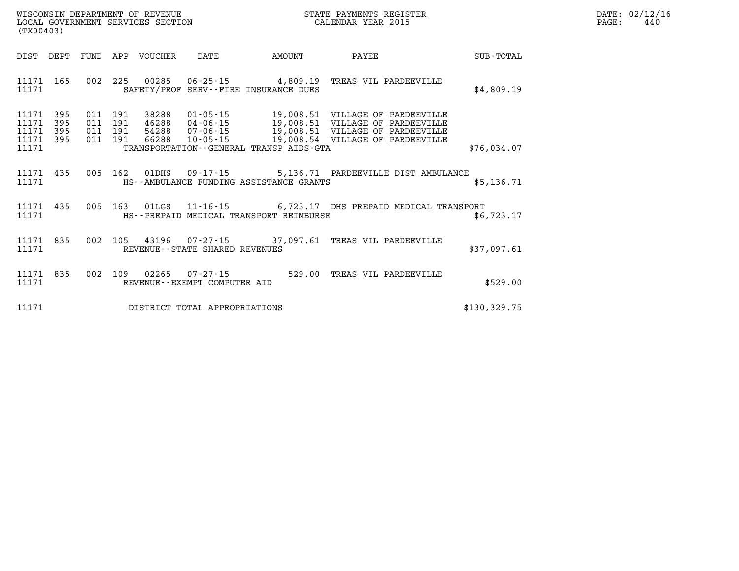WISCONSIN DEPARTMENT OF REVENUE
LOCAL GOVERNMENT SERVICES SECTION
(TX00403)

STATE PAYMENTS REGISTER
CALENDAR YEAR 2015

DATE: 02/12/16
PAGE: 440

| DIST | DEPT | FUND | APP | VOUCHER | DATE | AMOUNT | PAYEE | SUB-TOTAL |
|---|---|---|---|---|---|---|---|---|
| 11171 | 165 | 002 | 225 | 00285 | 06-25-15 | 4,809.19 | TREAS VIL PARDEEVILLE | |
| 11171 | | | | | SAFETY/PROF SERV--FIRE INSURANCE DUES | | | $4,809.19 |
| 11171 | 395 | 011 | 191 | 38288 | 01-05-15 | 19,008.51 | VILLAGE OF PARDEEVILLE | |
| 11171 | 395 | 011 | 191 | 46288 | 04-06-15 | 19,008.51 | VILLAGE OF PARDEEVILLE | |
| 11171 | 395 | 011 | 191 | 54288 | 07-06-15 | 19,008.51 | VILLAGE OF PARDEEVILLE | |
| 11171 | 395 | 011 | 191 | 66288 | 10-05-15 | 19,008.54 | VILLAGE OF PARDEEVILLE | |
| 11171 | | | | | TRANSPORTATION--GENERAL TRANSP AIDS-GTA | | | $76,034.07 |
| 11171 | 435 | 005 | 162 | 01DHS | 09-17-15 | 5,136.71 | PARDEEVILLE DIST AMBULANCE | |
| 11171 | | | | | HS--AMBULANCE FUNDING ASSISTANCE GRANTS | | | $5,136.71 |
| 11171 | 435 | 005 | 163 | 01LGS | 11-16-15 | 6,723.17 | DHS PREPAID MEDICAL TRANSPORT | |
| 11171 | | | | | HS--PREPAID MEDICAL TRANSPORT REIMBURSE | | | $6,723.17 |
| 11171 | 835 | 002 | 105 | 43196 | 07-27-15 | 37,097.61 | TREAS VIL PARDEEVILLE | |
| 11171 | | | | | REVENUE--STATE SHARED REVENUES | | | $37,097.61 |
| 11171 | 835 | 002 | 109 | 02265 | 07-27-15 | 529.00 | TREAS VIL PARDEEVILLE | |
| 11171 | | | | | REVENUE--EXEMPT COMPUTER AID | | | $529.00 |
| 11171 | | | | | DISTRICT TOTAL APPROPRIATIONS | | | $130,329.75 |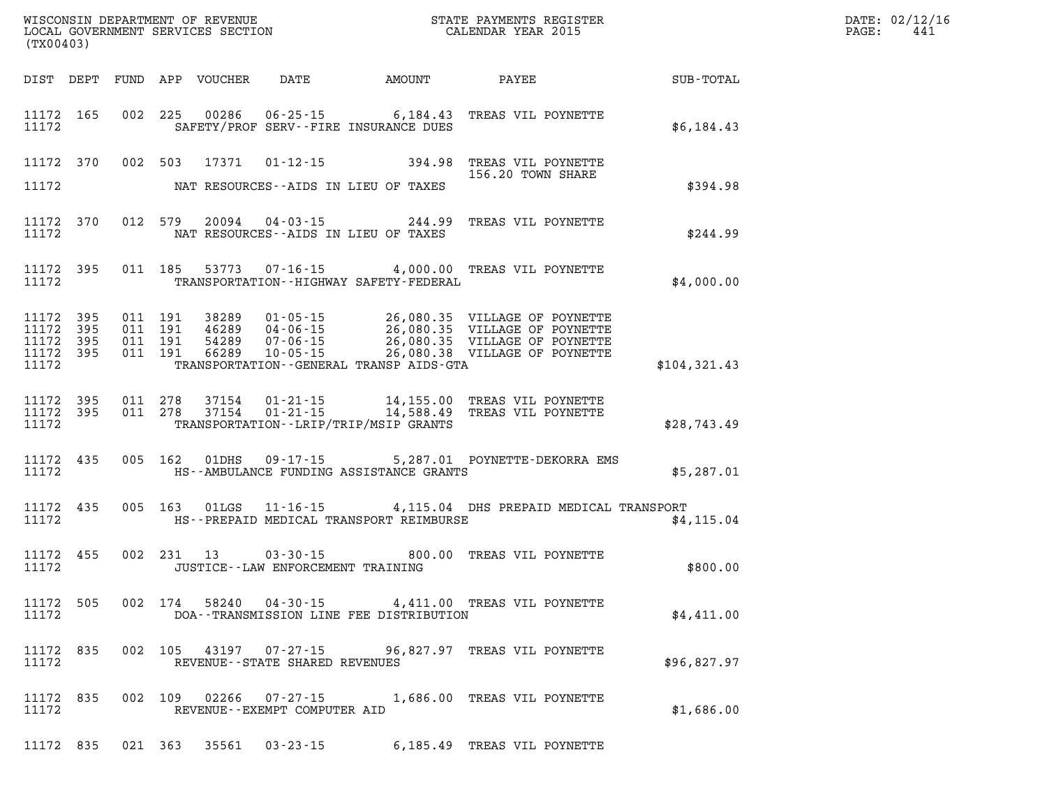WISCONSIN DEPARTMENT OF REVENUE
LOCAL GOVERNMENT SERVICES SECTION
(TX00403)

STATE PAYMENTS REGISTER
CALENDAR YEAR 2015

DATE: 02/12/16
PAGE: 441

| DIST | DEPT | FUND | APP | VOUCHER | DATE | AMOUNT | PAYEE | SUB-TOTAL |
|---|---|---|---|---|---|---|---|---|
| 11172 | 165 | 002 | 225 | 00286 | 06-25-15 | 6,184.43 | TREAS VIL POYNETTE | |
| 11172 | | | | | SAFETY/PROF SERV--FIRE INSURANCE DUES | | | $6,184.43 |
| 11172 | 370 | 002 | 503 | 17371 | 01-12-15 | 394.98 | TREAS VIL POYNETTE 156.20 TOWN SHARE | |
| 11172 | | | | | NAT RESOURCES--AIDS IN LIEU OF TAXES | | | $394.98 |
| 11172 | 370 | 012 | 579 | 20094 | 04-03-15 | 244.99 | TREAS VIL POYNETTE | |
| 11172 | | | | | NAT RESOURCES--AIDS IN LIEU OF TAXES | | | $244.99 |
| 11172 | 395 | 011 | 185 | 53773 | 07-16-15 | 4,000.00 | TREAS VIL POYNETTE | |
| 11172 | | | | | TRANSPORTATION--HIGHWAY SAFETY-FEDERAL | | | $4,000.00 |
| 11172 | 395 | 011 | 191 | 38289 | 01-05-15 | 26,080.35 | VILLAGE OF POYNETTE | |
| 11172 | 395 | 011 | 191 | 46289 | 04-06-15 | 26,080.35 | VILLAGE OF POYNETTE | |
| 11172 | 395 | 011 | 191 | 54289 | 07-06-15 | 26,080.35 | VILLAGE OF POYNETTE | |
| 11172 | 395 | 011 | 191 | 66289 | 10-05-15 | 26,080.38 | VILLAGE OF POYNETTE | |
| 11172 | | | | | TRANSPORTATION--GENERAL TRANSP AIDS-GTA | | | $104,321.43 |
| 11172 | 395 | 011 | 278 | 37154 | 01-21-15 | 14,155.00 | TREAS VIL POYNETTE | |
| 11172 | 395 | 011 | 278 | 37154 | 01-21-15 | 14,588.49 | TREAS VIL POYNETTE | |
| 11172 | | | | | TRANSPORTATION--LRIP/TRIP/MSIP GRANTS | | | $28,743.49 |
| 11172 | 435 | 005 | 162 | 01DHS | 09-17-15 | 5,287.01 | POYNETTE-DEKORRA EMS | |
| 11172 | | | | | HS--AMBULANCE FUNDING ASSISTANCE GRANTS | | | $5,287.01 |
| 11172 | 435 | 005 | 163 | 01LGS | 11-16-15 | 4,115.04 | DHS PREPAID MEDICAL TRANSPORT | |
| 11172 | | | | | HS--PREPAID MEDICAL TRANSPORT REIMBURSE | | | $4,115.04 |
| 11172 | 455 | 002 | 231 | 13 | 03-30-15 | 800.00 | TREAS VIL POYNETTE | |
| 11172 | | | | | JUSTICE--LAW ENFORCEMENT TRAINING | | | $800.00 |
| 11172 | 505 | 002 | 174 | 58240 | 04-30-15 | 4,411.00 | TREAS VIL POYNETTE | |
| 11172 | | | | | DOA--TRANSMISSION LINE FEE DISTRIBUTION | | | $4,411.00 |
| 11172 | 835 | 002 | 105 | 43197 | 07-27-15 | 96,827.97 | TREAS VIL POYNETTE | |
| 11172 | | | | | REVENUE--STATE SHARED REVENUES | | | $96,827.97 |
| 11172 | 835 | 002 | 109 | 02266 | 07-27-15 | 1,686.00 | TREAS VIL POYNETTE | |
| 11172 | | | | | REVENUE--EXEMPT COMPUTER AID | | | $1,686.00 |
| 11172 | 835 | 021 | 363 | 35561 | 03-23-15 | 6,185.49 | TREAS VIL POYNETTE | |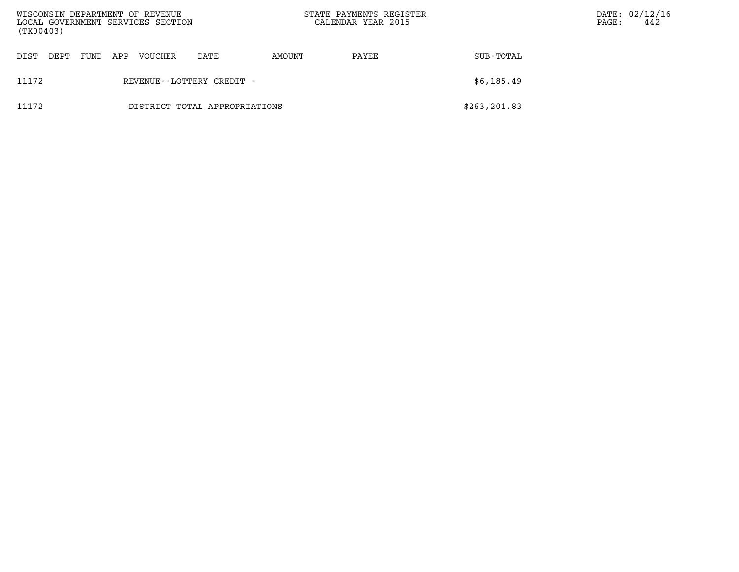| DIST | DEPT | FUND | APP | VOUCHER | DATE | AMOUNT | PAYEE | SUB-TOTAL |
|---|---|---|---|---|---|---|---|---|
| 11172 | | | REVENUE--LOTTERY CREDIT - | | | | | $6,185.49 |
| 11172 | | | DISTRICT TOTAL APPROPRIATIONS | | | | | $263,201.83 |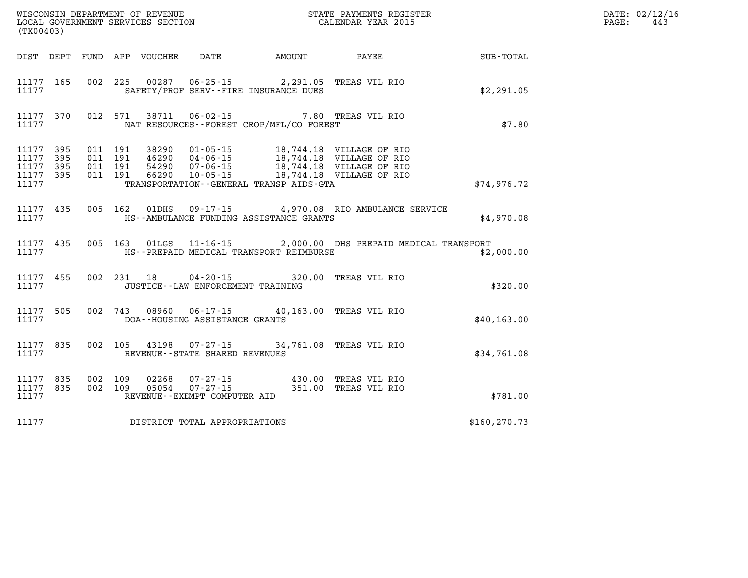WISCONSIN DEPARTMENT OF REVENUE
LOCAL GOVERNMENT SERVICES SECTION
(TX00403)

STATE PAYMENTS REGISTER
CALENDAR YEAR 2015

DATE: 02/12/16
PAGE: 443

| DIST | DEPT | FUND | APP | VOUCHER | DATE | AMOUNT | PAYEE | SUB-TOTAL |
|---|---|---|---|---|---|---|---|---|
| 11177 | 165 | 002 | 225 | 00287 | 06-25-15 | 2,291.05 | TREAS VIL RIO | |
| 11177 | | | | SAFETY/PROF SERV--FIRE INSURANCE DUES | | | | $2,291.05 |
| 11177 | 370 | 012 | 571 | 38711 | 06-02-15 | 7.80 | TREAS VIL RIO | |
| 11177 | | | | NAT RESOURCES--FOREST CROP/MFL/CO FOREST | | | | $7.80 |
| 11177 | 395 | 011 | 191 | 38290 | 01-05-15 | 18,744.18 | VILLAGE OF RIO | |
| 11177 | 395 | 011 | 191 | 46290 | 04-06-15 | 18,744.18 | VILLAGE OF RIO | |
| 11177 | 395 | 011 | 191 | 54290 | 07-06-15 | 18,744.18 | VILLAGE OF RIO | |
| 11177 | 395 | 011 | 191 | 66290 | 10-05-15 | 18,744.18 | VILLAGE OF RIO | |
| 11177 | | | | TRANSPORTATION--GENERAL TRANSP AIDS-GTA | | | | $74,976.72 |
| 11177 | 435 | 005 | 162 | 01DHS | 09-17-15 | 4,970.08 | RIO AMBULANCE SERVICE | |
| 11177 | | | | HS--AMBULANCE FUNDING ASSISTANCE GRANTS | | | | $4,970.08 |
| 11177 | 435 | 005 | 163 | 01LGS | 11-16-15 | 2,000.00 | DHS PREPAID MEDICAL TRANSPORT | |
| 11177 | | | | HS--PREPAID MEDICAL TRANSPORT REIMBURSE | | | | $2,000.00 |
| 11177 | 455 | 002 | 231 | 18 | 04-20-15 | 320.00 | TREAS VIL RIO | |
| 11177 | | | | JUSTICE--LAW ENFORCEMENT TRAINING | | | | $320.00 |
| 11177 | 505 | 002 | 743 | 08960 | 06-17-15 | 40,163.00 | TREAS VIL RIO | |
| 11177 | | | | DOA--HOUSING ASSISTANCE GRANTS | | | | $40,163.00 |
| 11177 | 835 | 002 | 105 | 43198 | 07-27-15 | 34,761.08 | TREAS VIL RIO | |
| 11177 | | | | REVENUE--STATE SHARED REVENUES | | | | $34,761.08 |
| 11177 | 835 | 002 | 109 | 02268 | 07-27-15 | 430.00 | TREAS VIL RIO | |
| 11177 | 835 | 002 | 109 | 05054 | 07-27-15 | 351.00 | TREAS VIL RIO | |
| 11177 | | | | REVENUE--EXEMPT COMPUTER AID | | | | $781.00 |
| 11177 | | | | DISTRICT TOTAL APPROPRIATIONS | | | | $160,270.73 |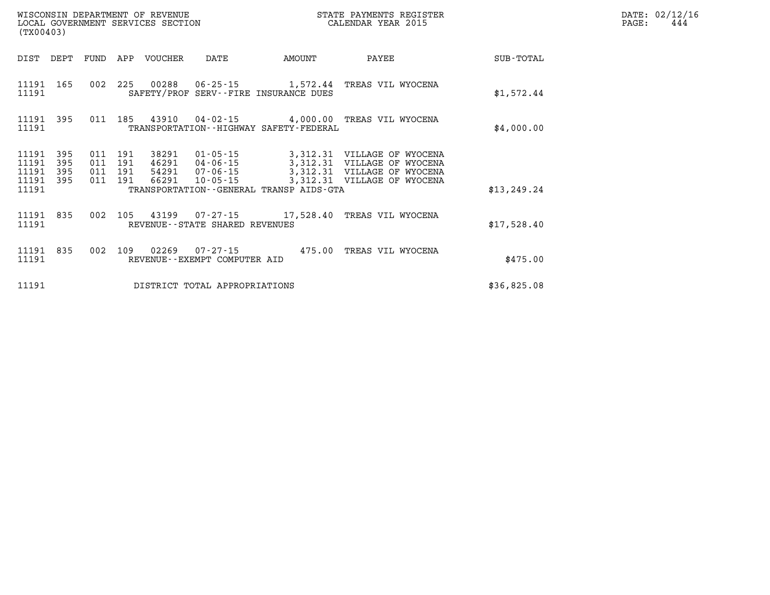WISCONSIN DEPARTMENT OF REVENUE
LOCAL GOVERNMENT SERVICES SECTION
(TX00403)

STATE PAYMENTS REGISTER
CALENDAR YEAR 2015

DATE: 02/12/16
PAGE: 444

| DIST | DEPT | FUND | APP | VOUCHER | DATE | AMOUNT | PAYEE | SUB-TOTAL |
|---|---|---|---|---|---|---|---|---|
| 11191 | 165 | 002 | 225 | 00288 | 06-25-15 | 1,572.44 | TREAS VIL WYOCENA | |
| 11191 | | | | | SAFETY/PROF SERV--FIRE INSURANCE DUES | | | $1,572.44 |
| 11191 | 395 | 011 | 185 | 43910 | 04-02-15 | 4,000.00 | TREAS VIL WYOCENA | |
| 11191 | | | | | TRANSPORTATION--HIGHWAY SAFETY-FEDERAL | | | $4,000.00 |
| 11191 | 395 | 011 | 191 | 38291 | 01-05-15 | 3,312.31 | VILLAGE OF WYOCENA | |
| 11191 | 395 | 011 | 191 | 46291 | 04-06-15 | 3,312.31 | VILLAGE OF WYOCENA | |
| 11191 | 395 | 011 | 191 | 54291 | 07-06-15 | 3,312.31 | VILLAGE OF WYOCENA | |
| 11191 | 395 | 011 | 191 | 66291 | 10-05-15 | 3,312.31 | VILLAGE OF WYOCENA | |
| 11191 | | | | | TRANSPORTATION--GENERAL TRANSP AIDS-GTA | | | $13,249.24 |
| 11191 | 835 | 002 | 105 | 43199 | 07-27-15 | 17,528.40 | TREAS VIL WYOCENA | |
| 11191 | | | | | REVENUE--STATE SHARED REVENUES | | | $17,528.40 |
| 11191 | 835 | 002 | 109 | 02269 | 07-27-15 | 475.00 | TREAS VIL WYOCENA | |
| 11191 | | | | | REVENUE--EXEMPT COMPUTER AID | | | $475.00 |
| 11191 | | | | | DISTRICT TOTAL APPROPRIATIONS | | | $36,825.08 |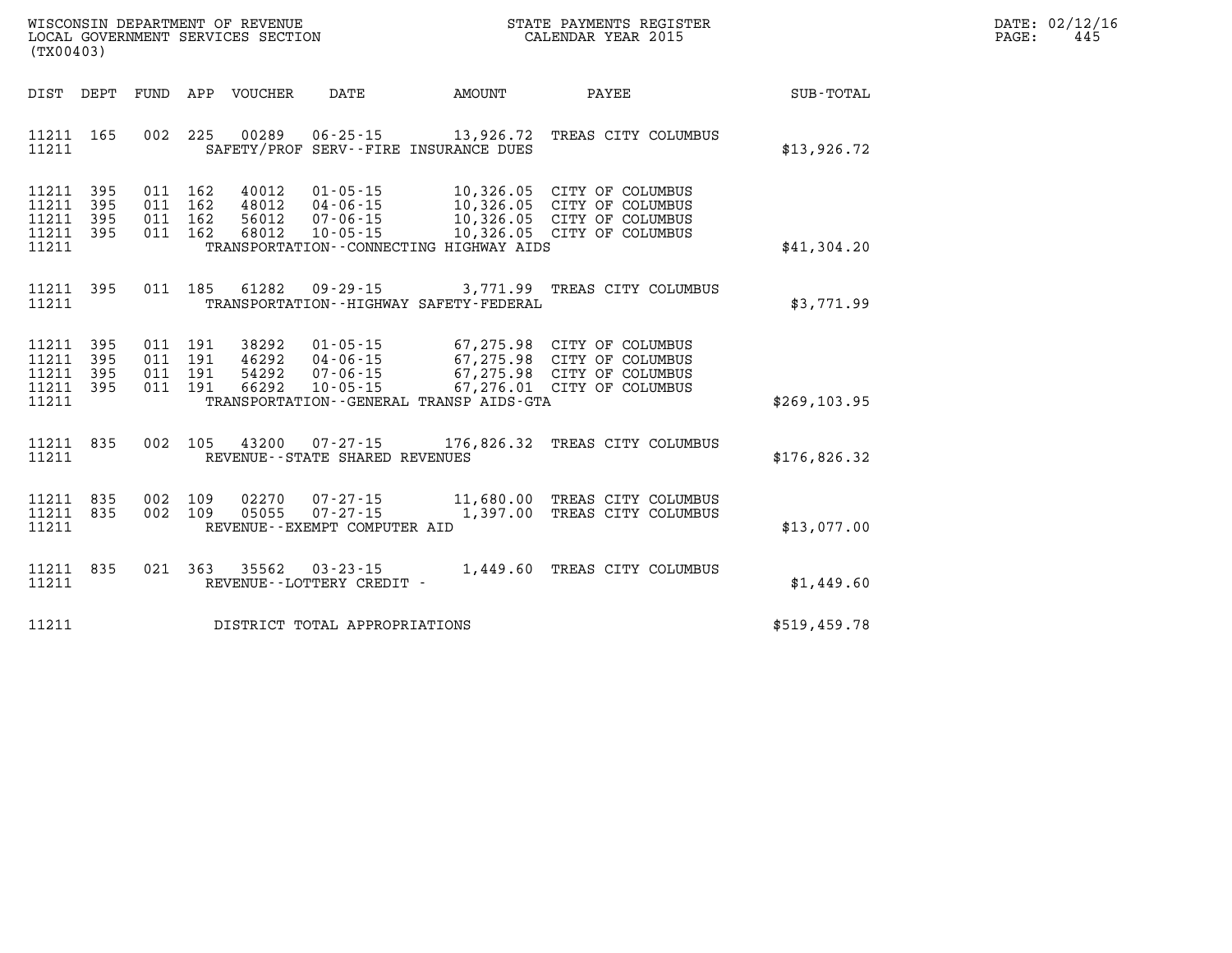WISCONSIN DEPARTMENT OF REVENUE
LOCAL GOVERNMENT SERVICES SECTION
(TX00403)

STATE PAYMENTS REGISTER
CALENDAR YEAR 2015

DATE: 02/12/16
PAGE: 445

| DIST | DEPT | FUND | APP | VOUCHER | DATE | AMOUNT | PAYEE | SUB-TOTAL |
|---|---|---|---|---|---|---|---|---|
| 11211 | 165 | 002 | 225 | 00289 | 06-25-15 | 13,926.72 | TREAS CITY COLUMBUS | |
| 11211 | | | | | SAFETY/PROF SERV--FIRE INSURANCE DUES | | | $13,926.72 |
| 11211 | 395 | 011 | 162 | 40012 | 01-05-15 | 10,326.05 | CITY OF COLUMBUS | |
| 11211 | 395 | 011 | 162 | 48012 | 04-06-15 | 10,326.05 | CITY OF COLUMBUS | |
| 11211 | 395 | 011 | 162 | 56012 | 07-06-15 | 10,326.05 | CITY OF COLUMBUS | |
| 11211 | 395 | 011 | 162 | 68012 | 10-05-15 | 10,326.05 | CITY OF COLUMBUS | |
| 11211 | | | | | TRANSPORTATION--CONNECTING HIGHWAY AIDS | | | $41,304.20 |
| 11211 | 395 | 011 | 185 | 61282 | 09-29-15 | 3,771.99 | TREAS CITY COLUMBUS | |
| 11211 | | | | | TRANSPORTATION--HIGHWAY SAFETY-FEDERAL | | | $3,771.99 |
| 11211 | 395 | 011 | 191 | 38292 | 01-05-15 | 67,275.98 | CITY OF COLUMBUS | |
| 11211 | 395 | 011 | 191 | 46292 | 04-06-15 | 67,275.98 | CITY OF COLUMBUS | |
| 11211 | 395 | 011 | 191 | 54292 | 07-06-15 | 67,275.98 | CITY OF COLUMBUS | |
| 11211 | 395 | 011 | 191 | 66292 | 10-05-15 | 67,276.01 | CITY OF COLUMBUS | |
| 11211 | | | | | TRANSPORTATION--GENERAL TRANSP AIDS-GTA | | | $269,103.95 |
| 11211 | 835 | 002 | 105 | 43200 | 07-27-15 | 176,826.32 | TREAS CITY COLUMBUS | |
| 11211 | | | | | REVENUE--STATE SHARED REVENUES | | | $176,826.32 |
| 11211 | 835 | 002 | 109 | 02270 | 07-27-15 | 11,680.00 | TREAS CITY COLUMBUS | |
| 11211 | 835 | 002 | 109 | 05055 | 07-27-15 | 1,397.00 | TREAS CITY COLUMBUS | |
| 11211 | | | | | REVENUE--EXEMPT COMPUTER AID | | | $13,077.00 |
| 11211 | 835 | 021 | 363 | 35562 | 03-23-15 | 1,449.60 | TREAS CITY COLUMBUS | |
| 11211 | | | | | REVENUE--LOTTERY CREDIT - | | | $1,449.60 |
| 11211 | | | | | DISTRICT TOTAL APPROPRIATIONS | | | $519,459.78 |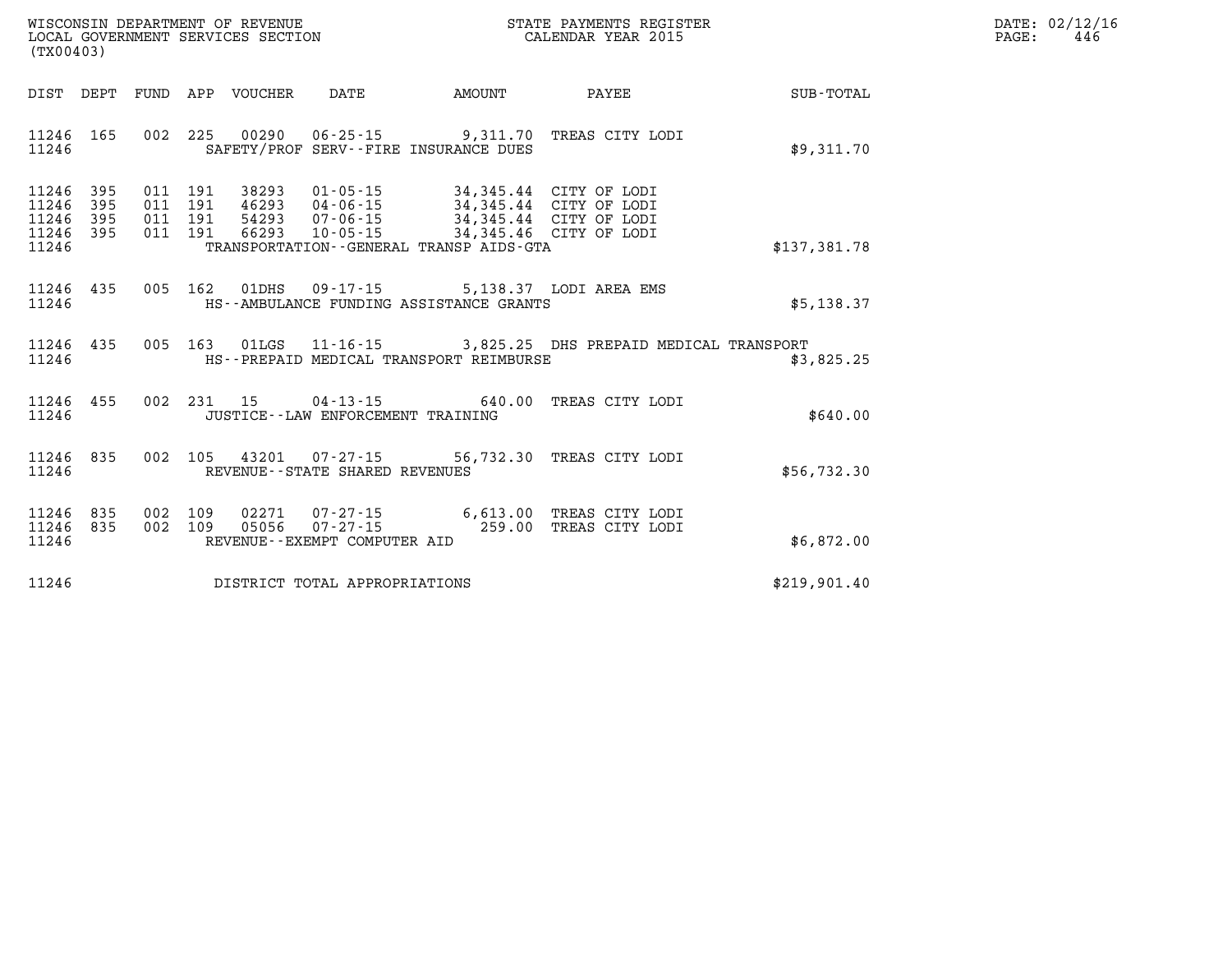WISCONSIN DEPARTMENT OF REVENUE
LOCAL GOVERNMENT SERVICES SECTION
(TX00403)

STATE PAYMENTS REGISTER
CALENDAR YEAR 2015

DATE: 02/12/16

| DIST | DEPT | FUND | APP | VOUCHER | DATE | AMOUNT | PAYEE | SUB-TOTAL |
|---|---|---|---|---|---|---|---|---|
| 11246 | 165 | 002 | 225 | 00290 | 06-25-15 | 9,311.70 | TREAS CITY LODI | |
| 11246 | | | | | SAFETY/PROF SERV--FIRE INSURANCE DUES | | | $9,311.70 |
| 11246 | 395 | 011 | 191 | 38293 | 01-05-15 | 34,345.44 | CITY OF LODI | |
| 11246 | 395 | 011 | 191 | 46293 | 04-06-15 | 34,345.44 | CITY OF LODI | |
| 11246 | 395 | 011 | 191 | 54293 | 07-06-15 | 34,345.44 | CITY OF LODI | |
| 11246 | 395 | 011 | 191 | 66293 | 10-05-15 | 34,345.46 | CITY OF LODI | |
| 11246 | | | | | TRANSPORTATION--GENERAL TRANSP AIDS-GTA | | | $137,381.78 |
| 11246 | 435 | 005 | 162 | 01DHS | 09-17-15 | 5,138.37 | LODI AREA EMS | |
| 11246 | | | | | HS--AMBULANCE FUNDING ASSISTANCE GRANTS | | | $5,138.37 |
| 11246 | 435 | 005 | 163 | 01LGS | 11-16-15 | 3,825.25 | DHS PREPAID MEDICAL TRANSPORT | |
| 11246 | | | | | HS--PREPAID MEDICAL TRANSPORT REIMBURSE | | | $3,825.25 |
| 11246 | 455 | 002 | 231 | 15 | 04-13-15 | 640.00 | TREAS CITY LODI | |
| 11246 | | | | | JUSTICE--LAW ENFORCEMENT TRAINING | | | $640.00 |
| 11246 | 835 | 002 | 105 | 43201 | 07-27-15 | 56,732.30 | TREAS CITY LODI | |
| 11246 | | | | | REVENUE--STATE SHARED REVENUES | | | $56,732.30 |
| 11246 | 835 | 002 | 109 | 02271 | 07-27-15 | 6,613.00 | TREAS CITY LODI | |
| 11246 | 835 | 002 | 109 | 05056 | 07-27-15 | 259.00 | TREAS CITY LODI | |
| 11246 | | | | | REVENUE--EXEMPT COMPUTER AID | | | $6,872.00 |
| 11246 | | | | | DISTRICT TOTAL APPROPRIATIONS | | | $219,901.40 |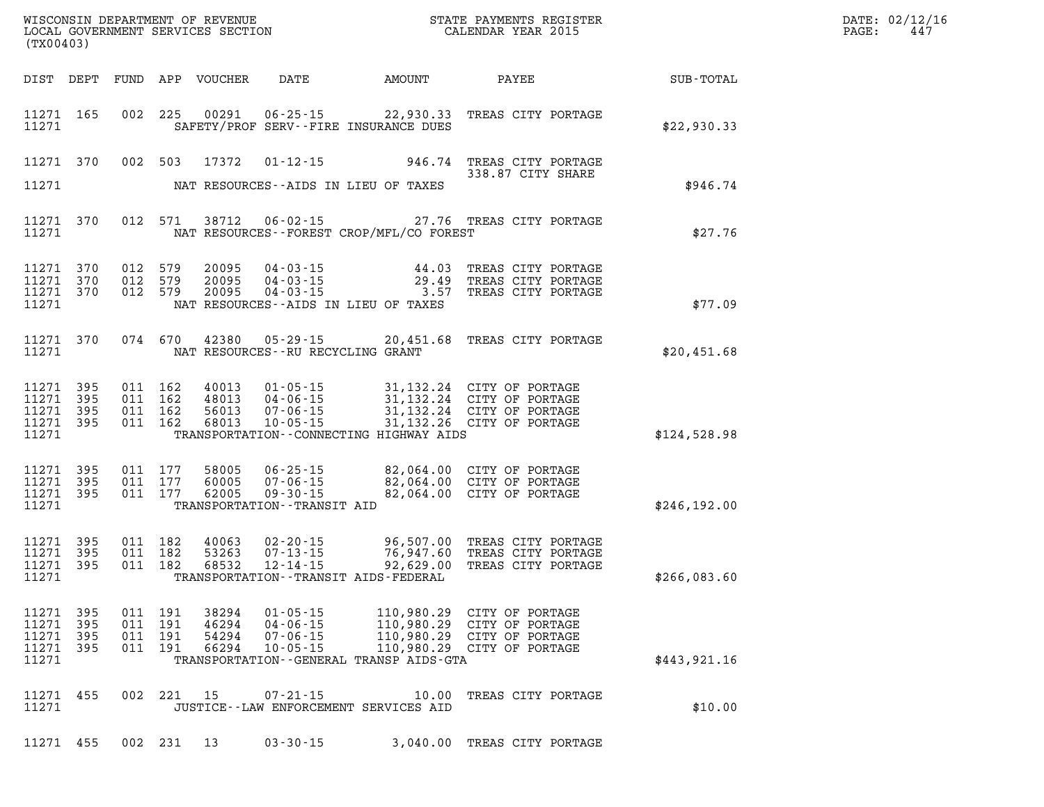WISCONSIN DEPARTMENT OF REVENUE
LOCAL GOVERNMENT SERVICES SECTION
(TX00403)

STATE PAYMENTS REGISTER
CALENDAR YEAR 2015

DATE: 02/12/16
PAGE: 447

| DIST | DEPT | FUND | APP | VOUCHER | DATE | AMOUNT | PAYEE | SUB-TOTAL |
|---|---|---|---|---|---|---|---|---|
| 11271 | 165 | 002 | 225 | 00291 | 06-25-15 | 22,930.33 | TREAS CITY PORTAGE | |
| 11271 | | | | | SAFETY/PROF SERV--FIRE INSURANCE DUES | | | $22,930.33 |
| 11271 | 370 | 002 | 503 | 17372 | 01-12-15 | 946.74 | TREAS CITY PORTAGE 338.87 CITY SHARE | |
| 11271 | | | | | NAT RESOURCES--AIDS IN LIEU OF TAXES | | | $946.74 |
| 11271 | 370 | 012 | 571 | 38712 | 06-02-15 | 27.76 | TREAS CITY PORTAGE | |
| 11271 | | | | | NAT RESOURCES--FOREST CROP/MFL/CO FOREST | | | $27.76 |
| 11271 | 370 | 012 | 579 | 20095 | 04-03-15 | 44.03 | TREAS CITY PORTAGE | |
| 11271 | 370 | 012 | 579 | 20095 | 04-03-15 | 29.49 | TREAS CITY PORTAGE | |
| 11271 | 370 | 012 | 579 | 20095 | 04-03-15 | 3.57 | TREAS CITY PORTAGE | |
| 11271 | | | | | NAT RESOURCES--AIDS IN LIEU OF TAXES | | | $77.09 |
| 11271 | 370 | 074 | 670 | 42380 | 05-29-15 | 20,451.68 | TREAS CITY PORTAGE | |
| 11271 | | | | | NAT RESOURCES--RU RECYCLING GRANT | | | $20,451.68 |
| 11271 | 395 | 011 | 162 | 40013 | 01-05-15 | 31,132.24 | CITY OF PORTAGE | |
| 11271 | 395 | 011 | 162 | 48013 | 04-06-15 | 31,132.24 | CITY OF PORTAGE | |
| 11271 | 395 | 011 | 162 | 56013 | 07-06-15 | 31,132.24 | CITY OF PORTAGE | |
| 11271 | 395 | 011 | 162 | 68013 | 10-05-15 | 31,132.26 | CITY OF PORTAGE | |
| 11271 | | | | | TRANSPORTATION--CONNECTING HIGHWAY AIDS | | | $124,528.98 |
| 11271 | 395 | 011 | 177 | 58005 | 06-25-15 | 82,064.00 | CITY OF PORTAGE | |
| 11271 | 395 | 011 | 177 | 60005 | 07-06-15 | 82,064.00 | CITY OF PORTAGE | |
| 11271 | 395 | 011 | 177 | 62005 | 09-30-15 | 82,064.00 | CITY OF PORTAGE | |
| 11271 | | | | | TRANSPORTATION--TRANSIT AID | | | $246,192.00 |
| 11271 | 395 | 011 | 182 | 40063 | 02-20-15 | 96,507.00 | TREAS CITY PORTAGE | |
| 11271 | 395 | 011 | 182 | 53263 | 07-13-15 | 76,947.60 | TREAS CITY PORTAGE | |
| 11271 | 395 | 011 | 182 | 68532 | 12-14-15 | 92,629.00 | TREAS CITY PORTAGE | |
| 11271 | | | | | TRANSPORTATION--TRANSIT AIDS-FEDERAL | | | $266,083.60 |
| 11271 | 395 | 011 | 191 | 38294 | 01-05-15 | 110,980.29 | CITY OF PORTAGE | |
| 11271 | 395 | 011 | 191 | 46294 | 04-06-15 | 110,980.29 | CITY OF PORTAGE | |
| 11271 | 395 | 011 | 191 | 54294 | 07-06-15 | 110,980.29 | CITY OF PORTAGE | |
| 11271 | 395 | 011 | 191 | 66294 | 10-05-15 | 110,980.29 | CITY OF PORTAGE | |
| 11271 | | | | | TRANSPORTATION--GENERAL TRANSP AIDS-GTA | | | $443,921.16 |
| 11271 | 455 | 002 | 221 | 15 | 07-21-15 | 10.00 | TREAS CITY PORTAGE | |
| 11271 | | | | | JUSTICE--LAW ENFORCEMENT SERVICES AID | | | $10.00 |
| 11271 | 455 | 002 | 231 | 13 | 03-30-15 | 3,040.00 | TREAS CITY PORTAGE | |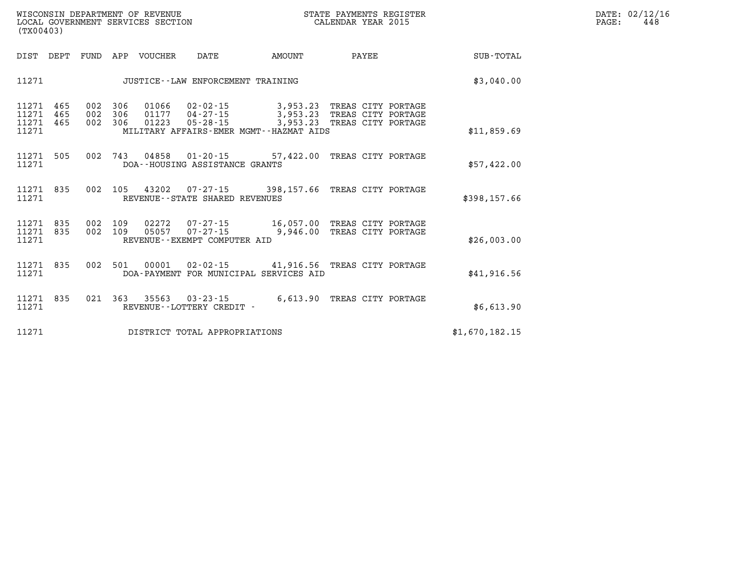WISCONSIN DEPARTMENT OF REVENUE
LOCAL GOVERNMENT SERVICES SECTION
(TX00403)

STATE PAYMENTS REGISTER
CALENDAR YEAR 2015

DATE: 02/12/16

| DIST | DEPT | FUND | APP | VOUCHER | DATE | AMOUNT | PAYEE | SUB-TOTAL |
|---|---|---|---|---|---|---|---|---|
| 11271 | | | | | JUSTICE--LAW ENFORCEMENT TRAINING | | | $3,040.00 |
| 11271 | 465 | 002 | 306 | 01066 | 02-02-15 | 3,953.23 | TREAS CITY PORTAGE | |
| 11271 | 465 | 002 | 306 | 01177 | 04-27-15 | 3,953.23 | TREAS CITY PORTAGE | |
| 11271 | 465 | 002 | 306 | 01223 | 05-28-15 | 3,953.23 | TREAS CITY PORTAGE | |
| 11271 | | | | | MILITARY AFFAIRS-EMER MGMT--HAZMAT AIDS | | | $11,859.69 |
| 11271 | 505 | 002 | 743 | 04858 | 01-20-15 | 57,422.00 | TREAS CITY PORTAGE | |
| 11271 | | | | | DOA--HOUSING ASSISTANCE GRANTS | | | $57,422.00 |
| 11271 | 835 | 002 | 105 | 43202 | 07-27-15 | 398,157.66 | TREAS CITY PORTAGE | |
| 11271 | | | | | REVENUE--STATE SHARED REVENUES | | | $398,157.66 |
| 11271 | 835 | 002 | 109 | 02272 | 07-27-15 | 16,057.00 | TREAS CITY PORTAGE | |
| 11271 | 835 | 002 | 109 | 05057 | 07-27-15 | 9,946.00 | TREAS CITY PORTAGE | |
| 11271 | | | | | REVENUE--EXEMPT COMPUTER AID | | | $26,003.00 |
| 11271 | 835 | 002 | 501 | 00001 | 02-02-15 | 41,916.56 | TREAS CITY PORTAGE | |
| 11271 | | | | | DOA-PAYMENT FOR MUNICIPAL SERVICES AID | | | $41,916.56 |
| 11271 | 835 | 021 | 363 | 35563 | 03-23-15 | 6,613.90 | TREAS CITY PORTAGE | |
| 11271 | | | | | REVENUE--LOTTERY CREDIT - | | | $6,613.90 |
| 11271 | | | | | DISTRICT TOTAL APPROPRIATIONS | | | $1,670,182.15 |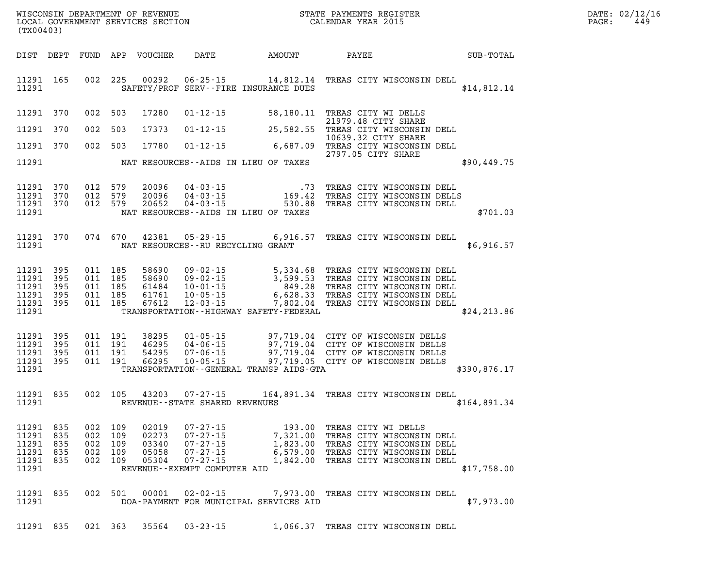WISCONSIN DEPARTMENT OF REVENUE
LOCAL GOVERNMENT SERVICES SECTION
(TX00403)

STATE PAYMENTS REGISTER
CALENDAR YEAR 2015

DATE: 02/12/16
PAGE: 449

| DIST | DEPT | FUND | APP | VOUCHER | DATE | AMOUNT | PAYEE | SUB-TOTAL |
|---|---|---|---|---|---|---|---|---|
| 11291 | 165 | 002 | 225 | 00292 | 06-25-15 | 14,812.14 | TREAS CITY WISCONSIN DELL | |
| 11291 | | | | | SAFETY/PROF SERV--FIRE INSURANCE DUES | | | $14,812.14 |
| 11291 | 370 | 002 | 503 | 17280 | 01-12-15 | 58,180.11 | TREAS CITY WI DELLS 21979.48 CITY SHARE | |
| 11291 | 370 | 002 | 503 | 17373 | 01-12-15 | 25,582.55 | TREAS CITY WISCONSIN DELL 10639.32 CITY SHARE | |
| 11291 | 370 | 002 | 503 | 17780 | 01-12-15 | 6,687.09 | TREAS CITY WISCONSIN DELL 2797.05 CITY SHARE | |
| 11291 | | | | | NAT RESOURCES--AIDS IN LIEU OF TAXES | | | $90,449.75 |
| 11291 | 370 | 012 | 579 | 20096 | 04-03-15 | .73 | TREAS CITY WISCONSIN DELL | |
| 11291 | 370 | 012 | 579 | 20096 | 04-03-15 | 169.42 | TREAS CITY WISCONSIN DELLS | |
| 11291 | 370 | 012 | 579 | 20652 | 04-03-15 | 530.88 | TREAS CITY WISCONSIN DELL | |
| 11291 | | | | | NAT RESOURCES--AIDS IN LIEU OF TAXES | | | $701.03 |
| 11291 | 370 | 074 | 670 | 42381 | 05-29-15 | 6,916.57 | TREAS CITY WISCONSIN DELL | |
| 11291 | | | | | NAT RESOURCES--RU RECYCLING GRANT | | | $6,916.57 |
| 11291 | 395 | 011 | 185 | 58690 | 09-02-15 | 5,334.68 | TREAS CITY WISCONSIN DELL | |
| 11291 | 395 | 011 | 185 | 58690 | 09-02-15 | 3,599.53 | TREAS CITY WISCONSIN DELL | |
| 11291 | 395 | 011 | 185 | 61484 | 10-01-15 | 849.28 | TREAS CITY WISCONSIN DELL | |
| 11291 | 395 | 011 | 185 | 61761 | 10-05-15 | 6,628.33 | TREAS CITY WISCONSIN DELL | |
| 11291 | 395 | 011 | 185 | 67612 | 12-03-15 | 7,802.04 | TREAS CITY WISCONSIN DELL | |
| 11291 | | | | | TRANSPORTATION--HIGHWAY SAFETY-FEDERAL | | | $24,213.86 |
| 11291 | 395 | 011 | 191 | 38295 | 01-05-15 | 97,719.04 | CITY OF WISCONSIN DELLS | |
| 11291 | 395 | 011 | 191 | 46295 | 04-06-15 | 97,719.04 | CITY OF WISCONSIN DELLS | |
| 11291 | 395 | 011 | 191 | 54295 | 07-06-15 | 97,719.04 | CITY OF WISCONSIN DELLS | |
| 11291 | 395 | 011 | 191 | 66295 | 10-05-15 | 97,719.05 | CITY OF WISCONSIN DELLS | |
| 11291 | | | | | TRANSPORTATION--GENERAL TRANSP AIDS-GTA | | | $390,876.17 |
| 11291 | 835 | 002 | 105 | 43203 | 07-27-15 | 164,891.34 | TREAS CITY WISCONSIN DELL | |
| 11291 | | | | | REVENUE--STATE SHARED REVENUES | | | $164,891.34 |
| 11291 | 835 | 002 | 109 | 02019 | 07-27-15 | 193.00 | TREAS CITY WI DELLS | |
| 11291 | 835 | 002 | 109 | 02273 | 07-27-15 | 7,321.00 | TREAS CITY WISCONSIN DELL | |
| 11291 | 835 | 002 | 109 | 03340 | 07-27-15 | 1,823.00 | TREAS CITY WISCONSIN DELL | |
| 11291 | 835 | 002 | 109 | 05058 | 07-27-15 | 6,579.00 | TREAS CITY WISCONSIN DELL | |
| 11291 | 835 | 002 | 109 | 05304 | 07-27-15 | 1,842.00 | TREAS CITY WISCONSIN DELL | |
| 11291 | | | | | REVENUE--EXEMPT COMPUTER AID | | | $17,758.00 |
| 11291 | 835 | 002 | 501 | 00001 | 02-02-15 | 7,973.00 | TREAS CITY WISCONSIN DELL | |
| 11291 | | | | | DOA-PAYMENT FOR MUNICIPAL SERVICES AID | | | $7,973.00 |
| 11291 | 835 | 021 | 363 | 35564 | 03-23-15 | 1,066.37 | TREAS CITY WISCONSIN DELL | |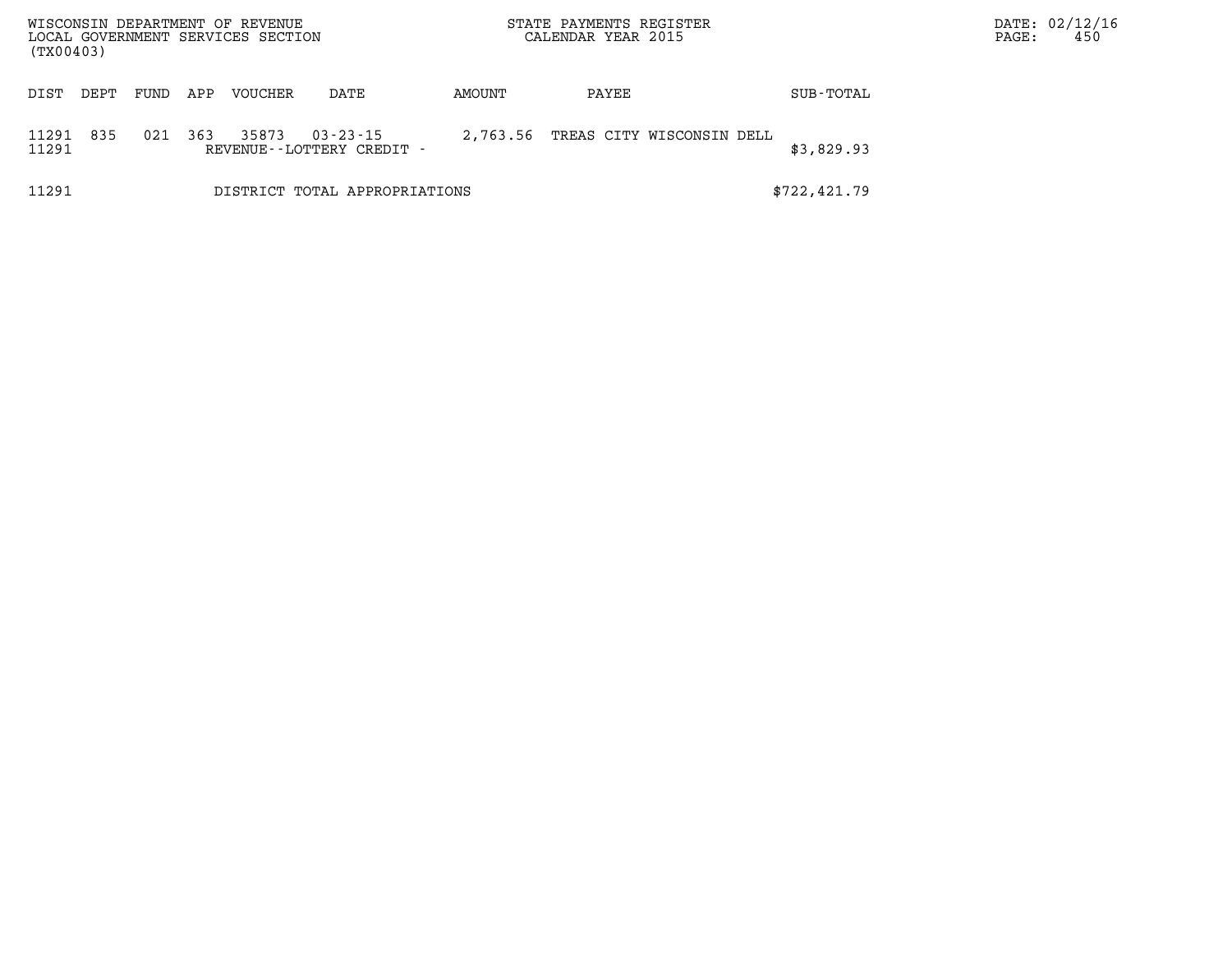WISCONSIN DEPARTMENT OF REVENUE
LOCAL GOVERNMENT SERVICES SECTION
(TX00403)

STATE PAYMENTS REGISTER
CALENDAR YEAR 2015

| DIST | DEPT | FUND | APP | VOUCHER | DATE | AMOUNT | PAYEE | SUB-TOTAL |
|---|---|---|---|---|---|---|---|---|
| 11291 | 835 | 021 | 363 | 35873 | 03-23-15 | 2,763.56 | TREAS CITY WISCONSIN DELL | |
| 11291 | | | | REVENUE--LOTTERY CREDIT - | | | | $3,829.93 |
| 11291 | | | | DISTRICT TOTAL APPROPRIATIONS | | | | $722,421.79 |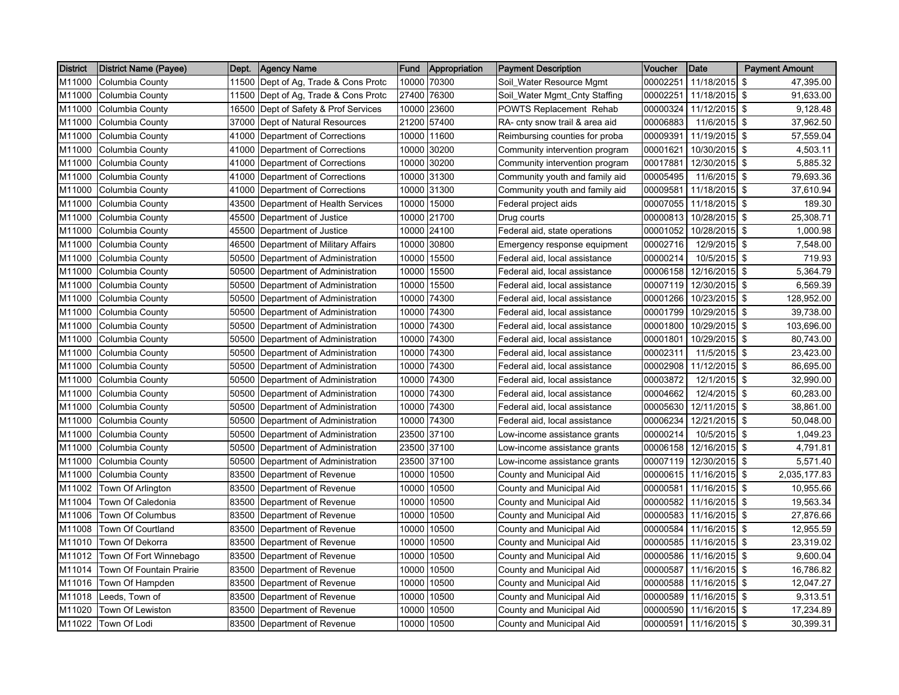| District | District Name (Payee) | Dept. | Agency Name | Fund | Appropriation | Payment Description | Voucher | Date | Payment Amount |
|---|---|---|---|---|---|---|---|---|---|
| M11000 | Columbia County | 11500 | Dept of Ag, Trade & Cons Protc | 10000 | 70300 | Soil_Water Resource Mgmt | 00002251 | 11/18/2015 | $ 47,395.00 |
| M11000 | Columbia County | 11500 | Dept of Ag, Trade & Cons Protc | 27400 | 76300 | Soil_Water Mgmt_Cnty Staffing | 00002251 | 11/18/2015 | $ 91,633.00 |
| M11000 | Columbia County | 16500 | Dept of Safety & Prof Services | 10000 | 23600 | POWTS Replacement Rehab | 00000324 | 11/12/2015 | $ 9,128.48 |
| M11000 | Columbia County | 37000 | Dept of Natural Resources | 21200 | 57400 | RA- cnty snow trail & area aid | 00006883 | 11/6/2015 | $ 37,962.50 |
| M11000 | Columbia County | 41000 | Department of Corrections | 10000 | 11600 | Reimbursing counties for proba | 00009391 | 11/19/2015 | $ 57,559.04 |
| M11000 | Columbia County | 41000 | Department of Corrections | 10000 | 30200 | Community intervention program | 00001621 | 10/30/2015 | $ 4,503.11 |
| M11000 | Columbia County | 41000 | Department of Corrections | 10000 | 30200 | Community intervention program | 00017881 | 12/30/2015 | $ 5,885.32 |
| M11000 | Columbia County | 41000 | Department of Corrections | 10000 | 31300 | Community youth and family aid | 00005495 | 11/6/2015 | $ 79,693.36 |
| M11000 | Columbia County | 41000 | Department of Corrections | 10000 | 31300 | Community youth and family aid | 00009581 | 11/18/2015 | $ 37,610.94 |
| M11000 | Columbia County | 43500 | Department of Health Services | 10000 | 15000 | Federal project aids | 00007055 | 11/18/2015 | $ 189.30 |
| M11000 | Columbia County | 45500 | Department of Justice | 10000 | 21700 | Drug courts | 00000813 | 10/28/2015 | $ 25,308.71 |
| M11000 | Columbia County | 45500 | Department of Justice | 10000 | 24100 | Federal aid, state operations | 00001052 | 10/28/2015 | $ 1,000.98 |
| M11000 | Columbia County | 46500 | Department of Military Affairs | 10000 | 30800 | Emergency response equipment | 00002716 | 12/9/2015 | $ 7,548.00 |
| M11000 | Columbia County | 50500 | Department of Administration | 10000 | 15500 | Federal aid, local assistance | 00000214 | 10/5/2015 | $ 719.93 |
| M11000 | Columbia County | 50500 | Department of Administration | 10000 | 15500 | Federal aid, local assistance | 00006158 | 12/16/2015 | $ 5,364.79 |
| M11000 | Columbia County | 50500 | Department of Administration | 10000 | 15500 | Federal aid, local assistance | 00007119 | 12/30/2015 | $ 6,569.39 |
| M11000 | Columbia County | 50500 | Department of Administration | 10000 | 74300 | Federal aid, local assistance | 00001266 | 10/23/2015 | $ 128,952.00 |
| M11000 | Columbia County | 50500 | Department of Administration | 10000 | 74300 | Federal aid, local assistance | 00001799 | 10/29/2015 | $ 39,738.00 |
| M11000 | Columbia County | 50500 | Department of Administration | 10000 | 74300 | Federal aid, local assistance | 00001800 | 10/29/2015 | $ 103,696.00 |
| M11000 | Columbia County | 50500 | Department of Administration | 10000 | 74300 | Federal aid, local assistance | 00001801 | 10/29/2015 | $ 80,743.00 |
| M11000 | Columbia County | 50500 | Department of Administration | 10000 | 74300 | Federal aid, local assistance | 00002311 | 11/5/2015 | $ 23,423.00 |
| M11000 | Columbia County | 50500 | Department of Administration | 10000 | 74300 | Federal aid, local assistance | 00002908 | 11/12/2015 | $ 86,695.00 |
| M11000 | Columbia County | 50500 | Department of Administration | 10000 | 74300 | Federal aid, local assistance | 00003872 | 12/1/2015 | $ 32,990.00 |
| M11000 | Columbia County | 50500 | Department of Administration | 10000 | 74300 | Federal aid, local assistance | 00004662 | 12/4/2015 | $ 60,283.00 |
| M11000 | Columbia County | 50500 | Department of Administration | 10000 | 74300 | Federal aid, local assistance | 00005630 | 12/11/2015 | $ 38,861.00 |
| M11000 | Columbia County | 50500 | Department of Administration | 10000 | 74300 | Federal aid, local assistance | 00006234 | 12/21/2015 | $ 50,048.00 |
| M11000 | Columbia County | 50500 | Department of Administration | 23500 | 37100 | Low-income assistance grants | 00000214 | 10/5/2015 | $ 1,049.23 |
| M11000 | Columbia County | 50500 | Department of Administration | 23500 | 37100 | Low-income assistance grants | 00006158 | 12/16/2015 | $ 4,791.81 |
| M11000 | Columbia County | 50500 | Department of Administration | 23500 | 37100 | Low-income assistance grants | 00007119 | 12/30/2015 | $ 5,571.40 |
| M11000 | Columbia County | 83500 | Department of Revenue | 10000 | 10500 | County and Municipal Aid | 00000615 | 11/16/2015 | $ 2,035,177.83 |
| M11002 | Town Of Arlington | 83500 | Department of Revenue | 10000 | 10500 | County and Municipal Aid | 00000581 | 11/16/2015 | $ 10,955.66 |
| M11004 | Town Of Caledonia | 83500 | Department of Revenue | 10000 | 10500 | County and Municipal Aid | 00000582 | 11/16/2015 | $ 19,563.34 |
| M11006 | Town Of Columbus | 83500 | Department of Revenue | 10000 | 10500 | County and Municipal Aid | 00000583 | 11/16/2015 | $ 27,876.66 |
| M11008 | Town Of Courtland | 83500 | Department of Revenue | 10000 | 10500 | County and Municipal Aid | 00000584 | 11/16/2015 | $ 12,955.59 |
| M11010 | Town Of Dekorra | 83500 | Department of Revenue | 10000 | 10500 | County and Municipal Aid | 00000585 | 11/16/2015 | $ 23,319.02 |
| M11012 | Town Of Fort Winnebago | 83500 | Department of Revenue | 10000 | 10500 | County and Municipal Aid | 00000586 | 11/16/2015 | $ 9,600.04 |
| M11014 | Town Of Fountain Prairie | 83500 | Department of Revenue | 10000 | 10500 | County and Municipal Aid | 00000587 | 11/16/2015 | $ 16,786.82 |
| M11016 | Town Of Hampden | 83500 | Department of Revenue | 10000 | 10500 | County and Municipal Aid | 00000588 | 11/16/2015 | $ 12,047.27 |
| M11018 | Leeds, Town of | 83500 | Department of Revenue | 10000 | 10500 | County and Municipal Aid | 00000589 | 11/16/2015 | $ 9,313.51 |
| M11020 | Town Of Lewiston | 83500 | Department of Revenue | 10000 | 10500 | County and Municipal Aid | 00000590 | 11/16/2015 | $ 17,234.89 |
| M11022 | Town Of Lodi | 83500 | Department of Revenue | 10000 | 10500 | County and Municipal Aid | 00000591 | 11/16/2015 | $ 30,399.31 |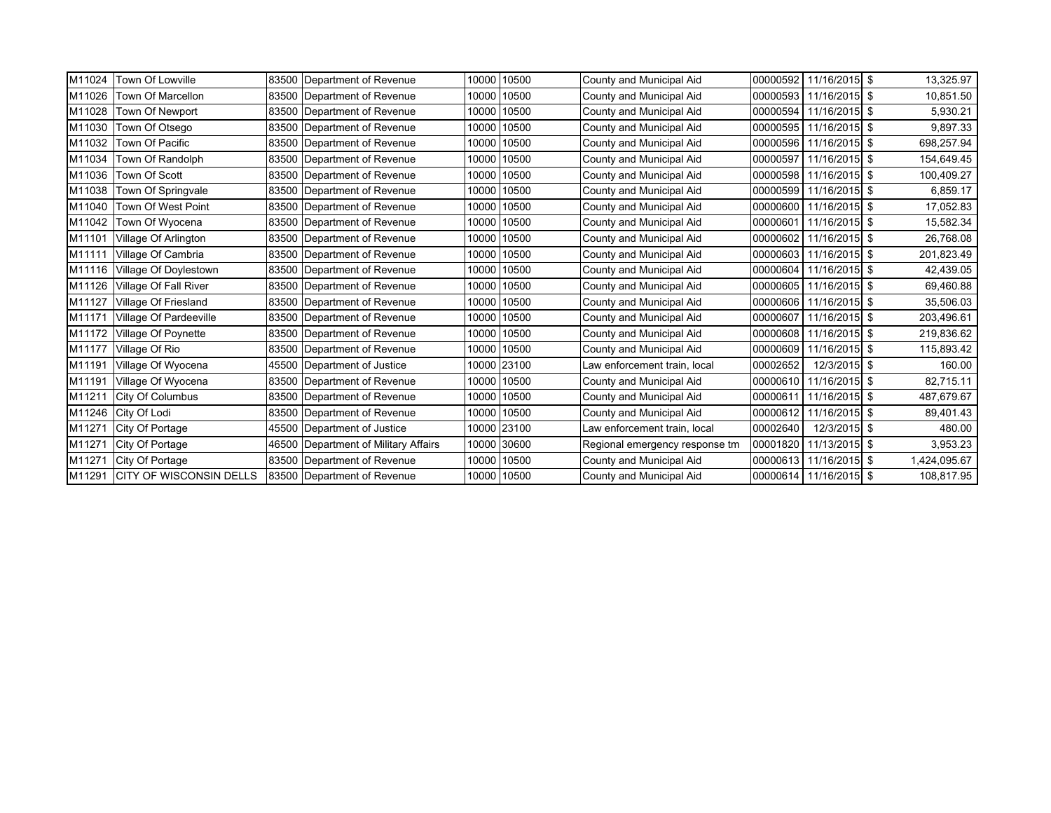| | | | | | | | | | | |
|---|---|---|---|---|---|---|---|---|---|---|
| M11024 | Town Of Lowville | 83500 | Department of Revenue | 10000 | 10500 | County and Municipal Aid | 00000592 | 11/16/2015 | $ | 13,325.97 |
| M11026 | Town Of Marcellon | 83500 | Department of Revenue | 10000 | 10500 | County and Municipal Aid | 00000593 | 11/16/2015 | $ | 10,851.50 |
| M11028 | Town Of Newport | 83500 | Department of Revenue | 10000 | 10500 | County and Municipal Aid | 00000594 | 11/16/2015 | $ | 5,930.21 |
| M11030 | Town Of Otsego | 83500 | Department of Revenue | 10000 | 10500 | County and Municipal Aid | 00000595 | 11/16/2015 | $ | 9,897.33 |
| M11032 | Town Of Pacific | 83500 | Department of Revenue | 10000 | 10500 | County and Municipal Aid | 00000596 | 11/16/2015 | $ | 698,257.94 |
| M11034 | Town Of Randolph | 83500 | Department of Revenue | 10000 | 10500 | County and Municipal Aid | 00000597 | 11/16/2015 | $ | 154,649.45 |
| M11036 | Town Of Scott | 83500 | Department of Revenue | 10000 | 10500 | County and Municipal Aid | 00000598 | 11/16/2015 | $ | 100,409.27 |
| M11038 | Town Of Springvale | 83500 | Department of Revenue | 10000 | 10500 | County and Municipal Aid | 00000599 | 11/16/2015 | $ | 6,859.17 |
| M11040 | Town Of West Point | 83500 | Department of Revenue | 10000 | 10500 | County and Municipal Aid | 00000600 | 11/16/2015 | $ | 17,052.83 |
| M11042 | Town Of Wyocena | 83500 | Department of Revenue | 10000 | 10500 | County and Municipal Aid | 00000601 | 11/16/2015 | $ | 15,582.34 |
| M11101 | Village Of Arlington | 83500 | Department of Revenue | 10000 | 10500 | County and Municipal Aid | 00000602 | 11/16/2015 | $ | 26,768.08 |
| M11111 | Village Of Cambria | 83500 | Department of Revenue | 10000 | 10500 | County and Municipal Aid | 00000603 | 11/16/2015 | $ | 201,823.49 |
| M11116 | Village Of Doylestown | 83500 | Department of Revenue | 10000 | 10500 | County and Municipal Aid | 00000604 | 11/16/2015 | $ | 42,439.05 |
| M11126 | Village Of Fall River | 83500 | Department of Revenue | 10000 | 10500 | County and Municipal Aid | 00000605 | 11/16/2015 | $ | 69,460.88 |
| M11127 | Village Of Friesland | 83500 | Department of Revenue | 10000 | 10500 | County and Municipal Aid | 00000606 | 11/16/2015 | $ | 35,506.03 |
| M11171 | Village Of Pardeeville | 83500 | Department of Revenue | 10000 | 10500 | County and Municipal Aid | 00000607 | 11/16/2015 | $ | 203,496.61 |
| M11172 | Village Of Poynette | 83500 | Department of Revenue | 10000 | 10500 | County and Municipal Aid | 00000608 | 11/16/2015 | $ | 219,836.62 |
| M11177 | Village Of Rio | 83500 | Department of Revenue | 10000 | 10500 | County and Municipal Aid | 00000609 | 11/16/2015 | $ | 115,893.42 |
| M11191 | Village Of Wyocena | 45500 | Department of Justice | 10000 | 23100 | Law enforcement train, local | 00002652 | 12/3/2015 | $ | 160.00 |
| M11191 | Village Of Wyocena | 83500 | Department of Revenue | 10000 | 10500 | County and Municipal Aid | 00000610 | 11/16/2015 | $ | 82,715.11 |
| M11211 | City Of Columbus | 83500 | Department of Revenue | 10000 | 10500 | County and Municipal Aid | 00000611 | 11/16/2015 | $ | 487,679.67 |
| M11246 | City Of Lodi | 83500 | Department of Revenue | 10000 | 10500 | County and Municipal Aid | 00000612 | 11/16/2015 | $ | 89,401.43 |
| M11271 | City Of Portage | 45500 | Department of Justice | 10000 | 23100 | Law enforcement train, local | 00002640 | 12/3/2015 | $ | 480.00 |
| M11271 | City Of Portage | 46500 | Department of Military Affairs | 10000 | 30600 | Regional emergency response tm | 00001820 | 11/13/2015 | $ | 3,953.23 |
| M11271 | City Of Portage | 83500 | Department of Revenue | 10000 | 10500 | County and Municipal Aid | 00000613 | 11/16/2015 | $ | 1,424,095.67 |
| M11291 | CITY OF WISCONSIN DELLS | 83500 | Department of Revenue | 10000 | 10500 | County and Municipal Aid | 00000614 | 11/16/2015 | $ | 108,817.95 |